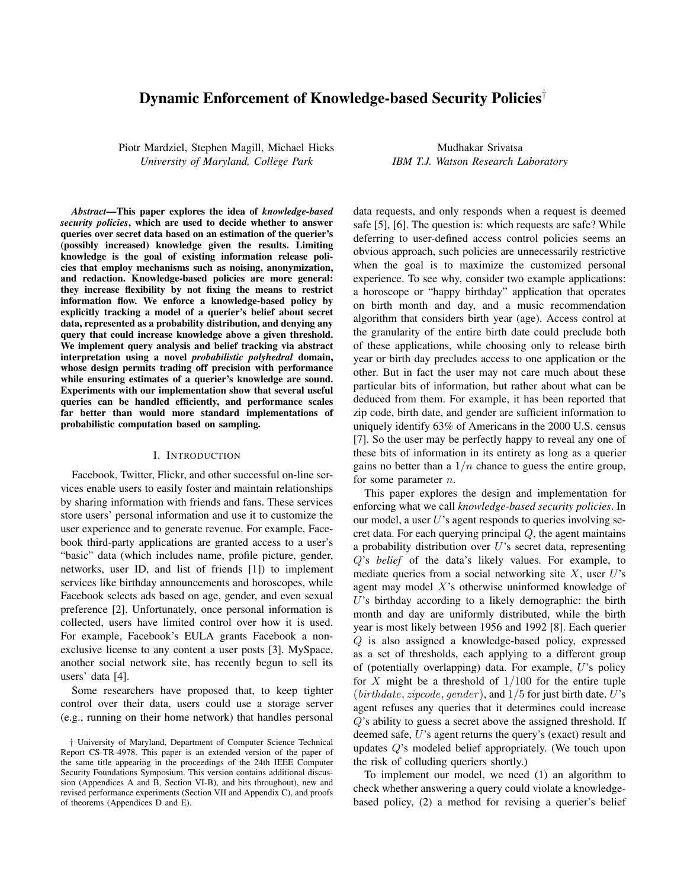# Dynamic Enforcement of Knowledge-based Security Policies†

Piotr Mardziel, Stephen Magill, Michael Hicks
*University of Maryland, College Park*

Mudhakar Srivatsa
*IBM T.J. Watson Research Laboratory*

***Abstract*—This paper explores the idea of *knowledge-based security policies*, which are used to decide whether to answer queries over secret data based on an estimation of the querier's (possibly increased) knowledge given the results. Limiting knowledge is the goal of existing information release policies that employ mechanisms such as noising, anonymization, and redaction. Knowledge-based policies are more general: they increase flexibility by not fixing the means to restrict information flow. We enforce a knowledge-based policy by explicitly tracking a model of a querier's belief about secret data, represented as a probability distribution, and denying any query that could increase knowledge above a given threshold. We implement query analysis and belief tracking via abstract interpretation using a novel *probabilistic polyhedral* domain, whose design permits trading off precision with performance while ensuring estimates of a querier's knowledge are sound. Experiments with our implementation show that several useful queries can be handled efficiently, and performance scales far better than would more standard implementations of probabilistic computation based on sampling.**

## I. Introduction

Facebook, Twitter, Flickr, and other successful on-line services enable users to easily foster and maintain relationships by sharing information with friends and fans. These services store users' personal information and use it to customize the user experience and to generate revenue. For example, Facebook third-party applications are granted access to a user's "basic" data (which includes name, profile picture, gender, networks, user ID, and list of friends [1]) to implement services like birthday announcements and horoscopes, while Facebook selects ads based on age, gender, and even sexual preference [2]. Unfortunately, once personal information is collected, users have limited control over how it is used. For example, Facebook's EULA grants Facebook a non-exclusive license to any content a user posts [3]. MySpace, another social network site, has recently begun to sell its users' data [4].

Some researchers have proposed that, to keep tighter control over their data, users could use a storage server (e.g., running on their home network) that handles personal data requests, and only responds when a request is deemed safe [5], [6]. The question is: which requests are safe? While deferring to user-defined access control policies seems an obvious approach, such policies are unnecessarily restrictive when the goal is to maximize the customized personal experience. To see why, consider two example applications: a horoscope or "happy birthday" application that operates on birth month and day, and a music recommendation algorithm that considers birth year (age). Access control at the granularity of the entire birth date could preclude both of these applications, while choosing only to release birth year or birth day precludes access to one application or the other. But in fact the user may not care much about these particular bits of information, but rather about what can be deduced from them. For example, it has been reported that zip code, birth date, and gender are sufficient information to uniquely identify 63% of Americans in the 2000 U.S. census [7]. So the user may be perfectly happy to reveal any one of these bits of information in its entirety as long as a querier gains no better than a $1/n$ chance to guess the entire group, for some parameter $n$.

This paper explores the design and implementation for enforcing what we call *knowledge-based security policies*. In our model, a user $U$'s agent responds to queries involving secret data. For each querying principal $Q$, the agent maintains a probability distribution over $U$'s secret data, representing $Q$'s *belief* of the data's likely values. For example, to mediate queries from a social networking site $X$, user $U$'s agent may model $X$'s otherwise uninformed knowledge of $U$'s birthday according to a likely demographic: the birth month and day are uniformly distributed, while the birth year is most likely between 1956 and 1992 [8]. Each querier $Q$ is also assigned a knowledge-based policy, expressed as a set of thresholds, each applying to a different group of (potentially overlapping) data. For example, $U$'s policy for $X$ might be a threshold of $1/100$ for the entire tuple $(birthdate, zipcode, gender)$, and $1/5$ for just birth date. $U$'s agent refuses any queries that it determines could increase $Q$'s ability to guess a secret above the assigned threshold. If deemed safe, $U$'s agent returns the query's (exact) result and updates $Q$'s modeled belief appropriately. (We touch upon the risk of colluding queriers shortly.)

To implement our model, we need (1) an algorithm to check whether answering a query could violate a knowledge-based policy, (2) a method for revising a querier's belief

† University of Maryland, Department of Computer Science Technical Report CS-TR-4978. This paper is an extended version of the paper of the same title appearing in the proceedings of the 24th IEEE Computer Security Foundations Symposium. This version contains additional discussion (Appendices A and B, Section VI-B), and bits throughout), new and revised performance experiments (Section VII and Appendix C), and proofs of theorems (Appendices D and E).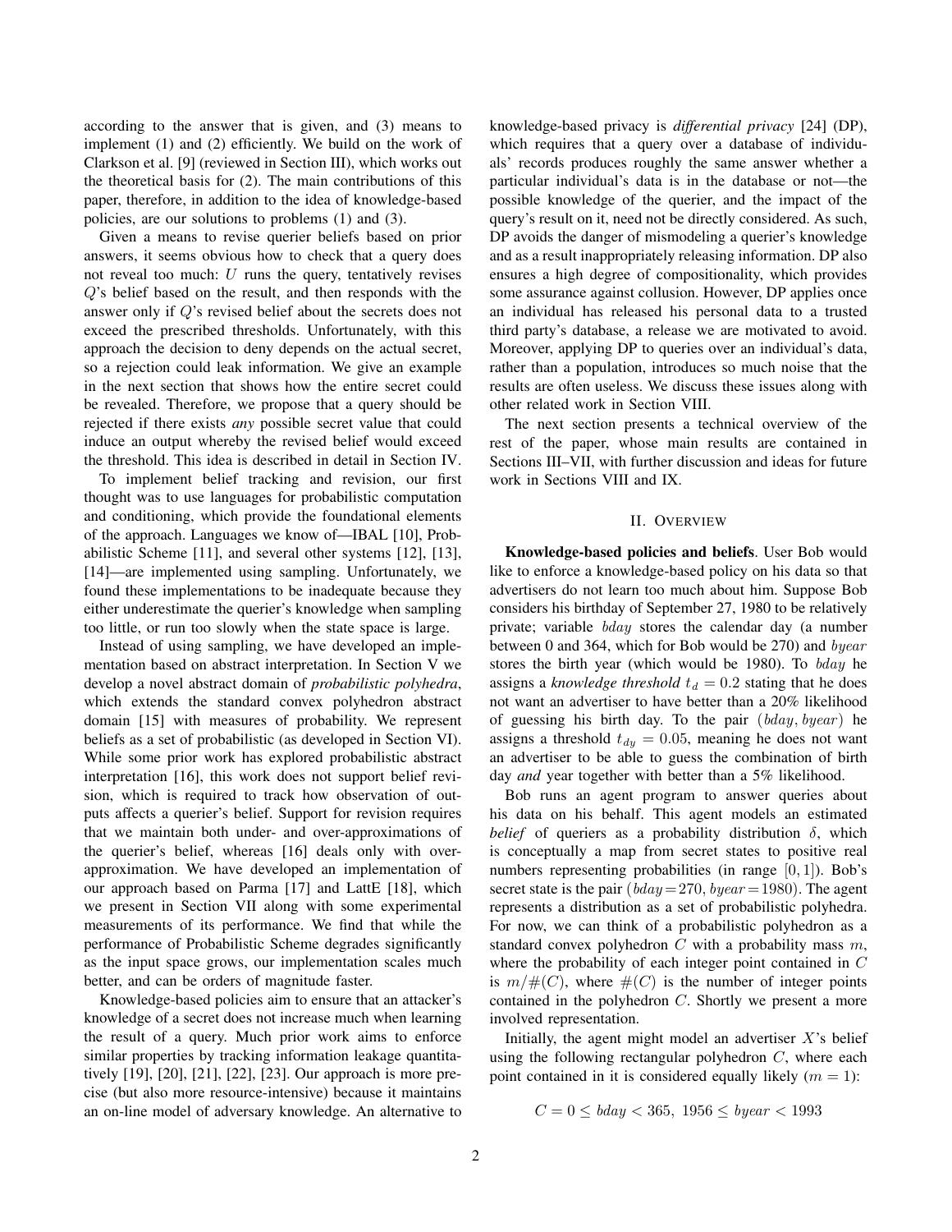according to the answer that is given, and (3) means to implement (1) and (2) efficiently. We build on the work of Clarkson et al. [9] (reviewed in Section III), which works out the theoretical basis for (2). The main contributions of this paper, therefore, in addition to the idea of knowledge-based policies, are our solutions to problems (1) and (3).

Given a means to revise querier beliefs based on prior answers, it seems obvious how to check that a query does not reveal too much: $U$ runs the query, tentatively revises $Q$'s belief based on the result, and then responds with the answer only if $Q$'s revised belief about the secrets does not exceed the prescribed thresholds. Unfortunately, with this approach the decision to deny depends on the actual secret, so a rejection could leak information. We give an example in the next section that shows how the entire secret could be revealed. Therefore, we propose that a query should be rejected if there exists *any* possible secret value that could induce an output whereby the revised belief would exceed the threshold. This idea is described in detail in Section IV.

To implement belief tracking and revision, our first thought was to use languages for probabilistic computation and conditioning, which provide the foundational elements of the approach. Languages we know of—IBAL [10], Probabilistic Scheme [11], and several other systems [12], [13], [14]—are implemented using sampling. Unfortunately, we found these implementations to be inadequate because they either underestimate the querier's knowledge when sampling too little, or run too slowly when the state space is large.

Instead of using sampling, we have developed an implementation based on abstract interpretation. In Section V we develop a novel abstract domain of *probabilistic polyhedra*, which extends the standard convex polyhedron abstract domain [15] with measures of probability. We represent beliefs as a set of probabilistic (as developed in Section VI). While some prior work has explored probabilistic abstract interpretation [16], this work does not support belief revision, which is required to track how observation of outputs affects a querier's belief. Support for revision requires that we maintain both under- and over-approximations of the querier's belief, whereas [16] deals only with over-approximation. We have developed an implementation of our approach based on Parma [17] and LattE [18], which we present in Section VII along with some experimental measurements of its performance. We find that while the performance of Probabilistic Scheme degrades significantly as the input space grows, our implementation scales much better, and can be orders of magnitude faster.

Knowledge-based policies aim to ensure that an attacker's knowledge of a secret does not increase much when learning the result of a query. Much prior work aims to enforce similar properties by tracking information leakage quantitatively [19], [20], [21], [22], [23]. Our approach is more precise (but also more resource-intensive) because it maintains an on-line model of adversary knowledge. An alternative to knowledge-based privacy is *differential privacy* [24] (DP), which requires that a query over a database of individuals' records produces roughly the same answer whether a particular individual's data is in the database or not—the possible knowledge of the querier, and the impact of the query's result on it, need not be directly considered. As such, DP avoids the danger of mismodeling a querier's knowledge and as a result inappropriately releasing information. DP also ensures a high degree of compositionality, which provides some assurance against collusion. However, DP applies once an individual has released his personal data to a trusted third party's database, a release we are motivated to avoid. Moreover, applying DP to queries over an individual's data, rather than a population, introduces so much noise that the results are often useless. We discuss these issues along with other related work in Section VIII.

The next section presents a technical overview of the rest of the paper, whose main results are contained in Sections III–VII, with further discussion and ideas for future work in Sections VIII and IX.

## II. Overview

**Knowledge-based policies and beliefs**. User Bob would like to enforce a knowledge-based policy on his data so that advertisers do not learn too much about him. Suppose Bob considers his birthday of September 27, 1980 to be relatively private; variable $bday$ stores the calendar day (a number between 0 and 364, which for Bob would be 270) and $byear$ stores the birth year (which would be 1980). To $bday$ he assigns a *knowledge threshold* $t_d = 0.2$ stating that he does not want an advertiser to have better than a 20% likelihood of guessing his birth day. To the pair $(bday, byear)$ he assigns a threshold $t_{dy} = 0.05$, meaning he does not want an advertiser to be able to guess the combination of birth day *and* year together with better than a 5% likelihood.

Bob runs an agent program to answer queries about his data on his behalf. This agent models an estimated *belief* of queriers as a probability distribution $\delta$, which is conceptually a map from secret states to positive real numbers representing probabilities (in range $[0, 1]$). Bob's secret state is the pair $(bday = 270, byear = 1980)$. The agent represents a distribution as a set of probabilistic polyhedra. For now, we can think of a probabilistic polyhedron as a standard convex polyhedron $C$ with a probability mass $m$, where the probability of each integer point contained in $C$ is $m/\#(C)$, where $\#(C)$ is the number of integer points contained in the polyhedron $C$. Shortly we present a more involved representation.

Initially, the agent might model an advertiser $X$'s belief using the following rectangular polyhedron $C$, where each point contained in it is considered equally likely ($m = 1$):

$$C = 0 \leq bday < 365,\ 1956 \leq byear < 1993$$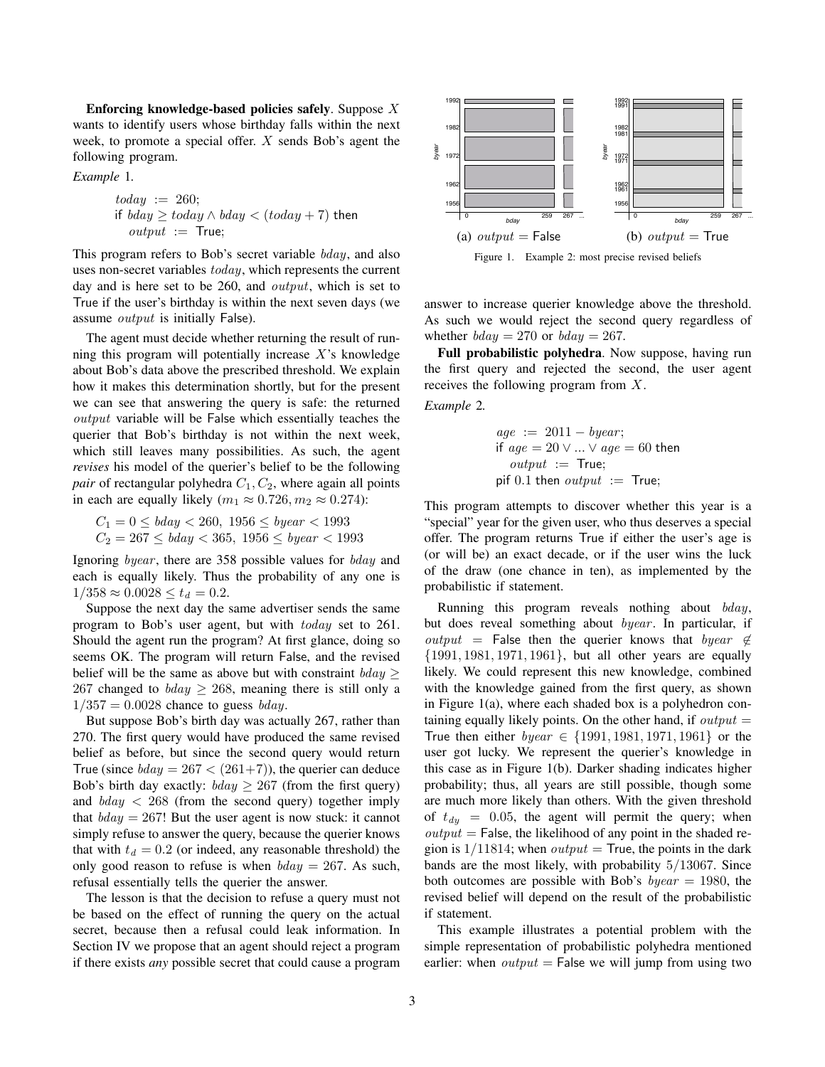**Enforcing knowledge-based policies safely**. Suppose $X$ wants to identify users whose birthday falls within the next week, to promote a special offer. $X$ sends Bob's agent the following program.

*Example* 1.

$$
\begin{array}{l}
today \;:=\; 260; \\
\textsf{if } bday \geq today \wedge bday < (today + 7) \textsf{ then} \\
\quad output \;:=\; \textsf{True};
\end{array}
$$

This program refers to Bob's secret variable $bday$, and also uses non-secret variables $today$, which represents the current day and is here set to be 260, and $output$, which is set to True if the user's birthday is within the next seven days (we assume $output$ is initially False).

The agent must decide whether returning the result of running this program will potentially increase $X$'s knowledge about Bob's data above the prescribed threshold. We explain how it makes this determination shortly, but for the present we can see that answering the query is safe: the returned $output$ variable will be False which essentially teaches the querier that Bob's birthday is not within the next week, which still leaves many possibilities. As such, the agent *revises* his model of the querier's belief to be the following *pair* of rectangular polyhedra $C_1, C_2$, where again all points in each are equally likely ($m_1 \approx 0.726, m_2 \approx 0.274$):

$$
\begin{array}{l}
C_1 = 0 \leq bday < 260,\ 1956 \leq byear < 1993 \\
C_2 = 267 \leq bday < 365,\ 1956 \leq byear < 1993
\end{array}
$$

Ignoring $byear$, there are 358 possible values for $bday$ and each is equally likely. Thus the probability of any one is $1/358 \approx 0.0028 \leq t_d = 0.2$.

Suppose the next day the same advertiser sends the same program to Bob's user agent, but with $today$ set to 261. Should the agent run the program? At first glance, doing so seems OK. The program will return False, and the revised belief will be the same as above but with constraint $bday \geq 267$ changed to $bday \geq 268$, meaning there is still only a $1/357 = 0.0028$ chance to guess $bday$.

But suppose Bob's birth day was actually 267, rather than 270. The first query would have produced the same revised belief as before, but since the second query would return True (since $bday = 267 < (261+7)$), the querier can deduce Bob's birth day exactly: $bday \geq 267$ (from the first query) and $bday < 268$ (from the second query) together imply that $bday = 267$! But the user agent is now stuck: it cannot simply refuse to answer the query, because the querier knows that with $t_d = 0.2$ (or indeed, any reasonable threshold) the only good reason to refuse is when $bday = 267$. As such, refusal essentially tells the querier the answer.

The lesson is that the decision to refuse a query must not be based on the effect of running the query on the actual secret, because then a refusal could leak information. In Section IV we propose that an agent should reject a program if there exists *any* possible secret that could cause a program answer to increase querier knowledge above the threshold. As such we would reject the second query regardless of whether $bday = 270$ or $bday = 267$.

Figure 1. Example 2: most precise revised beliefs — (a) $output = \textsf{False}$ (b) $output = \textsf{True}$

**Full probabilistic polyhedra**. Now suppose, having run the first query and rejected the second, the user agent receives the following program from $X$.

*Example* 2.

$$
\begin{array}{l}
age \;:=\; 2011 - byear; \\
\textsf{if } age = 20 \vee ... \vee age = 60 \textsf{ then} \\
\quad output \;:=\; \textsf{True}; \\
\textsf{pif } 0.1 \textsf{ then } output \;:=\; \textsf{True};
\end{array}
$$

This program attempts to discover whether this year is a "special" year for the given user, who thus deserves a special offer. The program returns True if either the user's age is (or will be) an exact decade, or if the user wins the luck of the draw (one chance in ten), as implemented by the probabilistic if statement.

Running this program reveals nothing about $bday$, but does reveal something about $byear$. In particular, if $output$ = False then the querier knows that $byear \notin \{1991, 1981, 1971, 1961\}$, but all other years are equally likely. We could represent this new knowledge, combined with the knowledge gained from the first query, as shown in Figure 1(a), where each shaded box is a polyhedron containing equally likely points. On the other hand, if $output$ = True then either $byear \in \{1991, 1981, 1971, 1961\}$ or the user got lucky. We represent the querier's knowledge in this case as in Figure 1(b). Darker shading indicates higher probability; thus, all years are still possible, though some are much more likely than others. With the given threshold of $t_{dy} = 0.05$, the agent will permit the query; when $output$ = False, the likelihood of any point in the shaded region is $1/11814$; when $output$ = True, the points in the dark bands are the most likely, with probability $5/13067$. Since both outcomes are possible with Bob's $byear = 1980$, the revised belief will depend on the result of the probabilistic if statement.

This example illustrates a potential problem with the simple representation of probabilistic polyhedra mentioned earlier: when $output$ = False we will jump from using two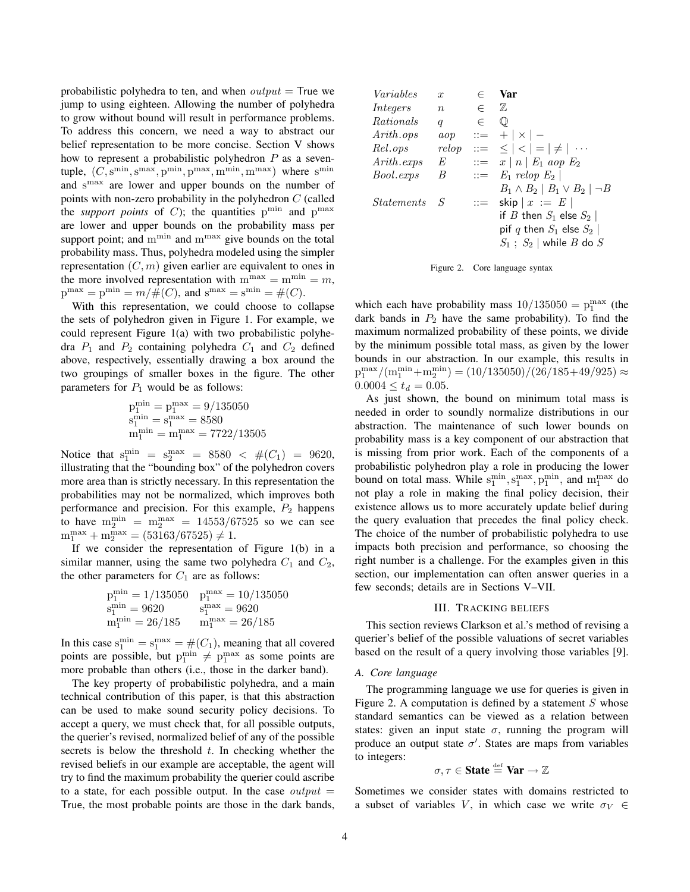probabilistic polyhedra to ten, and when $output$ = True we jump to using eighteen. Allowing the number of polyhedra to grow without bound will result in performance problems. To address this concern, we need a way to abstract our belief representation to be more concise. Section V shows how to represent a probabilistic polyhedron $P$ as a seven-tuple, $(C, \mathrm{s}^{\min}, \mathrm{s}^{\max}, \mathrm{p}^{\min}, \mathrm{p}^{\max}, \mathrm{m}^{\min}, \mathrm{m}^{\max})$ where $\mathrm{s}^{\min}$ and $\mathrm{s}^{\max}$ are lower and upper bounds on the number of points with non-zero probability in the polyhedron $C$ (called the *support points* of $C$); the quantities $\mathrm{p}^{\min}$ and $\mathrm{p}^{\max}$ are lower and upper bounds on the probability mass per support point; and $\mathrm{m}^{\min}$ and $\mathrm{m}^{\max}$ give bounds on the total probability mass. Thus, polyhedra modeled using the simpler representation $(C, m)$ given earlier are equivalent to ones in the more involved representation with $\mathrm{m}^{\max} = \mathrm{m}^{\min} = m$, $\mathrm{p}^{\max} = \mathrm{p}^{\min} = m/\#(C)$, and $\mathrm{s}^{\max} = \mathrm{s}^{\min} = \#(C)$.

With this representation, we could choose to collapse the sets of polyhedron given in Figure 1. For example, we could represent Figure 1(a) with two probabilistic polyhedra $P_1$ and $P_2$ containing polyhedra $C_1$ and $C_2$ defined above, respectively, essentially drawing a box around the two groupings of smaller boxes in the figure. The other parameters for $P_1$ would be as follows:

$$\mathrm{p}_1^{\min} = \mathrm{p}_1^{\max} = 9/135050$$
$$\mathrm{s}_1^{\min} = \mathrm{s}_1^{\max} = 8580$$
$$\mathrm{m}_1^{\min} = \mathrm{m}_1^{\max} = 7722/13505$$

Notice that $\mathrm{s}_1^{\min} = \mathrm{s}_2^{\max} = 8580 < \#(C_1) = 9620$, illustrating that the "bounding box" of the polyhedron covers more area than is strictly necessary. In this representation the probabilities may not be normalized, which improves both performance and precision. For this example, $P_2$ happens to have $\mathrm{m}_2^{\min} = \mathrm{m}_2^{\max} = 14553/67525$ so we can see $\mathrm{m}_1^{\max} + \mathrm{m}_2^{\max} = (53163/67525) \neq 1$.

If we consider the representation of Figure 1(b) in a similar manner, using the same two polyhedra $C_1$ and $C_2$, the other parameters for $C_1$ are as follows:

$$\mathrm{p}_1^{\min} = 1/135050 \quad \mathrm{p}_1^{\max} = 10/135050$$
$$\mathrm{s}_1^{\min} = 9620 \quad \mathrm{s}_1^{\max} = 9620$$
$$\mathrm{m}_1^{\min} = 26/185 \quad \mathrm{m}_1^{\max} = 26/185$$

In this case $\mathrm{s}_1^{\min} = \mathrm{s}_1^{\max} = \#(C_1)$, meaning that all covered points are possible, but $\mathrm{p}_1^{\min} \neq \mathrm{p}_1^{\max}$ as some points are more probable than others (i.e., those in the darker band).

The key property of probabilistic polyhedra, and a main technical contribution of this paper, is that this abstraction can be used to make sound security policy decisions. To accept a query, we must check that, for all possible outputs, the querier's revised, normalized belief of any of the possible secrets is below the threshold $t$. In checking whether the revised beliefs in our example are acceptable, the agent will try to find the maximum probability the querier could ascribe to a state, for each possible output. In the case $output$ = True, the most probable points are those in the dark bands, which each have probability mass $10/135050 = \mathrm{p}_1^{\max}$ (the dark bands in $P_2$ have the same probability). To find the maximum normalized probability of these points, we divide by the minimum possible total mass, as given by the lower bounds in our abstraction. In our example, this results in $\mathrm{p}_1^{\max}/(\mathrm{m}_1^{\min} + \mathrm{m}_2^{\min}) = (10/135050)/(26/185 + 49/925) \approx 0.0004 \leq t_d = 0.05$.

As just shown, the bound on minimum total mass is needed in order to soundly normalize distributions in our abstraction. The maintenance of such lower bounds on probability mass is a key component of our abstraction that is missing from prior work. Each of the components of a probabilistic polyhedron play a role in producing the lower bound on total mass. While $\mathrm{s}_1^{\min}, \mathrm{s}_1^{\max}, \mathrm{p}_1^{\min}$, and $\mathrm{m}_1^{\max}$ do not play a role in making the final policy decision, their existence allows us to more accurately update belief during the query evaluation that precedes the final policy check. The choice of the number of probabilistic polyhedra to use impacts both precision and performance, so choosing the right number is a challenge. For the examples given in this section, our implementation can often answer queries in a few seconds; details are in Sections V–VII.

| | | | |
|---|---|---|---|
| *Variables* | $x$ | $\in$ | **Var** |
| *Integers* | $n$ | $\in$ | $\mathbb{Z}$ |
| *Rationals* | $q$ | $\in$ | $\mathbb{Q}$ |
| *Arith.ops* | $aop$ | $::=$ | $+ \mid \times \mid -$ |
| *Rel.ops* | $relop$ | $::=$ | $\leq \mid < \mid = \mid \neq \mid \cdots$ |
| *Arith.exps* | $E$ | $::=$ | $x \mid n \mid E_1\ aop\ E_2$ |
| *Bool.exps* | $B$ | $::=$ | $E_1\ relop\ E_2 \mid B_1 \wedge B_2 \mid B_1 \vee B_2 \mid \neg B$ |
| *Statements* | $S$ | $::=$ | skip $\mid x$ := $E \mid$ if $B$ then $S_1$ else $S_2 \mid$ pif $q$ then $S_1$ else $S_2 \mid S_1$ ; $S_2 \mid$ while $B$ do $S$ |

Figure 2. Core language syntax

## III. Tracking beliefs

This section reviews Clarkson et al.'s method of revising a querier's belief of the possible valuations of secret variables based on the result of a query involving those variables [9].

### A. Core language

The programming language we use for queries is given in Figure 2. A computation is defined by a statement $S$ whose standard semantics can be viewed as a relation between states: given an input state $\sigma$, running the program will produce an output state $\sigma'$. States are maps from variables to integers:

$$\sigma, \tau \in \textbf{State} \stackrel{\text{def}}{=} \textbf{Var} \rightarrow \mathbb{Z}$$

Sometimes we consider states with domains restricted to a subset of variables $V$, in which case we write $\sigma_V \in$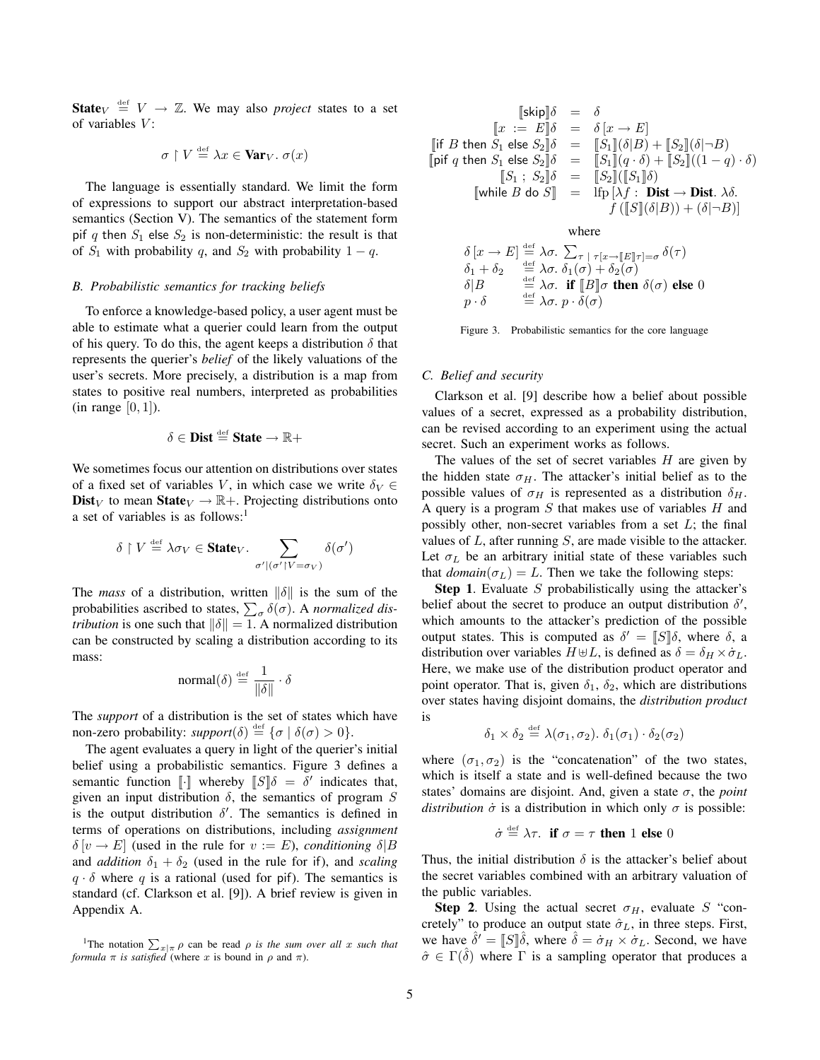$\mathbf{State}_V \stackrel{\text{def}}{=} V \rightarrow \mathbb{Z}$. We may also *project* states to a set of variables $V$:

$$\sigma \upharpoonright V \stackrel{\text{def}}{=} \lambda x \in \mathbf{Var}_V.\ \sigma(x)$$

The language is essentially standard. We limit the form of expressions to support our abstract interpretation-based semantics (Section V). The semantics of the statement form pif $q$ then $S_1$ else $S_2$ is non-deterministic: the result is that of $S_1$ with probability $q$, and $S_2$ with probability $1 - q$.

### B. Probabilistic semantics for tracking beliefs

To enforce a knowledge-based policy, a user agent must be able to estimate what a querier could learn from the output of his query. To do this, the agent keeps a distribution $\delta$ that represents the querier's *belief* of the likely valuations of the user's secrets. More precisely, a distribution is a map from states to positive real numbers, interpreted as probabilities (in range $[0, 1]$).

$$\delta \in \mathbf{Dist} \stackrel{\text{def}}{=} \mathbf{State} \rightarrow \mathbb{R}+$$

We sometimes focus our attention on distributions over states of a fixed set of variables $V$, in which case we write $\delta_V \in \mathbf{Dist}_V$ to mean $\mathbf{State}_V \rightarrow \mathbb{R}+$. Projecting distributions onto a set of variables is as follows:[1]

$$\delta \upharpoonright V \stackrel{\text{def}}{=} \lambda \sigma_V \in \mathbf{State}_V.\ \sum_{\sigma' | (\sigma' \upharpoonright V = \sigma_V)} \delta(\sigma')$$

The *mass* of a distribution, written $\|\delta\|$ is the sum of the probabilities ascribed to states, $\sum_\sigma \delta(\sigma)$. A *normalized distribution* is one such that $\|\delta\| = 1$. A normalized distribution can be constructed by scaling a distribution according to its mass:

$$\text{normal}(\delta) \stackrel{\text{def}}{=} \frac{1}{\|\delta\|} \cdot \delta$$

The *support* of a distribution is the set of states which have non-zero probability: $\textit{support}(\delta) \stackrel{\text{def}}{=} \{\sigma \mid \delta(\sigma) > 0\}$.

The agent evaluates a query in light of the querier's initial belief using a probabilistic semantics. Figure 3 defines a semantic function $[\![\cdot]\!]$ whereby $[\![S]\!]\delta = \delta'$ indicates that, given an input distribution $\delta$, the semantics of program $S$ is the output distribution $\delta'$. The semantics is defined in terms of operations on distributions, including *assignment* $\delta\,[v \rightarrow E]$ (used in the rule for $v := E$), *conditioning* $\delta|B$ and *addition* $\delta_1 + \delta_2$ (used in the rule for if), and *scaling* $q \cdot \delta$ where $q$ is a rational (used for pif). The semantics is standard (cf. Clarkson et al. [9]). A brief review is given in Appendix A.

[1] The notation $\sum_{x|\pi} \rho$ can be read *$\rho$ is the sum over all $x$ such that formula $\pi$ is satisfied* (where $x$ is bound in $\rho$ and $\pi$).

$$
\begin{array}{rcl}
[\![\mathsf{skip}]\!]\delta & = & \delta \\
[\![x := E]\!]\delta & = & \delta\,[x \rightarrow E] \\
[\![\mathsf{if}\ B\ \mathsf{then}\ S_1\ \mathsf{else}\ S_2]\!]\delta & = & [\![S_1]\!](\delta|B) + [\![S_2]\!](\delta|\neg B) \\
[\![\mathsf{pif}\ q\ \mathsf{then}\ S_1\ \mathsf{else}\ S_2]\!]\delta & = & [\![S_1]\!](q \cdot \delta) + [\![S_2]\!]((1-q) \cdot \delta) \\
[\![S_1\ ;\ S_2]\!]\delta & = & [\![S_2]\!]([\![S_1]\!]\delta) \\
[\![\mathsf{while}\ B\ \mathsf{do}\ S]\!] & = & \text{lfp}\,[\lambda f:\ \mathbf{Dist} \rightarrow \mathbf{Dist}.\ \lambda \delta. \\
 & & \quad f\,([\![S]\!](\delta|B)) + (\delta|\neg B)]
\end{array}
$$

where

$$
\begin{array}{lcl}
\delta\,[x \rightarrow E] & \stackrel{\text{def}}{=} & \lambda \sigma.\ \sum_{\tau \mid \tau[x \rightarrow [\![E]\!]\tau] = \sigma} \delta(\tau) \\
\delta_1 + \delta_2 & \stackrel{\text{def}}{=} & \lambda \sigma.\ \delta_1(\sigma) + \delta_2(\sigma) \\
\delta|B & \stackrel{\text{def}}{=} & \lambda \sigma.\ \mathbf{if}\ [\![B]\!]\sigma\ \mathbf{then}\ \delta(\sigma)\ \mathbf{else}\ 0 \\
p \cdot \delta & \stackrel{\text{def}}{=} & \lambda \sigma.\ p \cdot \delta(\sigma)
\end{array}
$$

Figure 3. Probabilistic semantics for the core language

### C. Belief and security

Clarkson et al. [9] describe how a belief about possible values of a secret, expressed as a probability distribution, can be revised according to an experiment using the actual secret. Such an experiment works as follows.

The values of the set of secret variables $H$ are given by the hidden state $\sigma_H$. The attacker's initial belief as to the possible values of $\sigma_H$ is represented as a distribution $\delta_H$. A query is a program $S$ that makes use of variables $H$ and possibly other, non-secret variables from a set $L$; the final values of $L$, after running $S$, are made visible to the attacker. Let $\sigma_L$ be an arbitrary initial state of these variables such that $\textit{domain}(\sigma_L) = L$. Then we take the following steps:

**Step 1**. Evaluate $S$ probabilistically using the attacker's belief about the secret to produce an output distribution $\delta'$, which amounts to the attacker's prediction of the possible output states. This is computed as $\delta' = [\![S]\!]\delta$, where $\delta$, a distribution over variables $H \uplus L$, is defined as $\delta = \delta_H \times \dot{\sigma}_L$. Here, we make use of the distribution product operator and point operator. That is, given $\delta_1$, $\delta_2$, which are distributions over states having disjoint domains, the *distribution product* is

$$\delta_1 \times \delta_2 \stackrel{\text{def}}{=} \lambda(\sigma_1, \sigma_2).\ \delta_1(\sigma_1) \cdot \delta_2(\sigma_2)$$

where $(\sigma_1, \sigma_2)$ is the "concatenation" of the two states, which is itself a state and is well-defined because the two states' domains are disjoint. And, given a state $\sigma$, the *point distribution* $\dot{\sigma}$ is a distribution in which only $\sigma$ is possible:

$$\dot{\sigma} \stackrel{\text{def}}{=} \lambda \tau.\ \mathbf{if}\ \sigma = \tau\ \mathbf{then}\ 1\ \mathbf{else}\ 0$$

Thus, the initial distribution $\delta$ is the attacker's belief about the secret variables combined with an arbitrary valuation of the public variables.

**Step 2**. Using the actual secret $\sigma_H$, evaluate $S$ "concretely" to produce an output state $\hat{\sigma}_L$, in three steps. First, we have $\hat{\delta}' = [\![S]\!]\hat{\delta}$, where $\hat{\delta} = \dot{\sigma}_H \times \dot{\sigma}_L$. Second, we have $\hat{\sigma} \in \Gamma(\hat{\delta})$ where $\Gamma$ is a sampling operator that produces a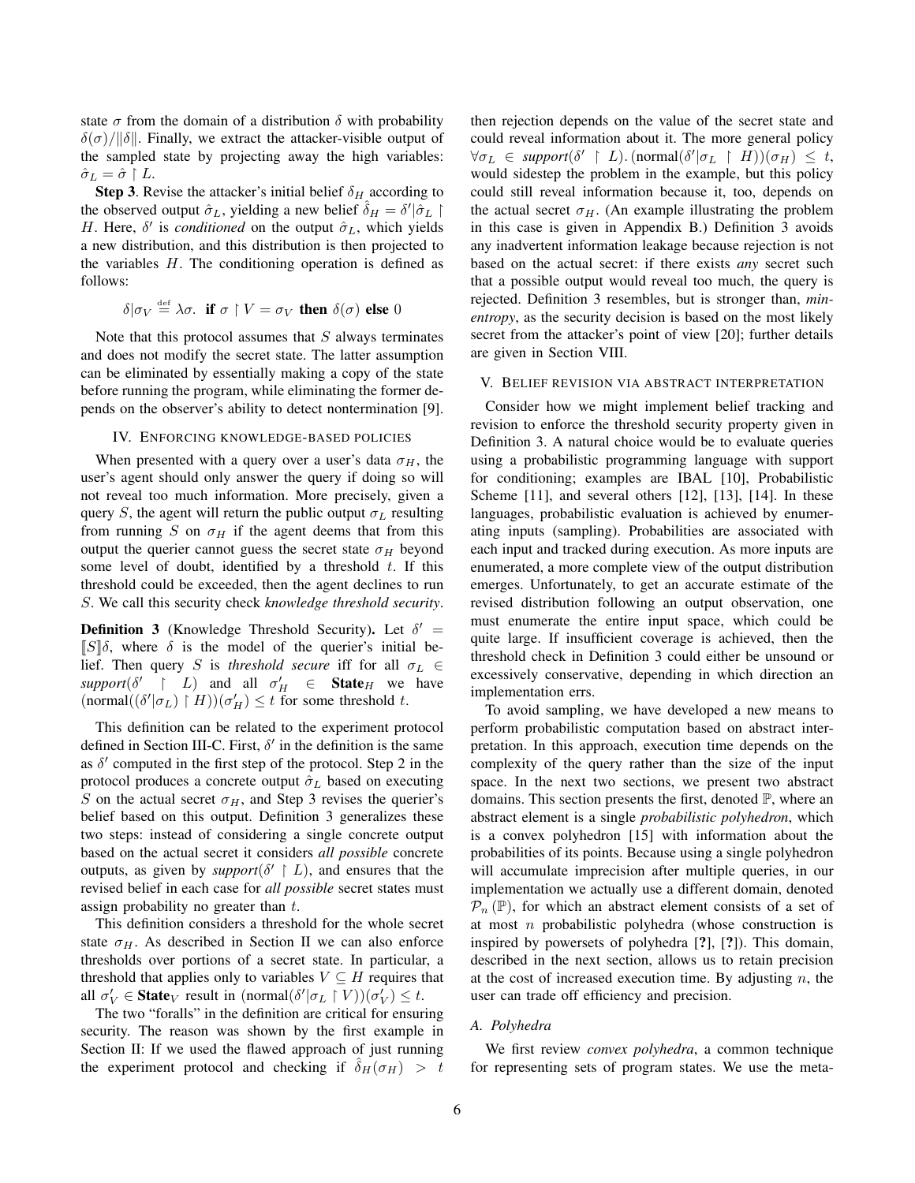state $\sigma$ from the domain of a distribution $\delta$ with probability $\delta(\sigma)/\|\delta\|$. Finally, we extract the attacker-visible output of the sampled state by projecting away the high variables: $\hat{\sigma}_L = \hat{\sigma} \upharpoonright L$.

**Step 3**. Revise the attacker's initial belief $\delta_H$ according to the observed output $\hat{\sigma}_L$, yielding a new belief $\hat{\delta}_H = \delta'|\hat{\sigma}_L \upharpoonright H$. Here, $\delta'$ is *conditioned* on the output $\hat{\sigma}_L$, which yields a new distribution, and this distribution is then projected to the variables $H$. The conditioning operation is defined as follows:

$$\delta|\sigma_V \stackrel{\text{def}}{=} \lambda\sigma.\ \textbf{if}\ \sigma \upharpoonright V = \sigma_V\ \textbf{then}\ \delta(\sigma)\ \textbf{else}\ 0$$

Note that this protocol assumes that $S$ always terminates and does not modify the secret state. The latter assumption can be eliminated by essentially making a copy of the state before running the program, while eliminating the former depends on the observer's ability to detect nontermination [9].

## IV. Enforcing knowledge-based policies

When presented with a query over a user's data $\sigma_H$, the user's agent should only answer the query if doing so will not reveal too much information. More precisely, given a query $S$, the agent will return the public output $\sigma_L$ resulting from running $S$ on $\sigma_H$ if the agent deems that from this output the querier cannot guess the secret state $\sigma_H$ beyond some level of doubt, identified by a threshold $t$. If this threshold could be exceeded, then the agent declines to run $S$. We call this security check *knowledge threshold security*.

**Definition 3** (Knowledge Threshold Security). Let $\delta' = [\![S]\!]\delta$, where $\delta$ is the model of the querier's initial belief. Then query $S$ is *threshold secure* iff for all $\sigma_L \in$ *support*$(\delta' \upharpoonright L)$ and all $\sigma'_H \in \textbf{State}_H$ we have $(\text{normal}((\delta'|\sigma_L) \upharpoonright H))(\sigma'_H) \leq t$ for some threshold $t$.

This definition can be related to the experiment protocol defined in Section III-C. First, $\delta'$ in the definition is the same as $\delta'$ computed in the first step of the protocol. Step 2 in the protocol produces a concrete output $\hat{\sigma}_L$ based on executing $S$ on the actual secret $\sigma_H$, and Step 3 revises the querier's belief based on this output. Definition 3 generalizes these two steps: instead of considering a single concrete output based on the actual secret it considers *all possible* concrete outputs, as given by *support*$(\delta' \upharpoonright L)$, and ensures that the revised belief in each case for *all possible* secret states must assign probability no greater than $t$.

This definition considers a threshold for the whole secret state $\sigma_H$. As described in Section II we can also enforce thresholds over portions of a secret state. In particular, a threshold that applies only to variables $V \subseteq H$ requires that all $\sigma'_V \in \textbf{State}_V$ result in $(\text{normal}(\delta'|\sigma_L \upharpoonright V))(\sigma'_V) \leq t$.

The two "foralls" in the definition are critical for ensuring security. The reason was shown by the first example in Section II: If we used the flawed approach of just running the experiment protocol and checking if $\hat{\delta}_H(\sigma_H) > t$ then rejection depends on the value of the secret state and could reveal information about it. The more general policy $\forall \sigma_L \in$ *support*$(\delta' \upharpoonright L).\, (\text{normal}(\delta'|\sigma_L \upharpoonright H))(\sigma_H) \leq t$, would sidestep the problem in the example, but this policy could still reveal information because it, too, depends on the actual secret $\sigma_H$. (An example illustrating the problem in this case is given in Appendix B.) Definition 3 avoids any inadvertent information leakage because rejection is not based on the actual secret: if there exists *any* secret such that a possible output would reveal too much, the query is rejected. Definition 3 resembles, but is stronger than, *min-entropy*, as the security decision is based on the most likely secret from the attacker's point of view [20]; further details are given in Section VIII.

## V. Belief revision via abstract interpretation

Consider how we might implement belief tracking and revision to enforce the threshold security property given in Definition 3. A natural choice would be to evaluate queries using a probabilistic programming language with support for conditioning; examples are IBAL [10], Probabilistic Scheme [11], and several others [12], [13], [14]. In these languages, probabilistic evaluation is achieved by enumerating inputs (sampling). Probabilities are associated with each input and tracked during execution. As more inputs are enumerated, a more complete view of the output distribution emerges. Unfortunately, to get an accurate estimate of the revised distribution following an output observation, one must enumerate the entire input space, which could be quite large. If insufficient coverage is achieved, then the threshold check in Definition 3 could either be unsound or excessively conservative, depending in which direction an implementation errs.

To avoid sampling, we have developed a new means to perform probabilistic computation based on abstract interpretation. In this approach, execution time depends on the complexity of the query rather than the size of the input space. In the next two sections, we present two abstract domains. This section presents the first, denoted $\mathbb{P}$, where an abstract element is a single *probabilistic polyhedron*, which is a convex polyhedron [15] with information about the probabilities of its points. Because using a single polyhedron will accumulate imprecision after multiple queries, in our implementation we actually use a different domain, denoted $\mathcal{P}_n(\mathbb{P})$, for which an abstract element consists of a set of at most $n$ probabilistic polyhedra (whose construction is inspired by powersets of polyhedra [?], [?]). This domain, described in the next section, allows us to retain precision at the cost of increased execution time. By adjusting $n$, the user can trade off efficiency and precision.

### A. Polyhedra

We first review *convex polyhedra*, a common technique for representing sets of program states. We use the meta-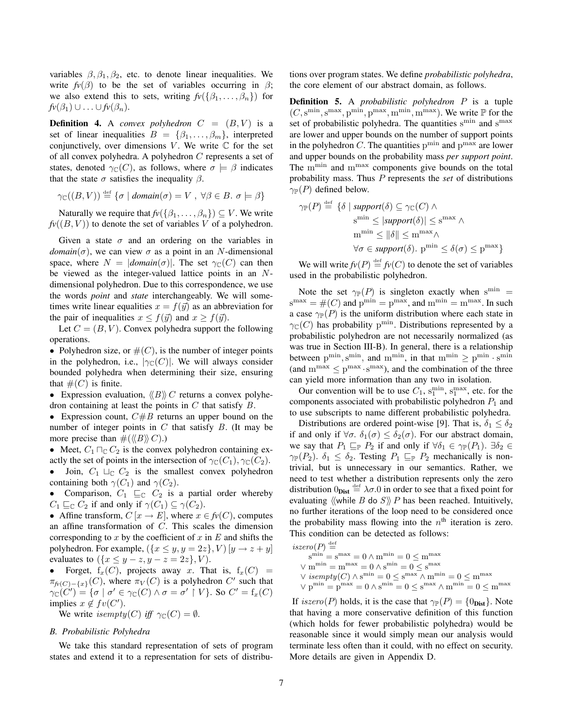variables $\beta, \beta_1, \beta_2$, etc. to denote linear inequalities. We write $fv(\beta)$ to be the set of variables occurring in $\beta$; we also extend this to sets, writing $fv(\{\beta_1, \ldots, \beta_n\})$ for $fv(\beta_1) \cup \ldots \cup fv(\beta_n)$.

**Definition 4.** A *convex polyhedron* $C = (B, V)$ is a set of linear inequalities $B = \{\beta_1, \ldots, \beta_m\}$, interpreted conjunctively, over dimensions $V$. We write $\mathbb{C}$ for the set of all convex polyhedra. A polyhedron $C$ represents a set of states, denoted $\gamma_{\mathbb{C}}(C)$, as follows, where $\sigma \models \beta$ indicates that the state $\sigma$ satisfies the inequality $\beta$.

$$\gamma_{\mathbb{C}}((B, V)) \stackrel{\text{def}}{=} \{\sigma \mid \mathit{domain}(\sigma) = V \ , \ \forall \beta \in B. \ \sigma \models \beta\}$$

Naturally we require that $fv(\{\beta_1, \ldots, \beta_n\}) \subseteq V$. We write $fv((B, V))$ to denote the set of variables $V$ of a polyhedron.

Given a state $\sigma$ and an ordering on the variables in $\mathit{domain}(\sigma)$, we can view $\sigma$ as a point in an $N$-dimensional space, where $N = |\mathit{domain}(\sigma)|$. The set $\gamma_{\mathbb{C}}(C)$ can then be viewed as the integer-valued lattice points in an $N$-dimensional polyhedron. Due to this correspondence, we use the words *point* and *state* interchangeably. We will sometimes write linear equalities $x = f(\vec{y})$ as an abbreviation for the pair of inequalities $x \leq f(\vec{y})$ and $x \geq f(\vec{y})$.

Let $C = (B, V)$. Convex polyhedra support the following operations.

- Polyhedron size, or $\#(C)$, is the number of integer points in the polyhedron, i.e., $|\gamma_{\mathbb{C}}(C)|$. We will always consider bounded polyhedra when determining their size, ensuring that $\#(C)$ is finite.
- Expression evaluation, $\langle\!\langle B \rangle\!\rangle\, C$ returns a convex polyhedron containing at least the points in $C$ that satisfy $B$.
- Expression count, $C \# B$ returns an upper bound on the number of integer points in $C$ that satisfy $B$. (It may be more precise than $\#(\langle\!\langle B \rangle\!\rangle\, C)$.)
- Meet, $C_1 \sqcap_{\mathbb{C}} C_2$ is the convex polyhedron containing exactly the set of points in the intersection of $\gamma_{\mathbb{C}}(C_1), \gamma_{\mathbb{C}}(C_2)$.
- Join, $C_1 \sqcup_{\mathbb{C}} C_2$ is the smallest convex polyhedron containing both $\gamma(C_1)$ and $\gamma(C_2)$.
- Comparison, $C_1 \sqsubseteq_{\mathbb{C}} C_2$ is a partial order whereby $C_1 \sqsubseteq_{\mathbb{C}} C_2$ if and only if $\gamma(C_1) \subseteq \gamma(C_2)$.
- Affine transform, $C\,[x \rightarrow E]$, where $x \in fv(C)$, computes an affine transformation of $C$. This scales the dimension corresponding to $x$ by the coefficient of $x$ in $E$ and shifts the polyhedron. For example, $(\{x \leq y, y = 2z\}, V)\,[y \rightarrow z + y]$ evaluates to $(\{x \leq y - z, y - z = 2z\}, V)$.
- Forget, $f_x(C)$, projects away $x$. That is, $f_x(C) = \pi_{fv(C)-\{x\}}(C)$, where $\pi_V(C)$ is a polyhedron $C'$ such that $\gamma_{\mathbb{C}}(C') = \{\sigma \mid \sigma' \in \gamma_{\mathbb{C}}(C) \wedge \sigma = \sigma' \upharpoonright V\}$. So $C' = f_x(C)$ implies $x \notin fv(C')$.

We write $\mathit{isempty}(C)$ *iff* $\gamma_{\mathbb{C}}(C) = \emptyset$.

### B. Probabilistic Polyhedra

We take this standard representation of sets of program states and extend it to a representation for sets of distributions over program states. We define *probabilistic polyhedra*, the core element of our abstract domain, as follows.

**Definition 5.** A *probabilistic polyhedron* $P$ is a tuple $(C, \mathrm{s}^{\min}, \mathrm{s}^{\max}, \mathrm{p}^{\min}, \mathrm{p}^{\max}, \mathrm{m}^{\min}, \mathrm{m}^{\max})$. We write $\mathbb{P}$ for the set of probabilistic polyhedra. The quantities $\mathrm{s}^{\min}$ and $\mathrm{s}^{\max}$ are lower and upper bounds on the number of support points in the polyhedron $C$. The quantities $\mathrm{p}^{\min}$ and $\mathrm{p}^{\max}$ are lower and upper bounds on the probability mass *per support point*. The $\mathrm{m}^{\min}$ and $\mathrm{m}^{\max}$ components give bounds on the total probability mass. Thus $P$ represents the *set* of distributions $\gamma_{\mathbb{P}}(P)$ defined below.

$$\begin{aligned}
\gamma_{\mathbb{P}}(P) \stackrel{\text{def}}{=} \{\delta \mid\; & \mathit{support}(\delta) \subseteq \gamma_{\mathbb{C}}(C) \wedge \\
& \mathrm{s}^{\min} \leq |\mathit{support}(\delta)| \leq \mathrm{s}^{\max} \wedge \\
& \mathrm{m}^{\min} \leq \|\delta\| \leq \mathrm{m}^{\max} \wedge \\
& \forall \sigma \in \mathit{support}(\delta).\ \mathrm{p}^{\min} \leq \delta(\sigma) \leq \mathrm{p}^{\max}\}
\end{aligned}$$

We will write $fv(P) \stackrel{\text{def}}{=} fv(C)$ to denote the set of variables used in the probabilistic polyhedron.

Note the set $\gamma_{\mathbb{P}}(P)$ is singleton exactly when $\mathrm{s}^{\min} = \mathrm{s}^{\max} = \#(C)$ and $\mathrm{p}^{\min} = \mathrm{p}^{\max}$, and $\mathrm{m}^{\min} = \mathrm{m}^{\max}$. In such a case $\gamma_{\mathbb{P}}(P)$ is the uniform distribution where each state in $\gamma_{\mathbb{C}}(C)$ has probability $\mathrm{p}^{\min}$. Distributions represented by a probabilistic polyhedron are not necessarily normalized (as was true in Section III-B). In general, there is a relationship between $\mathrm{p}^{\min}, \mathrm{s}^{\min}$, and $\mathrm{m}^{\min}$, in that $\mathrm{m}^{\min} \geq \mathrm{p}^{\min} \cdot \mathrm{s}^{\min}$ (and $\mathrm{m}^{\max} \leq \mathrm{p}^{\max} \cdot \mathrm{s}^{\max}$), and the combination of the three can yield more information than any two in isolation.

Our convention will be to use $C_1$, $\mathrm{s}_1^{\min}$, $\mathrm{s}_1^{\max}$, etc. for the components associated with probabilistic polyhedron $P_1$ and to use subscripts to name different probabilistic polyhedra.

Distributions are ordered point-wise [9]. That is, $\delta_1 \leq \delta_2$ if and only if $\forall \sigma.\ \delta_1(\sigma) \leq \delta_2(\sigma)$. For our abstract domain, we say that $P_1 \sqsubseteq_{\mathbb{P}} P_2$ if and only if $\forall \delta_1 \in \gamma_{\mathbb{P}}(P_1).\ \exists \delta_2 \in \gamma_{\mathbb{P}}(P_2).\ \delta_1 \leq \delta_2$. Testing $P_1 \sqsubseteq_{\mathbb{P}} P_2$ mechanically is non-trivial, but is unnecessary in our semantics. Rather, we need to test whether a distribution represents only the zero distribution $0_{\mathbf{Dist}} \stackrel{\text{def}}{=} \lambda\sigma.0$ in order to see that a fixed point for evaluating $\langle\!\langle \mathsf{while}\ B\ \mathsf{do}\ S \rangle\!\rangle\, P$ has been reached. Intuitively, no further iterations of the loop need to be considered once the probability mass flowing into the $n^{\text{th}}$ iteration is zero. This condition can be detected as follows:

$$\begin{aligned}
&\mathit{iszero}(P) \stackrel{\text{def}}{=} \\
&\quad \mathrm{s}^{\min} = \mathrm{s}^{\max} = 0 \wedge \mathrm{m}^{\min} = 0 \leq \mathrm{m}^{\max} \\
&\quad \vee\ \mathrm{m}^{\min} = \mathrm{m}^{\max} = 0 \wedge \mathrm{s}^{\min} = 0 \leq \mathrm{s}^{\max} \\
&\quad \vee\ \mathit{isempty}(C) \wedge \mathrm{s}^{\min} = 0 \leq \mathrm{s}^{\max} \wedge \mathrm{m}^{\min} = 0 \leq \mathrm{m}^{\max} \\
&\quad \vee\ \mathrm{p}^{\min} = \mathrm{p}^{\max} = 0 \wedge \mathrm{s}^{\min} = 0 \leq \mathrm{s}^{\max} \wedge \mathrm{m}^{\min} = 0 \leq \mathrm{m}^{\max}
\end{aligned}$$

If $\mathit{iszero}(P)$ holds, it is the case that $\gamma_{\mathbb{P}}(P) = \{0_{\mathbf{Dist}}\}$. Note that having a more conservative definition of this function (which holds for fewer probabilistic polyhedra) would be reasonable since it would simply mean our analysis would terminate less often than it could, with no effect on security. More details are given in Appendix D.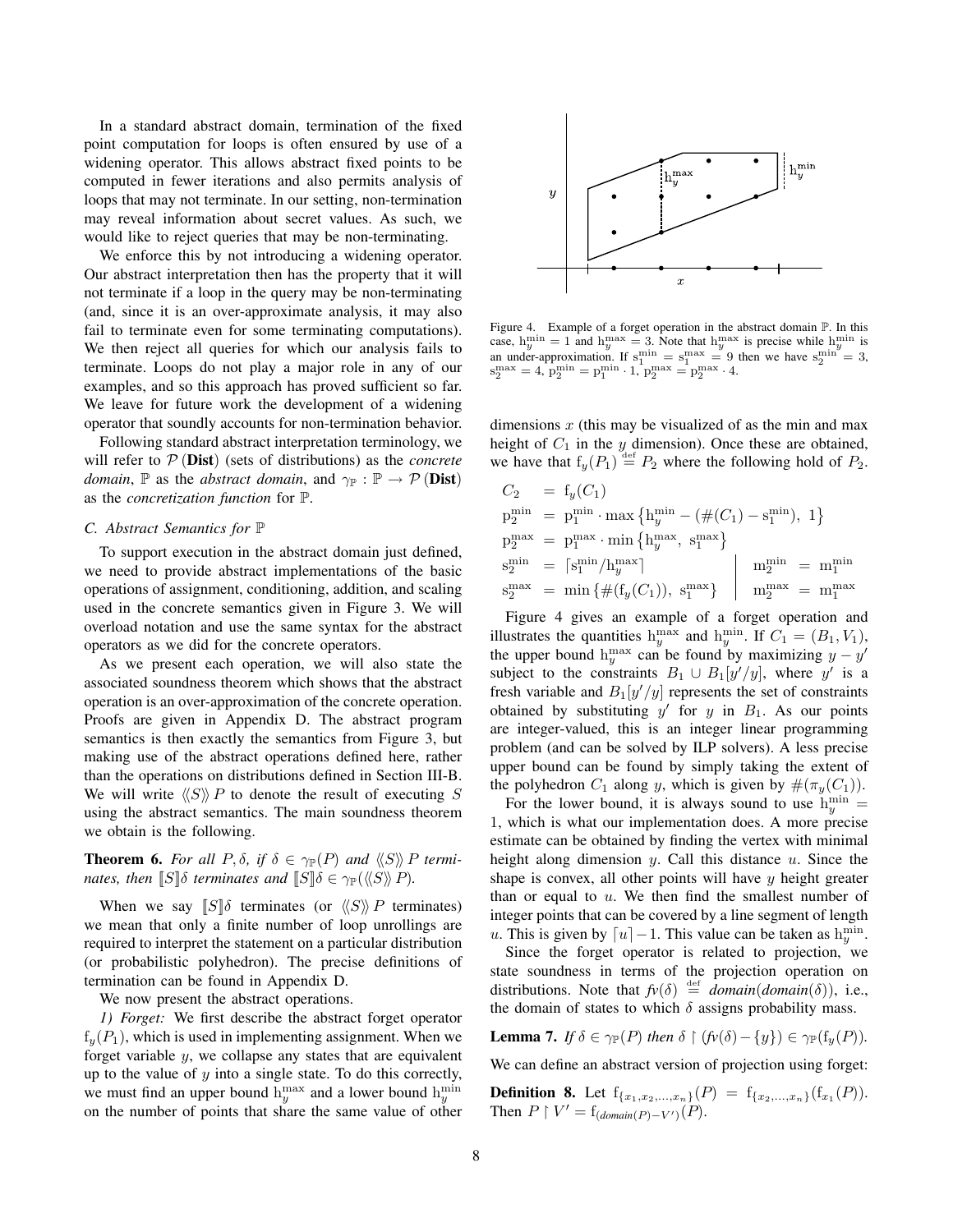In a standard abstract domain, termination of the fixed point computation for loops is often ensured by use of a widening operator. This allows abstract fixed points to be computed in fewer iterations and also permits analysis of loops that may not terminate. In our setting, non-termination may reveal information about secret values. As such, we would like to reject queries that may be non-terminating.

We enforce this by not introducing a widening operator. Our abstract interpretation then has the property that it will not terminate if a loop in the query may be non-terminating (and, since it is an over-approximate analysis, it may also fail to terminate even for some terminating computations). We then reject all queries for which our analysis fails to terminate. Loops do not play a major role in any of our examples, and so this approach has proved sufficient so far. We leave for future work the development of a widening operator that soundly accounts for non-termination behavior.

Following standard abstract interpretation terminology, we will refer to $\mathcal{P}(\mathbf{Dist})$ (sets of distributions) as the *concrete domain*, $\mathbb{P}$ as the *abstract domain*, and $\gamma_{\mathbb{P}} : \mathbb{P} \to \mathcal{P}(\mathbf{Dist})$ as the *concretization function* for $\mathbb{P}$.

### C. Abstract Semantics for $\mathbb{P}$

To support execution in the abstract domain just defined, we need to provide abstract implementations of the basic operations of assignment, conditioning, addition, and scaling used in the concrete semantics given in Figure 3. We will overload notation and use the same syntax for the abstract operators as we did for the concrete operators.

As we present each operation, we will also state the associated soundness theorem which shows that the abstract operation is an over-approximation of the concrete operation. Proofs are given in Appendix D. The abstract program semantics is then exactly the semantics from Figure 3, but making use of the abstract operations defined here, rather than the operations on distributions defined in Section III-B. We will write $\langle\!\langle S \rangle\!\rangle P$ to denote the result of executing $S$ using the abstract semantics. The main soundness theorem we obtain is the following.

**Theorem 6.** *For all $P, \delta$, if $\delta \in \gamma_{\mathbb{P}}(P)$ and $\langle\!\langle S \rangle\!\rangle P$ terminates, then $[\![S]\!]\delta$ terminates and $[\![S]\!]\delta \in \gamma_{\mathbb{P}}(\langle\!\langle S \rangle\!\rangle P)$.*

When we say $[\![S]\!]\delta$ terminates (or $\langle\!\langle S \rangle\!\rangle P$ terminates) we mean that only a finite number of loop unrollings are required to interpret the statement on a particular distribution (or probabilistic polyhedron). The precise definitions of termination can be found in Appendix D.

We now present the abstract operations.

*1) Forget:* We first describe the abstract forget operator $\mathrm{f}_y(P_1)$, which is used in implementing assignment. When we forget variable $y$, we collapse any states that are equivalent up to the value of $y$ into a single state. To do this correctly, we must find an upper bound $\mathrm{h}_y^{\max}$ and a lower bound $\mathrm{h}_y^{\min}$ on the number of points that share the same value of other dimensions $x$ (this may be visualized of as the min and max height of $C_1$ in the $y$ dimension). Once these are obtained, we have that $\mathrm{f}_y(P_1) \stackrel{\text{def}}{=} P_2$ where the following hold of $P_2$.

$$
\begin{aligned}
C_2 &= \mathrm{f}_y(C_1) \\
\mathrm{p}_2^{\min} &= \mathrm{p}_1^{\min} \cdot \max\left\{\mathrm{h}_y^{\min} - (\#(C_1) - \mathrm{s}_1^{\min}),\ 1\right\} \\
\mathrm{p}_2^{\max} &= \mathrm{p}_1^{\max} \cdot \min\left\{\mathrm{h}_y^{\max},\ \mathrm{s}_1^{\max}\right\} \\
\mathrm{s}_2^{\min} &= \lceil \mathrm{s}_1^{\min} / \mathrm{h}_y^{\max} \rceil \qquad\qquad \mathrm{m}_2^{\min} = \mathrm{m}_1^{\min} \\
\mathrm{s}_2^{\max} &= \min\{\#(\mathrm{f}_y(C_1)),\ \mathrm{s}_1^{\max}\} \qquad \mathrm{m}_2^{\max} = \mathrm{m}_1^{\max}
\end{aligned}
$$

Figure 4. Example of a forget operation in the abstract domain $\mathbb{P}$. In this case, $\mathrm{h}_y^{\min} = 1$ and $\mathrm{h}_y^{\max} = 3$. Note that $\mathrm{h}_y^{\max}$ is precise while $\mathrm{h}_y^{\min}$ is an under-approximation. If $\mathrm{s}_1^{\min} = \mathrm{s}_1^{\max} = 9$ then we have $\mathrm{s}_2^{\min} = 3$, $\mathrm{s}_2^{\max} = 4$, $\mathrm{p}_2^{\min} = \mathrm{p}_1^{\min} \cdot 1$, $\mathrm{p}_2^{\max} = \mathrm{p}_2^{\max} \cdot 4$.

Figure 4 gives an example of a forget operation and illustrates the quantities $\mathrm{h}_y^{\max}$ and $\mathrm{h}_y^{\min}$. If $C_1 = (B_1, V_1)$, the upper bound $\mathrm{h}_y^{\max}$ can be found by maximizing $y - y'$ subject to the constraints $B_1 \cup B_1[y'/y]$, where $y'$ is a fresh variable and $B_1[y'/y]$ represents the set of constraints obtained by substituting $y'$ for $y$ in $B_1$. As our points are integer-valued, this is an integer linear programming problem (and can be solved by ILP solvers). A less precise upper bound can be found by simply taking the extent of the polyhedron $C_1$ along $y$, which is given by $\#(\pi_y(C_1))$.

For the lower bound, it is always sound to use $\mathrm{h}_y^{\min} = 1$, which is what our implementation does. A more precise estimate can be obtained by finding the vertex with minimal height along dimension $y$. Call this distance $u$. Since the shape is convex, all other points will have $y$ height greater than or equal to $u$. We then find the smallest number of integer points that can be covered by a line segment of length $u$. This is given by $\lceil u \rceil - 1$. This value can be taken as $\mathrm{h}_y^{\min}$.

Since the forget operator is related to projection, we state soundness in terms of the projection operation on distributions. Note that $fv(\delta) \stackrel{\text{def}}{=} domain(domain(\delta))$, i.e., the domain of states to which $\delta$ assigns probability mass.

**Lemma 7.** *If $\delta \in \gamma_{\mathbb{P}}(P)$ then $\delta \upharpoonright (fv(\delta) - \{y\}) \in \gamma_{\mathbb{P}}(\mathrm{f}_y(P))$.*

We can define an abstract version of projection using forget:

**Definition 8.** Let $\mathrm{f}_{\{x_1, x_2, \ldots, x_n\}}(P) = \mathrm{f}_{\{x_2, \ldots, x_n\}}(\mathrm{f}_{x_1}(P))$. Then $P \upharpoonright V' = \mathrm{f}_{(domain(P) - V')}(P)$.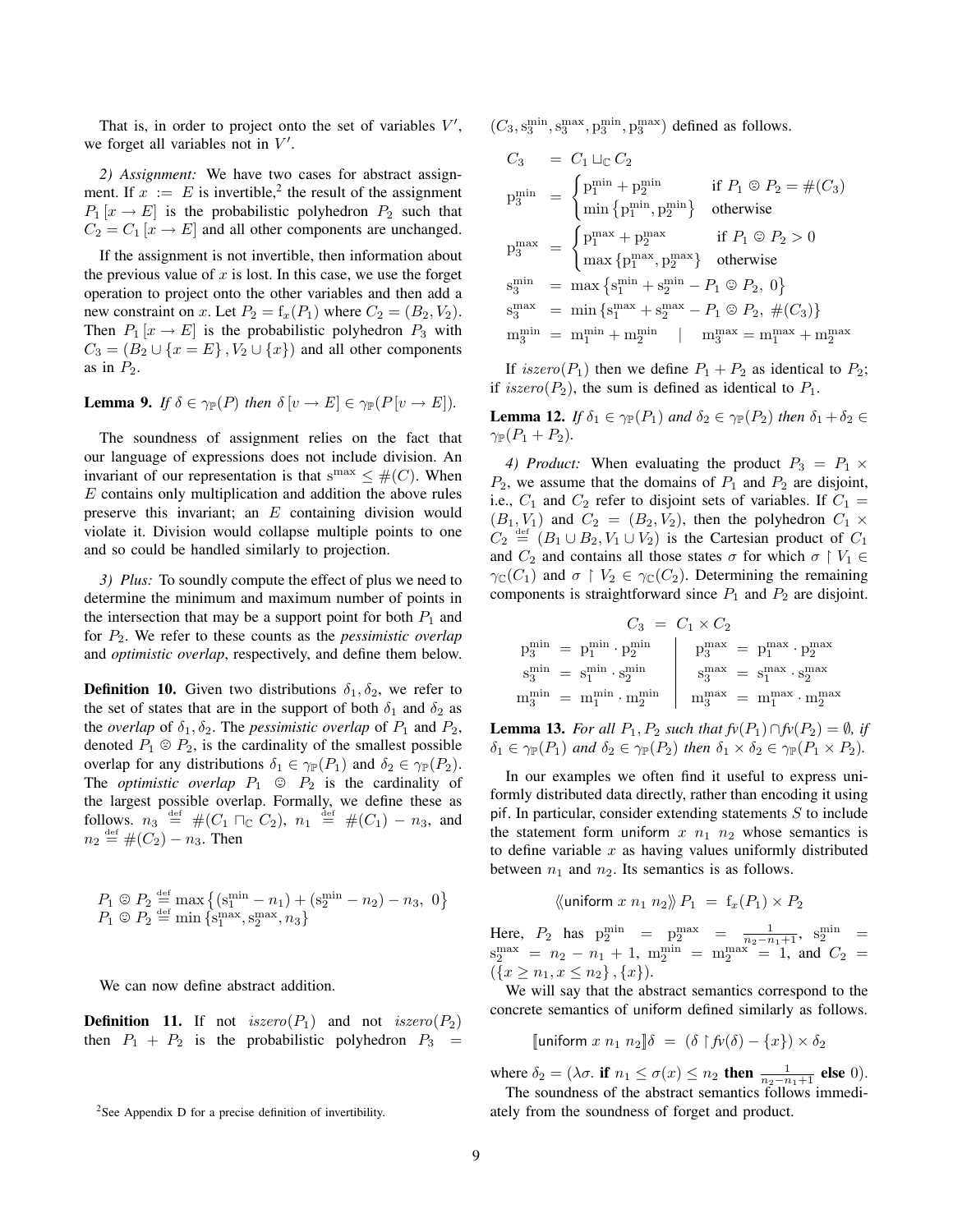That is, in order to project onto the set of variables $V'$, we forget all variables not in $V'$.

*2) Assignment:* We have two cases for abstract assignment. If $x := E$ is invertible,[2] the result of the assignment $P_1[x \to E]$ is the probabilistic polyhedron $P_2$ such that $C_2 = C_1[x \to E]$ and all other components are unchanged.

If the assignment is not invertible, then information about the previous value of $x$ is lost. In this case, we use the forget operation to project onto the other variables and then add a new constraint on $x$. Let $P_2 = \mathrm{f}_x(P_1)$ where $C_2 = (B_2, V_2)$. Then $P_1[x \to E]$ is the probabilistic polyhedron $P_3$ with $C_3 = (B_2 \cup \{x = E\}, V_2 \cup \{x\})$ and all other components as in $P_2$.

**Lemma 9.** *If $\delta \in \gamma_{\mathbb{P}}(P)$ then $\delta[v \to E] \in \gamma_{\mathbb{P}}(P[v \to E])$.*

The soundness of assignment relies on the fact that our language of expressions does not include division. An invariant of our representation is that $\mathrm{s}^{\max} \leq \#(C)$. When $E$ contains only multiplication and addition the above rules preserve this invariant; an $E$ containing division would violate it. Division would collapse multiple points to one and so could be handled similarly to projection.

*3) Plus:* To soundly compute the effect of plus we need to determine the minimum and maximum number of points in the intersection that may be a support point for both $P_1$ and for $P_2$. We refer to these counts as the *pessimistic overlap* and *optimistic overlap*, respectively, and define them below.

**Definition 10.** Given two distributions $\delta_1, \delta_2$, we refer to the set of states that are in the support of both $\delta_1$ and $\delta_2$ as the *overlap* of $\delta_1, \delta_2$. The *pessimistic overlap* of $P_1$ and $P_2$, denoted $P_1 \odot P_2$, is the cardinality of the smallest possible overlap for any distributions $\delta_1 \in \gamma_{\mathbb{P}}(P_1)$ and $\delta_2 \in \gamma_{\mathbb{P}}(P_2)$. The *optimistic overlap* $P_1 \odot P_2$ is the cardinality of the largest possible overlap. Formally, we define these as follows. $n_3 \stackrel{\text{def}}{=} \#(C_1 \sqcap_{\mathbb{C}} C_2)$, $n_1 \stackrel{\text{def}}{=} \#(C_1) - n_3$, and $n_2 \stackrel{\text{def}}{=} \#(C_2) - n_3$. Then

$$
\begin{aligned}
P_1 \odot P_2 &\stackrel{\text{def}}{=} \max\left\{(\mathrm{s}_1^{\min} - n_1) + (\mathrm{s}_2^{\min} - n_2) - n_3,\ 0\right\} \\
P_1 \odot P_2 &\stackrel{\text{def}}{=} \min\left\{\mathrm{s}_1^{\max}, \mathrm{s}_2^{\max}, n_3\right\}
\end{aligned}
$$

We can now define abstract addition.

**Definition 11.** If not $iszero(P_1)$ and not $iszero(P_2)$ then $P_1 + P_2$ is the probabilistic polyhedron $P_3 = (C_3, \mathrm{s}_3^{\min}, \mathrm{s}_3^{\max}, \mathrm{p}_3^{\min}, \mathrm{p}_3^{\max})$ defined as follows.

$$
\begin{aligned}
C_3 &= C_1 \sqcup_{\mathbb{C}} C_2 \\
\mathrm{p}_3^{\min} &= \begin{cases} \mathrm{p}_1^{\min} + \mathrm{p}_2^{\min} & \text{if } P_1 \odot P_2 = \#(C_3) \\ \min\left\{\mathrm{p}_1^{\min}, \mathrm{p}_2^{\min}\right\} & \text{otherwise} \end{cases} \\
\mathrm{p}_3^{\max} &= \begin{cases} \mathrm{p}_1^{\max} + \mathrm{p}_2^{\max} & \text{if } P_1 \odot P_2 > 0 \\ \max\left\{\mathrm{p}_1^{\max}, \mathrm{p}_2^{\max}\right\} & \text{otherwise} \end{cases} \\
\mathrm{s}_3^{\min} &= \max\left\{\mathrm{s}_1^{\min} + \mathrm{s}_2^{\min} - P_1 \odot P_2,\ 0\right\} \\
\mathrm{s}_3^{\max} &= \min\left\{\mathrm{s}_1^{\max} + \mathrm{s}_2^{\max} - P_1 \odot P_2,\ \#(C_3)\right\} \\
\mathrm{m}_3^{\min} &= \mathrm{m}_1^{\min} + \mathrm{m}_2^{\min} \quad | \quad \mathrm{m}_3^{\max} = \mathrm{m}_1^{\max} + \mathrm{m}_2^{\max}
\end{aligned}
$$

If $iszero(P_1)$ then we define $P_1 + P_2$ as identical to $P_2$; if $iszero(P_2)$, the sum is defined as identical to $P_1$.

**Lemma 12.** *If $\delta_1 \in \gamma_{\mathbb{P}}(P_1)$ and $\delta_2 \in \gamma_{\mathbb{P}}(P_2)$ then $\delta_1 + \delta_2 \in \gamma_{\mathbb{P}}(P_1 + P_2)$.*

*4) Product:* When evaluating the product $P_3 = P_1 \times P_2$, we assume that the domains of $P_1$ and $P_2$ are disjoint, i.e., $C_1$ and $C_2$ refer to disjoint sets of variables. If $C_1 = (B_1, V_1)$ and $C_2 = (B_2, V_2)$, then the polyhedron $C_1 \times C_2 \stackrel{\text{def}}{=} (B_1 \cup B_2, V_1 \cup V_2)$ is the Cartesian product of $C_1$ and $C_2$ and contains all those states $\sigma$ for which $\sigma \upharpoonright V_1 \in \gamma_{\mathbb{C}}(C_1)$ and $\sigma \upharpoonright V_2 \in \gamma_{\mathbb{C}}(C_2)$. Determining the remaining components is straightforward since $P_1$ and $P_2$ are disjoint.

$$
C_3 = C_1 \times C_2
$$

$$
\begin{array}{rcl|rcl}
\mathrm{p}_3^{\min} &=& \mathrm{p}_1^{\min} \cdot \mathrm{p}_2^{\min} & \mathrm{p}_3^{\max} &=& \mathrm{p}_1^{\max} \cdot \mathrm{p}_2^{\max} \\
\mathrm{s}_3^{\min} &=& \mathrm{s}_1^{\min} \cdot \mathrm{s}_2^{\min} & \mathrm{s}_3^{\max} &=& \mathrm{s}_1^{\max} \cdot \mathrm{s}_2^{\max} \\
\mathrm{m}_3^{\min} &=& \mathrm{m}_1^{\min} \cdot \mathrm{m}_2^{\min} & \mathrm{m}_3^{\max} &=& \mathrm{m}_1^{\max} \cdot \mathrm{m}_2^{\max}
\end{array}
$$

**Lemma 13.** *For all $P_1, P_2$ such that $fv(P_1) \cap fv(P_2) = \emptyset$, if $\delta_1 \in \gamma_{\mathbb{P}}(P_1)$ and $\delta_2 \in \gamma_{\mathbb{P}}(P_2)$ then $\delta_1 \times \delta_2 \in \gamma_{\mathbb{P}}(P_1 \times P_2)$.*

In our examples we often find it useful to express uniformly distributed data directly, rather than encoding it using pif. In particular, consider extending statements $S$ to include the statement form uniform $x\ n_1\ n_2$ whose semantics is to define variable $x$ as having values uniformly distributed between $n_1$ and $n_2$. Its semantics is as follows.

$$
\langle\!\langle \mathsf{uniform}\ x\ n_1\ n_2 \rangle\!\rangle P_1 = \mathrm{f}_x(P_1) \times P_2
$$

Here, $P_2$ has $\mathrm{p}_2^{\min} = \mathrm{p}_2^{\max} = \frac{1}{n_2 - n_1 + 1}$, $\mathrm{s}_2^{\min} = \mathrm{s}_2^{\max} = n_2 - n_1 + 1$, $\mathrm{m}_2^{\min} = \mathrm{m}_2^{\max} = 1$, and $C_2 = (\{x \geq n_1, x \leq n_2\}, \{x\})$.

We will say that the abstract semantics correspond to the concrete semantics of uniform defined similarly as follows.

$$
[\![\mathsf{uniform}\ x\ n_1\ n_2]\!]\delta = (\delta \upharpoonright fv(\delta) - \{x\}) \times \delta_2
$$

where $\delta_2 = (\lambda\sigma.\ \textbf{if}\ n_1 \leq \sigma(x) \leq n_2\ \textbf{then}\ \frac{1}{n_2 - n_1 + 1}\ \textbf{else}\ 0)$.

The soundness of the abstract semantics follows immediately from the soundness of forget and product.

[2] See Appendix D for a precise definition of invertibility.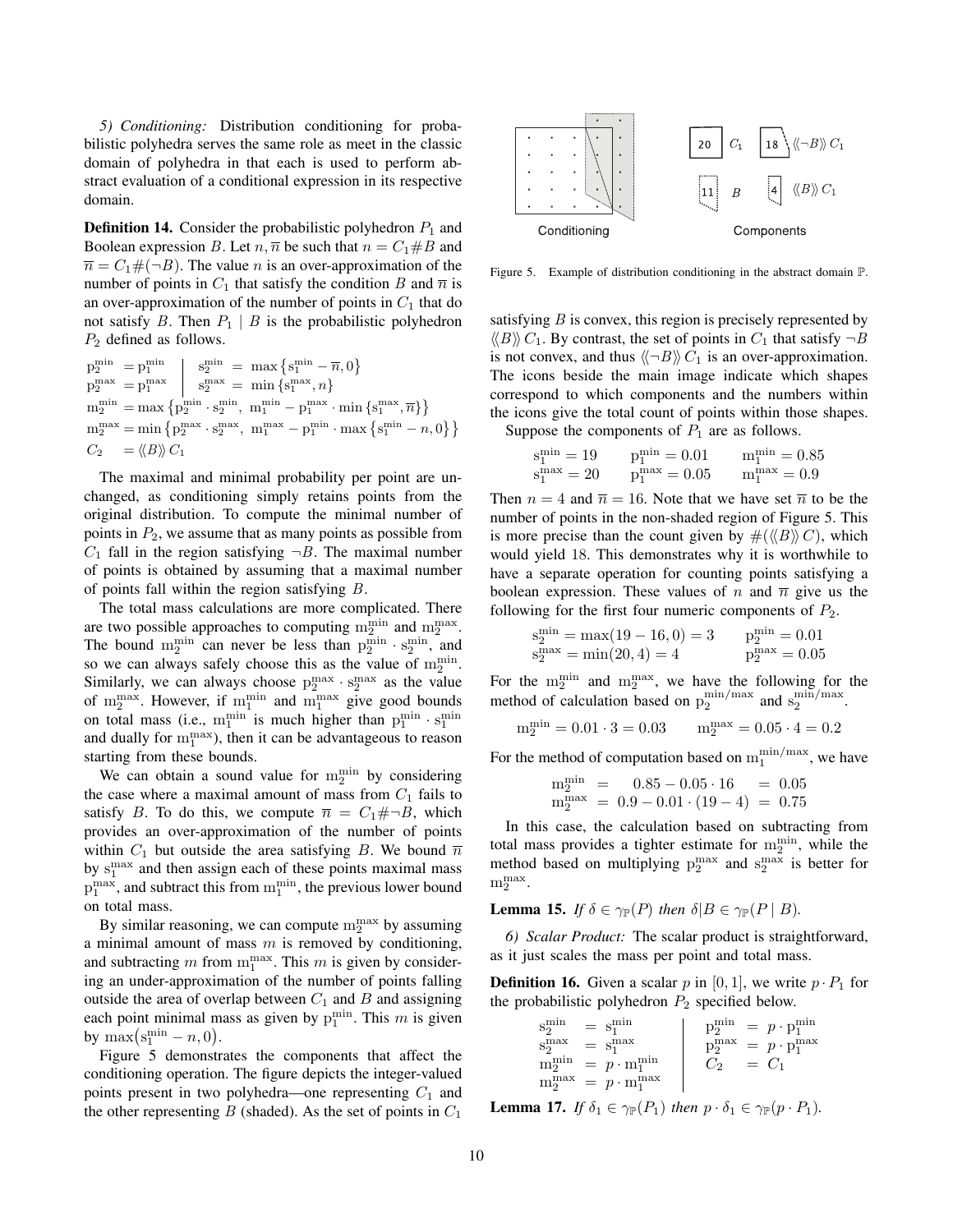*5) Conditioning:* Distribution conditioning for probabilistic polyhedra serves the same role as meet in the classic domain of polyhedra in that each is used to perform abstract evaluation of a conditional expression in its respective domain.

**Definition 14.** Consider the probabilistic polyhedron $P_1$ and Boolean expression $B$. Let $n, \overline{n}$ be such that $n = C_1 \# B$ and $\overline{n} = C_1 \# (\neg B)$. The value $n$ is an over-approximation of the number of points in $C_1$ that satisfy the condition $B$ and $\overline{n}$ is an over-approximation of the number of points in $C_1$ that do not satisfy $B$. Then $P_1 \mid B$ is the probabilistic polyhedron $P_2$ defined as follows.

$$
\begin{array}{ll|ll}
\mathrm{p}_2^{\min} & = \mathrm{p}_1^{\min} & \mathrm{s}_2^{\min} & = \max\{\mathrm{s}_1^{\min} - \overline{n}, 0\} \\
\mathrm{p}_2^{\max} & = \mathrm{p}_1^{\max} & \mathrm{s}_2^{\max} & = \min\{\mathrm{s}_1^{\max}, n\}
\end{array}
$$

$$
\begin{array}{ll}
\mathrm{m}_2^{\min} & = \max\{\mathrm{p}_2^{\min} \cdot \mathrm{s}_2^{\min},\ \mathrm{m}_1^{\min} - \mathrm{p}_1^{\max} \cdot \min\{\mathrm{s}_1^{\max}, \overline{n}\}\} \\
\mathrm{m}_2^{\max} & = \min\{\mathrm{p}_2^{\max} \cdot \mathrm{s}_2^{\max},\ \mathrm{m}_1^{\max} - \mathrm{p}_1^{\min} \cdot \max\{\mathrm{s}_1^{\min} - n, 0\}\} \\
C_2 & = \langle\!\langle B \rangle\!\rangle\, C_1
\end{array}
$$

The maximal and minimal probability per point are unchanged, as conditioning simply retains points from the original distribution. To compute the minimal number of points in $P_2$, we assume that as many points as possible from $C_1$ fall in the region satisfying $\neg B$. The maximal number of points is obtained by assuming that a maximal number of points fall within the region satisfying $B$.

The total mass calculations are more complicated. There are two possible approaches to computing $\mathrm{m}_2^{\min}$ and $\mathrm{m}_2^{\max}$. The bound $\mathrm{m}_2^{\min}$ can never be less than $\mathrm{p}_2^{\min} \cdot \mathrm{s}_2^{\min}$, and so we can always safely choose this as the value of $\mathrm{m}_2^{\min}$. Similarly, we can always choose $\mathrm{p}_2^{\max} \cdot \mathrm{s}_2^{\max}$ as the value of $\mathrm{m}_2^{\max}$. However, if $\mathrm{m}_1^{\min}$ and $\mathrm{m}_1^{\max}$ give good bounds on total mass (i.e., $\mathrm{m}_1^{\min}$ is much higher than $\mathrm{p}_1^{\min} \cdot \mathrm{s}_1^{\min}$ and dually for $\mathrm{m}_1^{\max}$), then it can be advantageous to reason starting from these bounds.

We can obtain a sound value for $\mathrm{m}_2^{\min}$ by considering the case where a maximal amount of mass from $C_1$ fails to satisfy $B$. To do this, we compute $\overline{n} = C_1 \# \neg B$, which provides an over-approximation of the number of points within $C_1$ but outside the area satisfying $B$. We bound $\overline{n}$ by $\mathrm{s}_1^{\max}$ and then assign each of these points maximal mass $\mathrm{p}_1^{\max}$, and subtract this from $\mathrm{m}_1^{\min}$, the previous lower bound on total mass.

By similar reasoning, we can compute $\mathrm{m}_2^{\max}$ by assuming a minimal amount of mass $m$ is removed by conditioning, and subtracting $m$ from $\mathrm{m}_1^{\max}$. This $m$ is given by considering an under-approximation of the number of points falling outside the area of overlap between $C_1$ and $B$ and assigning each point minimal mass as given by $\mathrm{p}_1^{\min}$. This $m$ is given by $\max(\mathrm{s}_1^{\min} - n, 0)$.

Figure 5 demonstrates the components that affect the conditioning operation. The figure depicts the integer-valued points present in two polyhedra—one representing $C_1$ and the other representing $B$ (shaded). As the set of points in $C_1$ satisfying $B$ is convex, this region is precisely represented by $\langle\!\langle B \rangle\!\rangle\, C_1$. By contrast, the set of points in $C_1$ that satisfy $\neg B$ is not convex, and thus $\langle\!\langle \neg B \rangle\!\rangle\, C_1$ is an over-approximation. The icons beside the main image indicate which shapes correspond to which components and the numbers within the icons give the total count of points within those shapes.

Figure 5. Example of distribution conditioning in the abstract domain $\mathbb{P}$.

Suppose the components of $P_1$ are as follows.

$$
\begin{array}{lll}
\mathrm{s}_1^{\min} = 19 & \mathrm{p}_1^{\min} = 0.01 & \mathrm{m}_1^{\min} = 0.85 \\
\mathrm{s}_1^{\max} = 20 & \mathrm{p}_1^{\max} = 0.05 & \mathrm{m}_1^{\max} = 0.9
\end{array}
$$

Then $n = 4$ and $\overline{n} = 16$. Note that we have set $\overline{n}$ to be the number of points in the non-shaded region of Figure 5. This is more precise than the count given by $\#(\langle\!\langle B \rangle\!\rangle\, C)$, which would yield 18. This demonstrates why it is worthwhile to have a separate operation for counting points satisfying a boolean expression. These values of $n$ and $\overline{n}$ give us the following for the first four numeric components of $P_2$.

$$
\begin{array}{ll}
\mathrm{s}_2^{\min} = \max(19 - 16, 0) = 3 & \mathrm{p}_2^{\min} = 0.01 \\
\mathrm{s}_2^{\max} = \min(20, 4) = 4 & \mathrm{p}_2^{\max} = 0.05
\end{array}
$$

For the $\mathrm{m}_2^{\min}$ and $\mathrm{m}_2^{\max}$, we have the following for the method of calculation based on $\mathrm{p}_2^{\min/\max}$ and $\mathrm{s}_2^{\min/\max}$.

$$
\mathrm{m}_2^{\min} = 0.01 \cdot 3 = 0.03 \qquad \mathrm{m}_2^{\max} = 0.05 \cdot 4 = 0.2
$$

For the method of computation based on $\mathrm{m}_1^{\min/\max}$, we have

$$
\begin{array}{lcl}
\mathrm{m}_2^{\min} & = & 0.85 - 0.05 \cdot 16 \quad = 0.05 \\
\mathrm{m}_2^{\max} & = & 0.9 - 0.01 \cdot (19 - 4) = 0.75
\end{array}
$$

In this case, the calculation based on subtracting from total mass provides a tighter estimate for $\mathrm{m}_2^{\min}$, while the method based on multiplying $\mathrm{p}_2^{\max}$ and $\mathrm{s}_2^{\max}$ is better for $\mathrm{m}_2^{\max}$.

**Lemma 15.** *If $\delta \in \gamma_{\mathbb{P}}(P)$ then $\delta | B \in \gamma_{\mathbb{P}}(P \mid B)$.*

*6) Scalar Product:* The scalar product is straightforward, as it just scales the mass per point and total mass.

**Definition 16.** Given a scalar $p$ in $[0, 1]$, we write $p \cdot P_1$ for the probabilistic polyhedron $P_2$ specified below.

$$
\begin{array}{lll|lll}
\mathrm{s}_2^{\min} & = & \mathrm{s}_1^{\min} & \mathrm{p}_2^{\min} & = & p \cdot \mathrm{p}_1^{\min} \\
\mathrm{s}_2^{\max} & = & \mathrm{s}_1^{\max} & \mathrm{p}_2^{\max} & = & p \cdot \mathrm{p}_1^{\max} \\
\mathrm{m}_2^{\min} & = & p \cdot \mathrm{m}_1^{\min} & C_2 & = & C_1 \\
\mathrm{m}_2^{\max} & = & p \cdot \mathrm{m}_1^{\max} & & &
\end{array}
$$

**Lemma 17.** *If $\delta_1 \in \gamma_{\mathbb{P}}(P_1)$ then $p \cdot \delta_1 \in \gamma_{\mathbb{P}}(p \cdot P_1)$.*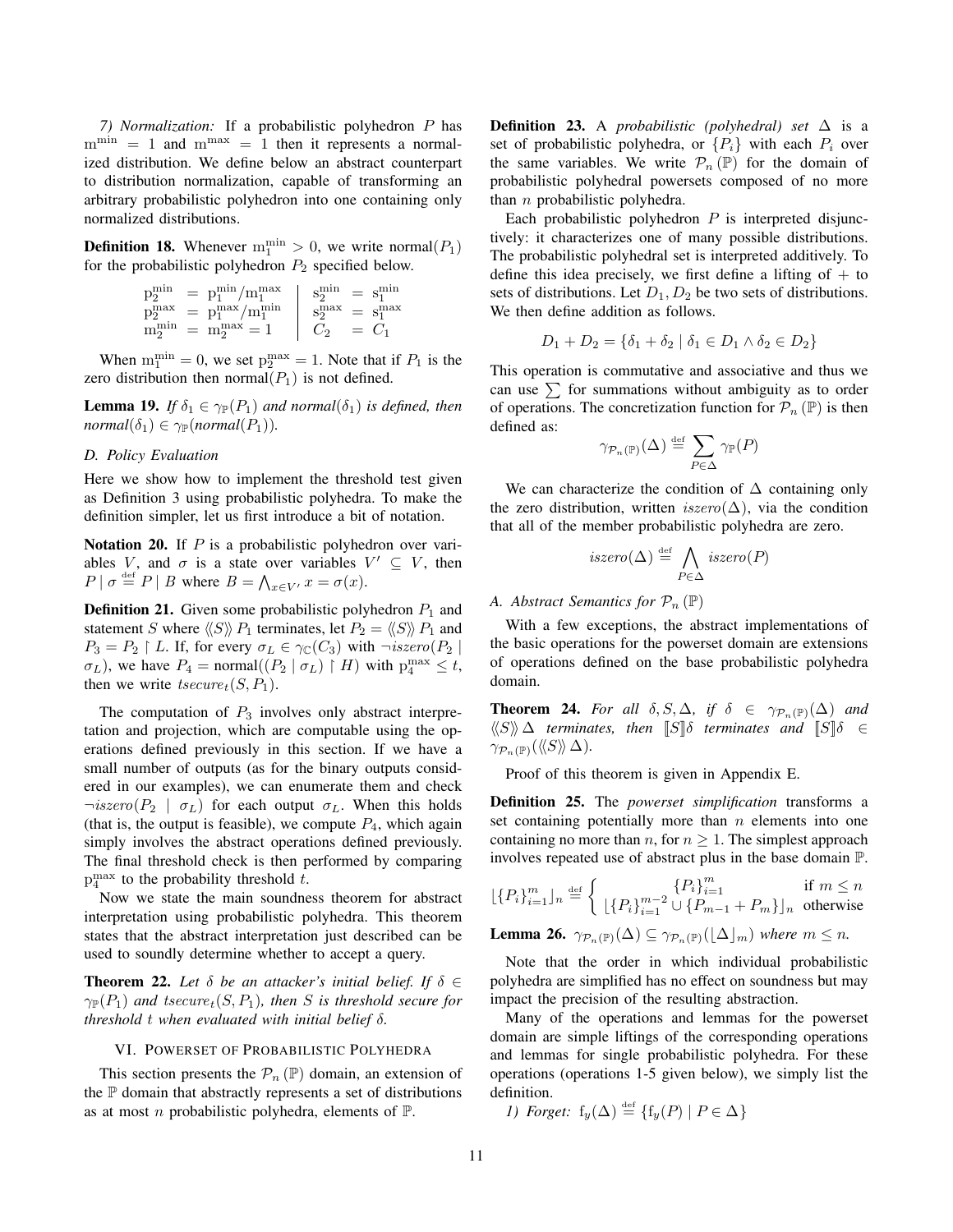*7) Normalization:* If a probabilistic polyhedron $P$ has $\mathrm{m}^{\min} = 1$ and $\mathrm{m}^{\max} = 1$ then it represents a normalized distribution. We define below an abstract counterpart to distribution normalization, capable of transforming an arbitrary probabilistic polyhedron into one containing only normalized distributions.

**Definition 18.** Whenever $\mathrm{m}_1^{\min} > 0$, we write $\mathrm{normal}(P_1)$ for the probabilistic polyhedron $P_2$ specified below.

$$
\begin{array}{lll|lll}
\mathrm{p}_2^{\min} & = & \mathrm{p}_1^{\min}/\mathrm{m}_1^{\max} & \mathrm{s}_2^{\min} & = & \mathrm{s}_1^{\min} \\
\mathrm{p}_2^{\max} & = & \mathrm{p}_1^{\max}/\mathrm{m}_1^{\min} & \mathrm{s}_2^{\max} & = & \mathrm{s}_1^{\max} \\
\mathrm{m}_2^{\min} & = & \mathrm{m}_2^{\max} = 1 & C_2 & = & C_1
\end{array}
$$

When $\mathrm{m}_1^{\min} = 0$, we set $\mathrm{p}_2^{\max} = 1$. Note that if $P_1$ is the zero distribution then $\mathrm{normal}(P_1)$ is not defined.

**Lemma 19.** *If $\delta_1 \in \gamma_{\mathbb{P}}(P_1)$ and $normal(\delta_1)$ is defined, then $normal(\delta_1) \in \gamma_{\mathbb{P}}(normal(P_1))$.*

### D. Policy Evaluation

Here we show how to implement the threshold test given as Definition 3 using probabilistic polyhedra. To make the definition simpler, let us first introduce a bit of notation.

**Notation 20.** If $P$ is a probabilistic polyhedron over variables $V$, and $\sigma$ is a state over variables $V' \subseteq V$, then $P \mid \sigma \overset{\text{def}}{=} P \mid B$ where $B = \bigwedge_{x \in V'} x = \sigma(x)$.

**Definition 21.** Given some probabilistic polyhedron $P_1$ and statement $S$ where $\langle\!\langle S \rangle\!\rangle\, P_1$ terminates, let $P_2 = \langle\!\langle S \rangle\!\rangle\, P_1$ and $P_3 = P_2 \upharpoonright L$. If, for every $\sigma_L \in \gamma_{\mathbb{C}}(C_3)$ with $\neg iszero(P_2 \mid \sigma_L)$, we have $P_4 = \mathrm{normal}((P_2 \mid \sigma_L) \upharpoonright H)$ with $\mathrm{p}_4^{\max} \leq t$, then we write $tsecure_t(S, P_1)$.

The computation of $P_3$ involves only abstract interpretation and projection, which are computable using the operations defined previously in this section. If we have a small number of outputs (as for the binary outputs considered in our examples), we can enumerate them and check $\neg iszero(P_2 \mid \sigma_L)$ for each output $\sigma_L$. When this holds (that is, the output is feasible), we compute $P_4$, which again simply involves the abstract operations defined previously. The final threshold check is then performed by comparing $\mathrm{p}_4^{\max}$ to the probability threshold $t$.

Now we state the main soundness theorem for abstract interpretation using probabilistic polyhedra. This theorem states that the abstract interpretation just described can be used to soundly determine whether to accept a query.

**Theorem 22.** *Let $\delta$ be an attacker's initial belief. If $\delta \in \gamma_{\mathbb{P}}(P_1)$ and $tsecure_t(S, P_1)$, then $S$ is threshold secure for threshold $t$ when evaluated with initial belief $\delta$.*

## VI. Powerset of Probabilistic Polyhedra

This section presents the $\mathcal{P}_n(\mathbb{P})$ domain, an extension of the $\mathbb{P}$ domain that abstractly represents a set of distributions as at most $n$ probabilistic polyhedra, elements of $\mathbb{P}$.

**Definition 23.** A *probabilistic (polyhedral) set* $\Delta$ is a set of probabilistic polyhedra, or $\{P_i\}$ with each $P_i$ over the same variables. We write $\mathcal{P}_n(\mathbb{P})$ for the domain of probabilistic polyhedral powersets composed of no more than $n$ probabilistic polyhedra.

Each probabilistic polyhedron $P$ is interpreted disjunctively: it characterizes one of many possible distributions. The probabilistic polyhedral set is interpreted additively. To define this idea precisely, we first define a lifting of $+$ to sets of distributions. Let $D_1, D_2$ be two sets of distributions. We then define addition as follows.

$$D_1 + D_2 = \{\delta_1 + \delta_2 \mid \delta_1 \in D_1 \wedge \delta_2 \in D_2\}$$

This operation is commutative and associative and thus we can use $\sum$ for summations without ambiguity as to order of operations. The concretization function for $\mathcal{P}_n(\mathbb{P})$ is then defined as:

$$\gamma_{\mathcal{P}_n(\mathbb{P})}(\Delta) \overset{\text{def}}{=} \sum_{P \in \Delta} \gamma_{\mathbb{P}}(P)$$

We can characterize the condition of $\Delta$ containing only the zero distribution, written $iszero(\Delta)$, via the condition that all of the member probabilistic polyhedra are zero.

$$iszero(\Delta) \overset{\text{def}}{=} \bigwedge_{P \in \Delta} iszero(P)$$

### A. Abstract Semantics for $\mathcal{P}_n(\mathbb{P})$

With a few exceptions, the abstract implementations of the basic operations for the powerset domain are extensions of operations defined on the base probabilistic polyhedra domain.

**Theorem 24.** *For all $\delta, S, \Delta$, if $\delta \in \gamma_{\mathcal{P}_n(\mathbb{P})}(\Delta)$ and $\langle\!\langle S \rangle\!\rangle\, \Delta$ terminates, then $[\![S]\!]\delta$ terminates and $[\![S]\!]\delta \in \gamma_{\mathcal{P}_n(\mathbb{P})}(\langle\!\langle S \rangle\!\rangle\, \Delta)$.*

Proof of this theorem is given in Appendix E.

**Definition 25.** The *powerset simplification* transforms a set containing potentially more than $n$ elements into one containing no more than $n$, for $n \geq 1$. The simplest approach involves repeated use of abstract plus in the base domain $\mathbb{P}$.

$$\lfloor \{P_i\}_{i=1}^m \rfloor_n \overset{\text{def}}{=} \begin{cases} \{P_i\}_{i=1}^m & \text{if } m \leq n \\ \lfloor \{P_i\}_{i=1}^{m-2} \cup \{P_{m-1} + P_m\} \rfloor_n & \text{otherwise} \end{cases}$$

**Lemma 26.** *$\gamma_{\mathcal{P}_n(\mathbb{P})}(\Delta) \subseteq \gamma_{\mathcal{P}_n(\mathbb{P})}(\lfloor \Delta \rfloor_m)$ where $m \leq n$.*

Note that the order in which individual probabilistic polyhedra are simplified has no effect on soundness but may impact the precision of the resulting abstraction.

Many of the operations and lemmas for the powerset domain are simple liftings of the corresponding operations and lemmas for single probabilistic polyhedra. For these operations (operations 1-5 given below), we simply list the definition.

*1) Forget:* $\mathrm{f}_y(\Delta) \overset{\text{def}}{=} \{\mathrm{f}_y(P) \mid P \in \Delta\}$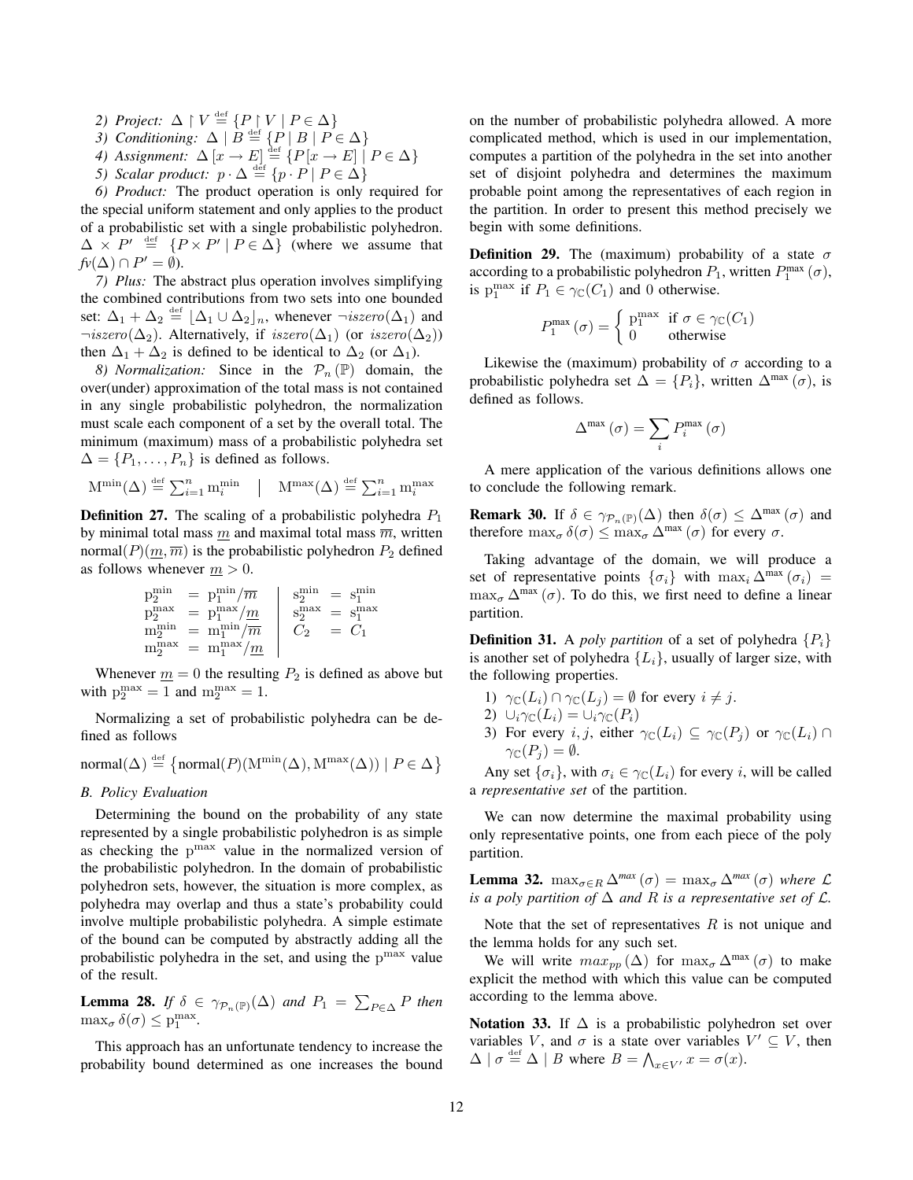*2) Project:* $\Delta \upharpoonright V \overset{\text{def}}{=} \{P \upharpoonright V \mid P \in \Delta\}$

*3) Conditioning:* $\Delta \mid B \overset{\text{def}}{=} \{P \mid B \mid P \in \Delta\}$

*4) Assignment:* $\Delta\,[x \to E] \overset{\text{def}}{=} \{P[x \to E] \mid P \in \Delta\}$

*5) Scalar product:* $p \cdot \Delta \overset{\text{def}}{=} \{p \cdot P \mid P \in \Delta\}$

*6) Product:* The product operation is only required for the special uniform statement and only applies to the product of a probabilistic set with a single probabilistic polyhedron. $\Delta \times P' \overset{\text{def}}{=} \{P \times P' \mid P \in \Delta\}$ (where we assume that $fv(\Delta) \cap P' = \emptyset$).

*7) Plus:* The abstract plus operation involves simplifying the combined contributions from two sets into one bounded set: $\Delta_1 + \Delta_2 \overset{\text{def}}{=} \lfloor \Delta_1 \cup \Delta_2 \rfloor_n$, whenever $\neg iszero(\Delta_1)$ and $\neg iszero(\Delta_2)$. Alternatively, if $iszero(\Delta_1)$ (or $iszero(\Delta_2)$) then $\Delta_1 + \Delta_2$ is defined to be identical to $\Delta_2$ (or $\Delta_1$).

*8) Normalization:* Since in the $\mathcal{P}_n(\mathbb{P})$ domain, the over(under) approximation of the total mass is not contained in any single probabilistic polyhedron, the normalization must scale each component of a set by the overall total. The minimum (maximum) mass of a probabilistic polyhedra set $\Delta = \{P_1, \ldots, P_n\}$ is defined as follows.

$$\mathrm{M}^{\min}(\Delta) \overset{\text{def}}{=} \textstyle\sum_{i=1}^{n} \mathrm{m}_i^{\min} \quad \Big| \quad \mathrm{M}^{\max}(\Delta) \overset{\text{def}}{=} \textstyle\sum_{i=1}^{n} \mathrm{m}_i^{\max}$$

**Definition 27.** The scaling of a probabilistic polyhedra $P_1$ by minimal total mass $\underline{m}$ and maximal total mass $\overline{m}$, written $\mathrm{normal}(P)(\underline{m}, \overline{m})$ is the probabilistic polyhedron $P_2$ defined as follows whenever $\underline{m} > 0$.

$$\begin{array}{lcl|lcl}
\mathrm{p}_2^{\min} & = & \mathrm{p}_1^{\min}/\overline{m} & \mathrm{s}_2^{\min} & = & \mathrm{s}_1^{\min} \\
\mathrm{p}_2^{\max} & = & \mathrm{p}_1^{\max}/\underline{m} & \mathrm{s}_2^{\max} & = & \mathrm{s}_1^{\max} \\
\mathrm{m}_2^{\min} & = & \mathrm{m}_1^{\min}/\overline{m} & C_2 & = & C_1 \\
\mathrm{m}_2^{\max} & = & \mathrm{m}_1^{\max}/\underline{m} & & &
\end{array}$$

Whenever $\underline{m} = 0$ the resulting $P_2$ is defined as above but with $\mathrm{p}_2^{\max} = 1$ and $\mathrm{m}_2^{\max} = 1$.

Normalizing a set of probabilistic polyhedra can be defined as follows

$$\mathrm{normal}(\Delta) \overset{\text{def}}{=} \left\{\mathrm{normal}(P)(\mathrm{M}^{\min}(\Delta), \mathrm{M}^{\max}(\Delta)) \mid P \in \Delta\right\}$$

### *B. Policy Evaluation*

Determining the bound on the probability of any state represented by a single probabilistic polyhedron is as simple as checking the $\mathrm{p}^{\max}$ value in the normalized version of the probabilistic polyhedron. In the domain of probabilistic polyhedron sets, however, the situation is more complex, as polyhedra may overlap and thus a state's probability could involve multiple probabilistic polyhedra. A simple estimate of the bound can be computed by abstractly adding all the probabilistic polyhedra in the set, and using the $\mathrm{p}^{\max}$ value of the result.

**Lemma 28.** *If* $\delta \in \gamma_{\mathcal{P}_n(\mathbb{P})}(\Delta)$ *and* $P_1 = \sum_{P \in \Delta} P$ *then* $\max_\sigma \delta(\sigma) \leq \mathrm{p}_1^{\max}$.

This approach has an unfortunate tendency to increase the probability bound determined as one increases the bound on the number of probabilistic polyhedra allowed. A more complicated method, which is used in our implementation, computes a partition of the polyhedra in the set into another set of disjoint polyhedra and determines the maximum probable point among the representatives of each region in the partition. In order to present this method precisely we begin with some definitions.

**Definition 29.** The (maximum) probability of a state $\sigma$ according to a probabilistic polyhedron $P_1$, written $P_1^{\max}(\sigma)$, is $\mathrm{p}_1^{\max}$ if $P_1 \in \gamma_{\mathbb{C}}(C_1)$ and 0 otherwise.

$$P_1^{\max}(\sigma) = \begin{cases} \mathrm{p}_1^{\max} & \text{if } \sigma \in \gamma_{\mathbb{C}}(C_1) \\ 0 & \text{otherwise} \end{cases}$$

Likewise the (maximum) probability of $\sigma$ according to a probabilistic polyhedra set $\Delta = \{P_i\}$, written $\Delta^{\max}(\sigma)$, is defined as follows.

$$\Delta^{\max}(\sigma) = \sum_i P_i^{\max}(\sigma)$$

A mere application of the various definitions allows one to conclude the following remark.

**Remark 30.** If $\delta \in \gamma_{\mathcal{P}_n(\mathbb{P})}(\Delta)$ then $\delta(\sigma) \leq \Delta^{\max}(\sigma)$ and therefore $\max_\sigma \delta(\sigma) \leq \max_\sigma \Delta^{\max}(\sigma)$ for every $\sigma$.

Taking advantage of the domain, we will produce a set of representative points $\{\sigma_i\}$ with $\max_i \Delta^{\max}(\sigma_i) = \max_\sigma \Delta^{\max}(\sigma)$. To do this, we first need to define a linear partition.

**Definition 31.** A *poly partition* of a set of polyhedra $\{P_i\}$ is another set of polyhedra $\{L_i\}$, usually of larger size, with the following properties.

1) $\gamma_{\mathbb{C}}(L_i) \cap \gamma_{\mathbb{C}}(L_j) = \emptyset$ for every $i \neq j$.
2) $\cup_i \gamma_{\mathbb{C}}(L_i) = \cup_i \gamma_{\mathbb{C}}(P_i)$
3) For every $i, j$, either $\gamma_{\mathbb{C}}(L_i) \subseteq \gamma_{\mathbb{C}}(P_j)$ or $\gamma_{\mathbb{C}}(L_i) \cap \gamma_{\mathbb{C}}(P_j) = \emptyset$.

Any set $\{\sigma_i\}$, with $\sigma_i \in \gamma_{\mathbb{C}}(L_i)$ for every $i$, will be called a *representative set* of the partition.

We can now determine the maximal probability using only representative points, one from each piece of the poly partition.

**Lemma 32.** $\max_{\sigma \in R} \Delta^{max}(\sigma) = \max_\sigma \Delta^{max}(\sigma)$ *where* $\mathcal{L}$ *is a poly partition of* $\Delta$ *and* $R$ *is a representative set of* $\mathcal{L}$.

Note that the set of representatives $R$ is not unique and the lemma holds for any such set.

We will write $max_{pp}(\Delta)$ for $\max_\sigma \Delta^{\max}(\sigma)$ to make explicit the method with which this value can be computed according to the lemma above.

**Notation 33.** If $\Delta$ is a probabilistic polyhedron set over variables $V$, and $\sigma$ is a state over variables $V' \subseteq V$, then $\Delta \mid \sigma \overset{\text{def}}{=} \Delta \mid B$ where $B = \bigwedge_{x \in V'} x = \sigma(x)$.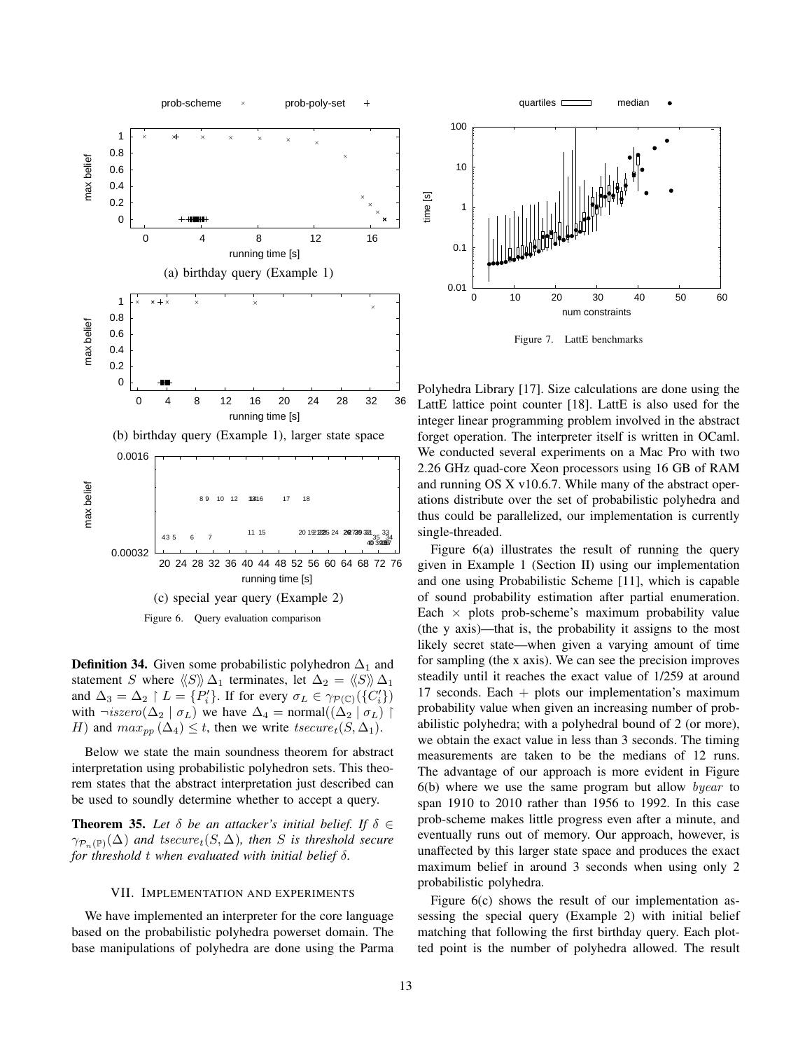(a) birthday query (Example 1)

(b) birthday query (Example 1), larger state space

(c) special year query (Example 2)

Figure 6. Query evaluation comparison

Figure 7. LattE benchmarks

**Definition 34.** Given some probabilistic polyhedron $\Delta_1$ and statement $S$ where $\langle\!\langle S \rangle\!\rangle \Delta_1$ terminates, let $\Delta_2 = \langle\!\langle S \rangle\!\rangle \Delta_1$ and $\Delta_3 = \Delta_2 \upharpoonright L = \{P'_i\}$. If for every $\sigma_L \in \gamma_{\mathcal{P}(\mathbb{C})}(\{C'_i\})$ with $\neg iszero(\Delta_2 \mid \sigma_L)$ we have $\Delta_4 = \text{normal}((\Delta_2 \mid \sigma_L) \upharpoonright H)$ and $max_{pp}(\Delta_4) \leq t$, then we write $tsecure_t(S, \Delta_1)$.

Below we state the main soundness theorem for abstract interpretation using probabilistic polyhedron sets. This theorem states that the abstract interpretation just described can be used to soundly determine whether to accept a query.

**Theorem 35.** *Let $\delta$ be an attacker's initial belief. If $\delta \in \gamma_{\mathcal{P}_n(\mathbb{P})}(\Delta)$ and $tsecure_t(S, \Delta)$, then $S$ is threshold secure for threshold $t$ when evaluated with initial belief $\delta$.*

## VII. Implementation and experiments

We have implemented an interpreter for the core language based on the probabilistic polyhedra powerset domain. The base manipulations of polyhedra are done using the Parma Polyhedra Library [17]. Size calculations are done using the LattE lattice point counter [18]. LattE is also used for the integer linear programming problem involved in the abstract forget operation. The interpreter itself is written in OCaml. We conducted several experiments on a Mac Pro with two 2.26 GHz quad-core Xeon processors using 16 GB of RAM and running OS X v10.6.7. While many of the abstract operations distribute over the set of probabilistic polyhedra and thus could be parallelized, our implementation is currently single-threaded.

Figure 6(a) illustrates the result of running the query given in Example 1 (Section II) using our implementation and one using Probabilistic Scheme [11], which is capable of sound probability estimation after partial enumeration. Each $\times$ plots prob-scheme's maximum probability value (the y axis)—that is, the probability it assigns to the most likely secret state—when given a varying amount of time for sampling (the x axis). We can see the precision improves steadily until it reaches the exact value of 1/259 at around 17 seconds. Each $+$ plots our implementation's maximum probability value when given an increasing number of probabilistic polyhedra; with a polyhedral bound of 2 (or more), we obtain the exact value in less than 3 seconds. The timing measurements are taken to be the medians of 12 runs. The advantage of our approach is more evident in Figure 6(b) where we use the same program but allow $byear$ to span 1910 to 2010 rather than 1956 to 1992. In this case prob-scheme makes little progress even after a minute, and eventually runs out of memory. Our approach, however, is unaffected by this larger state space and produces the exact maximum belief in around 3 seconds when using only 2 probabilistic polyhedra.

Figure 6(c) shows the result of our implementation assessing the special query (Example 2) with initial belief matching that following the first birthday query. Each plotted point is the number of polyhedra allowed. The result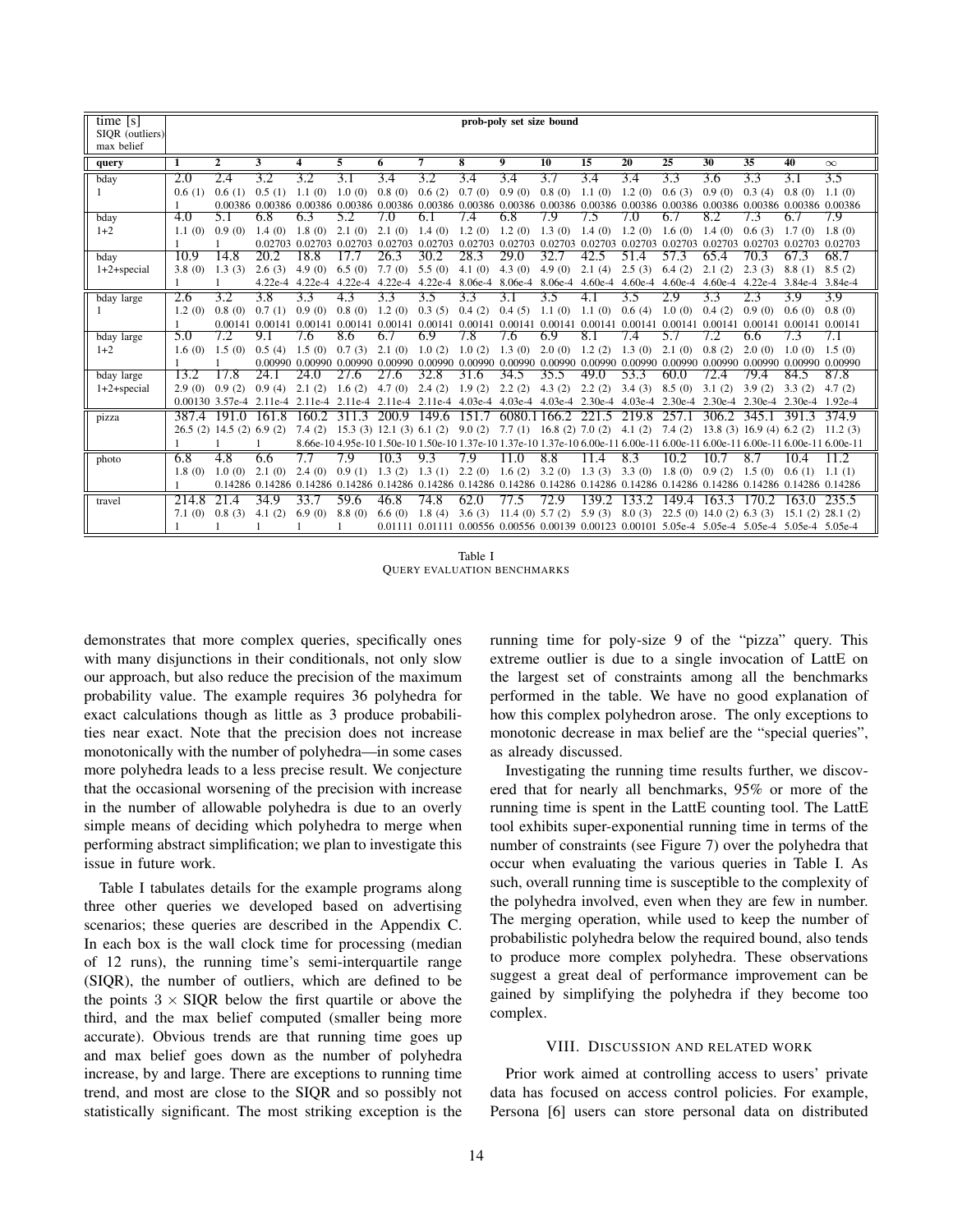| time [s] / SIQR (outliers) / max belief | prob-poly set size bound | | | | | | | | | | | | | | | | |
|---|---|---|---|---|---|---|---|---|---|---|---|---|---|---|---|---|---|
| **query** | **1** | **2** | **3** | **4** | **5** | **6** | **7** | **8** | **9** | **10** | **15** | **20** | **25** | **30** | **35** | **40** | **∞** |
| bday | 2.0 | 2.4 | 3.2 | 3.2 | 3.1 | 3.4 | 3.2 | 3.4 | 3.4 | 3.7 | 3.4 | 3.4 | 3.3 | 3.6 | 3.3 | 3.1 | 3.5 |
| 1 | 0.6 (1) | 0.6 (1) | 0.5 (1) | 1.1 (0) | 1.0 (0) | 0.8 (0) | 0.6 (2) | 0.7 (0) | 0.9 (0) | 0.8 (0) | 1.1 (0) | 1.2 (0) | 0.6 (3) | 0.9 (0) | 0.3 (4) | 0.8 (0) | 1.1 (0) |
| | 1 | 0.00386 | 0.00386 | 0.00386 | 0.00386 | 0.00386 | 0.00386 | 0.00386 | 0.00386 | 0.00386 | 0.00386 | 0.00386 | 0.00386 | 0.00386 | 0.00386 | 0.00386 | 0.00386 |
| bday | 4.0 | 5.1 | 6.8 | 6.3 | 5.2 | 7.0 | 6.1 | 7.4 | 6.8 | 7.9 | 7.5 | 7.0 | 6.7 | 8.2 | 7.3 | 6.7 | 7.9 |
| 1+2 | 1.1 (0) | 0.9 (0) | 1.4 (0) | 1.8 (0) | 2.1 (0) | 2.1 (0) | 1.4 (0) | 1.2 (0) | 1.2 (0) | 1.3 (0) | 1.4 (0) | 1.2 (0) | 1.6 (0) | 1.4 (0) | 0.6 (3) | 1.7 (0) | 1.8 (0) |
| | 1 | 1 | 0.02703 | 0.02703 | 0.02703 | 0.02703 | 0.02703 | 0.02703 | 0.02703 | 0.02703 | 0.02703 | 0.02703 | 0.02703 | 0.02703 | 0.02703 | 0.02703 | 0.02703 |
| bday | 10.9 | 14.8 | 20.2 | 18.8 | 17.7 | 26.3 | 30.2 | 28.3 | 29.0 | 32.7 | 42.5 | 51.4 | 57.3 | 65.4 | 70.3 | 67.3 | 68.7 |
| 1+2+special | 3.8 (0) | 1.3 (3) | 2.6 (3) | 4.9 (0) | 6.5 (0) | 7.7 (0) | 5.5 (0) | 4.1 (0) | 4.3 (0) | 4.9 (0) | 2.1 (4) | 2.5 (3) | 6.4 (2) | 2.1 (2) | 2.3 (3) | 8.8 (1) | 8.5 (2) |
| | 1 | 1 | 4.22e-4 | 4.22e-4 | 4.22e-4 | 4.22e-4 | 4.22e-4 | 8.06e-4 | 8.06e-4 | 8.06e-4 | 4.60e-4 | 4.60e-4 | 4.60e-4 | 4.60e-4 | 4.22e-4 | 3.84e-4 | 3.84e-4 |
| bday large | 2.6 | 3.2 | 3.8 | 3.3 | 4.3 | 3.3 | 3.5 | 3.3 | 3.1 | 3.5 | 4.1 | 3.5 | 2.9 | 3.3 | 2.3 | 3.9 | 3.9 |
| 1 | 1.2 (0) | 0.8 (0) | 0.7 (1) | 0.9 (0) | 0.8 (0) | 1.2 (0) | 0.3 (5) | 0.4 (2) | 0.4 (5) | 1.1 (0) | 1.1 (0) | 0.6 (4) | 1.0 (0) | 0.4 (2) | 0.9 (0) | 0.6 (0) | 0.8 (0) |
| | 1 | 0.00141 | 0.00141 | 0.00141 | 0.00141 | 0.00141 | 0.00141 | 0.00141 | 0.00141 | 0.00141 | 0.00141 | 0.00141 | 0.00141 | 0.00141 | 0.00141 | 0.00141 | 0.00141 |
| bday large | 5.0 | 7.2 | 9.1 | 7.6 | 8.6 | 6.7 | 6.9 | 7.8 | 7.6 | 6.9 | 8.1 | 7.4 | 5.7 | 7.2 | 6.6 | 7.3 | 7.1 |
| 1+2 | 1.6 (0) | 1.5 (0) | 0.5 (4) | 1.5 (0) | 0.7 (3) | 2.1 (0) | 1.0 (2) | 1.0 (2) | 1.3 (0) | 2.0 (0) | 1.2 (2) | 1.3 (0) | 2.1 (0) | 0.8 (2) | 2.0 (0) | 1.0 (0) | 1.5 (0) |
| | 1 | 1 | 0.00990 | 0.00990 | 0.00990 | 0.00990 | 0.00990 | 0.00990 | 0.00990 | 0.00990 | 0.00990 | 0.00990 | 0.00990 | 0.00990 | 0.00990 | 0.00990 | 0.00990 |
| bday large | 13.2 | 17.8 | 24.1 | 24.0 | 27.6 | 27.6 | 32.8 | 31.6 | 34.5 | 35.5 | 49.0 | 53.3 | 60.0 | 72.4 | 79.4 | 84.5 | 87.8 |
| 1+2+special | 2.9 (0) | 0.9 (2) | 0.9 (4) | 2.1 (2) | 1.6 (2) | 4.7 (0) | 2.4 (2) | 1.9 (2) | 2.2 (2) | 4.3 (2) | 2.2 (2) | 3.4 (3) | 8.5 (0) | 3.1 (2) | 3.9 (2) | 3.3 (2) | 4.7 (2) |
| | 0.00130 | 3.57e-4 | 2.11e-4 | 2.11e-4 | 2.11e-4 | 2.11e-4 | 2.11e-4 | 4.03e-4 | 4.03e-4 | 4.03e-4 | 2.30e-4 | 4.03e-4 | 2.30e-4 | 2.30e-4 | 2.30e-4 | 2.30e-4 | 1.92e-4 |
| pizza | 387.4 | 191.0 | 161.8 | 160.2 | 311.3 | 200.9 | 149.6 | 151.7 | 6080.1 | 166.2 | 221.5 | 219.8 | 257.1 | 306.2 | 345.1 | 391.3 | 374.9 |
| | 26.5 (2) | 14.5 (2) | 6.9 (2) | 7.4 (2) | 15.3 (3) | 12.1 (3) | 6.1 (2) | 9.0 (2) | 7.7 (1) | 16.8 (2) | 7.0 (2) | 4.1 (2) | 7.4 (2) | 13.8 (3) | 16.9 (4) | 6.2 (2) | 11.2 (3) |
| | 1 | 1 | 1 | 8.66e-10 | 4.95e-10 | 1.50e-10 | 1.50e-10 | 1.37e-10 | 1.37e-10 | 1.37e-10 | 6.00e-11 | 6.00e-11 | 6.00e-11 | 6.00e-11 | 6.00e-11 | 6.00e-11 | 6.00e-11 |
| photo | 6.8 | 4.8 | 6.6 | 7.7 | 7.9 | 10.3 | 9.3 | 7.9 | 11.0 | 8.8 | 11.4 | 8.3 | 10.2 | 10.7 | 8.7 | 10.4 | 11.2 |
| | 1.8 (0) | 1.0 (0) | 2.1 (0) | 2.4 (0) | 0.9 (1) | 1.3 (2) | 1.3 (1) | 2.2 (0) | 1.6 (2) | 3.2 (0) | 1.3 (3) | 3.3 (0) | 1.8 (0) | 0.9 (2) | 1.5 (0) | 0.6 (1) | 1.1 (1) |
| | 1 | 0.14286 | 0.14286 | 0.14286 | 0.14286 | 0.14286 | 0.14286 | 0.14286 | 0.14286 | 0.14286 | 0.14286 | 0.14286 | 0.14286 | 0.14286 | 0.14286 | 0.14286 | 0.14286 |
| travel | 214.8 | 21.4 | 34.9 | 33.7 | 59.6 | 46.8 | 74.8 | 62.0 | 77.5 | 72.9 | 139.2 | 133.2 | 149.4 | 163.3 | 170.2 | 163.0 | 235.5 |
| | 7.1 (0) | 0.8 (3) | 4.1 (2) | 6.9 (0) | 8.8 (0) | 6.6 (0) | 1.8 (4) | 3.6 (3) | 11.4 (0) | 5.7 (2) | 5.9 (3) | 8.0 (3) | 22.5 (0) | 14.0 (2) | 6.3 (3) | 15.1 (2) | 28.1 (2) |
| | 1 | 1 | 1 | 1 | 1 | 0.01111 | 0.01111 | 0.00556 | 0.00556 | 0.00139 | 0.00123 | 0.00101 | 5.05e-4 | 5.05e-4 | 5.05e-4 | 5.05e-4 | 5.05e-4 |

Table I
QUERY EVALUATION BENCHMARKS

demonstrates that more complex queries, specifically ones with many disjunctions in their conditionals, not only slow our approach, but also reduce the precision of the maximum probability value. The example requires 36 polyhedra for exact calculations though as little as 3 produce probabilities near exact. Note that the precision does not increase monotonically with the number of polyhedra—in some cases more polyhedra leads to a less precise result. We conjecture that the occasional worsening of the precision with increase in the number of allowable polyhedra is due to an overly simple means of deciding which polyhedra to merge when performing abstract simplification; we plan to investigate this issue in future work.

Table I tabulates details for the example programs along three other queries we developed based on advertising scenarios; these queries are described in the Appendix C. In each box is the wall clock time for processing (median of 12 runs), the running time's semi-interquartile range (SIQR), the number of outliers, which are defined to be the points $3 \times$ SIQR below the first quartile or above the third, and the max belief computed (smaller being more accurate). Obvious trends are that running time goes up and max belief goes down as the number of polyhedra increase, by and large. There are exceptions to running time trend, and most are close to the SIQR and so possibly not statistically significant. The most striking exception is the running time for poly-size 9 of the "pizza" query. This extreme outlier is due to a single invocation of LattE on the largest set of constraints among all the benchmarks performed in the table. We have no good explanation of how this complex polyhedron arose. The only exceptions to monotonic decrease in max belief are the "special queries", as already discussed.

Investigating the running time results further, we discovered that for nearly all benchmarks, 95% or more of the running time is spent in the LattE counting tool. The LattE tool exhibits super-exponential running time in terms of the number of constraints (see Figure 7) over the polyhedra that occur when evaluating the various queries in Table I. As such, overall running time is susceptible to the complexity of the polyhedra involved, even when they are few in number. The merging operation, while used to keep the number of probabilistic polyhedra below the required bound, also tends to produce more complex polyhedra. These observations suggest a great deal of performance improvement can be gained by simplifying the polyhedra if they become too complex.

## VIII. Discussion and related work

Prior work aimed at controlling access to users' private data has focused on access control policies. For example, Persona [6] users can store personal data on distributed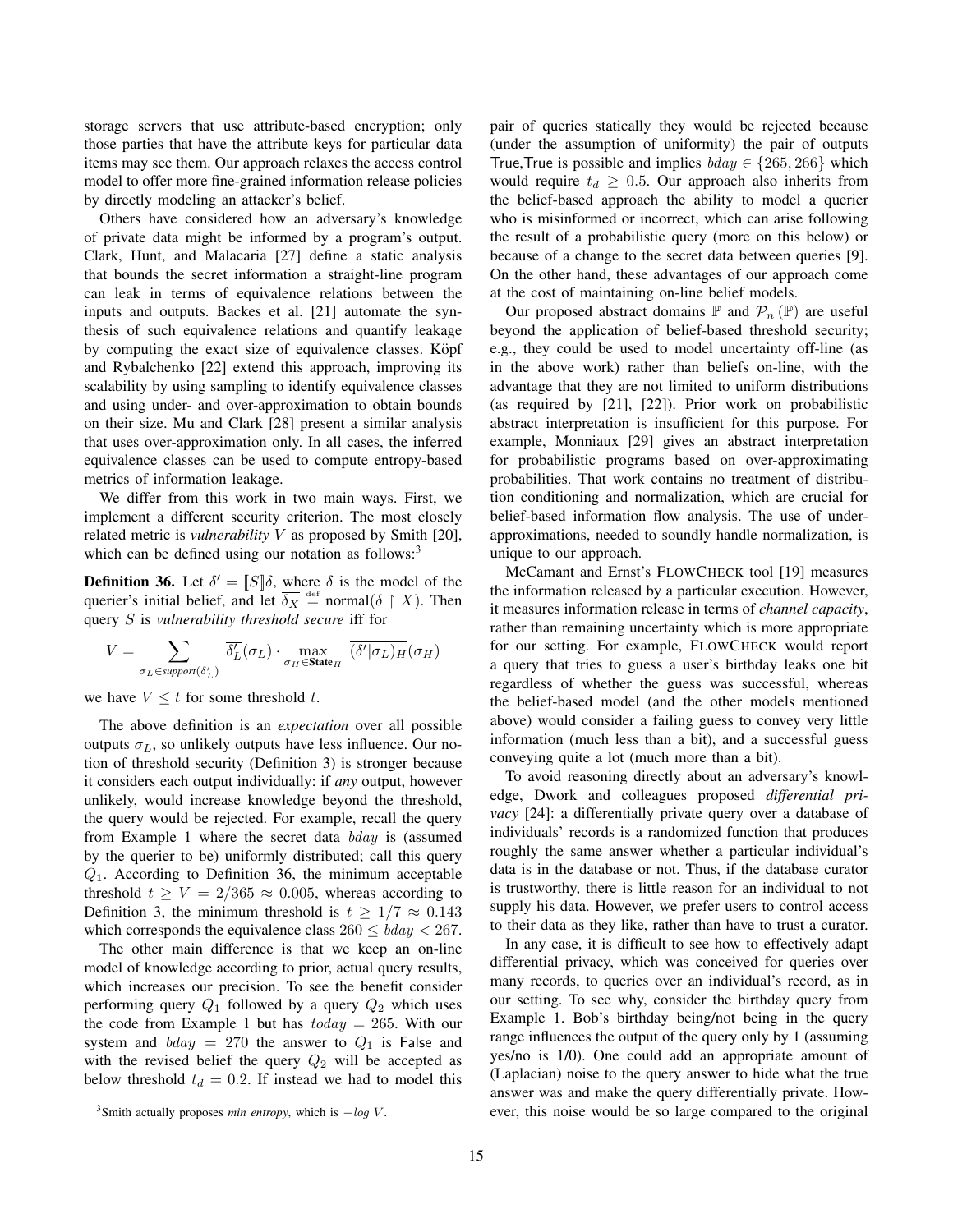storage servers that use attribute-based encryption; only those parties that have the attribute keys for particular data items may see them. Our approach relaxes the access control model to offer more fine-grained information release policies by directly modeling an attacker's belief.

Others have considered how an adversary's knowledge of private data might be informed by a program's output. Clark, Hunt, and Malacaria [27] define a static analysis that bounds the secret information a straight-line program can leak in terms of equivalence relations between the inputs and outputs. Backes et al. [21] automate the synthesis of such equivalence relations and quantify leakage by computing the exact size of equivalence classes. Köpf and Rybalchenko [22] extend this approach, improving its scalability by using sampling to identify equivalence classes and using under- and over-approximation to obtain bounds on their size. Mu and Clark [28] present a similar analysis that uses over-approximation only. In all cases, the inferred equivalence classes can be used to compute entropy-based metrics of information leakage.

We differ from this work in two main ways. First, we implement a different security criterion. The most closely related metric is *vulnerability* $V$ as proposed by Smith [20], which can be defined using our notation as follows:[3]

**Definition 36.** Let $\delta' = [\![S]\!]\delta$, where $\delta$ is the model of the querier's initial belief, and let $\overline{\delta_X} \stackrel{\text{def}}{=} \text{normal}(\delta \upharpoonright X)$. Then query $S$ is *vulnerability threshold secure* iff for

$$V = \sum_{\sigma_L \in support(\delta'_L)} \overline{\delta'_L}(\sigma_L) \cdot \max_{\sigma_H \in \textbf{State}_H} \overline{(\delta'|\sigma_L)_H}(\sigma_H)$$

we have $V \leq t$ for some threshold $t$.

The above definition is an *expectation* over all possible outputs $\sigma_L$, so unlikely outputs have less influence. Our notion of threshold security (Definition 3) is stronger because it considers each output individually: if *any* output, however unlikely, would increase knowledge beyond the threshold, the query would be rejected. For example, recall the query from Example 1 where the secret data $bday$ is (assumed by the querier to be) uniformly distributed; call this query $Q_1$. According to Definition 36, the minimum acceptable threshold $t \geq V = 2/365 \approx 0.005$, whereas according to Definition 3, the minimum threshold is $t \geq 1/7 \approx 0.143$ which corresponds the equivalence class $260 \leq bday < 267$.

The other main difference is that we keep an on-line model of knowledge according to prior, actual query results, which increases our precision. To see the benefit consider performing query $Q_1$ followed by a query $Q_2$ which uses the code from Example 1 but has $today = 265$. With our system and $bday = 270$ the answer to $Q_1$ is False and with the revised belief the query $Q_2$ will be accepted as below threshold $t_d = 0.2$. If instead we had to model this pair of queries statically they would be rejected because (under the assumption of uniformity) the pair of outputs True,True is possible and implies $bday \in \{265, 266\}$ which would require $t_d \geq 0.5$. Our approach also inherits from the belief-based approach the ability to model a querier who is misinformed or incorrect, which can arise following the result of a probabilistic query (more on this below) or because of a change to the secret data between queries [9]. On the other hand, these advantages of our approach come at the cost of maintaining on-line belief models.

Our proposed abstract domains $\mathbb{P}$ and $\mathcal{P}_n(\mathbb{P})$ are useful beyond the application of belief-based threshold security; e.g., they could be used to model uncertainty off-line (as in the above work) rather than beliefs on-line, with the advantage that they are not limited to uniform distributions (as required by [21], [22]). Prior work on probabilistic abstract interpretation is insufficient for this purpose. For example, Monniaux [29] gives an abstract interpretation for probabilistic programs based on over-approximating probabilities. That work contains no treatment of distribution conditioning and normalization, which are crucial for belief-based information flow analysis. The use of under-approximations, needed to soundly handle normalization, is unique to our approach.

McCamant and Ernst's FLOWCHECK tool [19] measures the information released by a particular execution. However, it measures information release in terms of *channel capacity*, rather than remaining uncertainty which is more appropriate for our setting. For example, FLOWCHECK would report a query that tries to guess a user's birthday leaks one bit regardless of whether the guess was successful, whereas the belief-based model (and the other models mentioned above) would consider a failing guess to convey very little information (much less than a bit), and a successful guess conveying quite a lot (much more than a bit).

To avoid reasoning directly about an adversary's knowledge, Dwork and colleagues proposed *differential privacy* [24]: a differentially private query over a database of individuals' records is a randomized function that produces roughly the same answer whether a particular individual's data is in the database or not. Thus, if the database curator is trustworthy, there is little reason for an individual to not supply his data. However, we prefer users to control access to their data as they like, rather than have to trust a curator.

In any case, it is difficult to see how to effectively adapt differential privacy, which was conceived for queries over many records, to queries over an individual's record, as in our setting. To see why, consider the birthday query from Example 1. Bob's birthday being/not being in the query range influences the output of the query only by 1 (assuming yes/no is 1/0). One could add an appropriate amount of (Laplacian) noise to the query answer to hide what the true answer was and make the query differentially private. However, this noise would be so large compared to the original

[3] Smith actually proposes *min entropy*, which is $-log\ V$.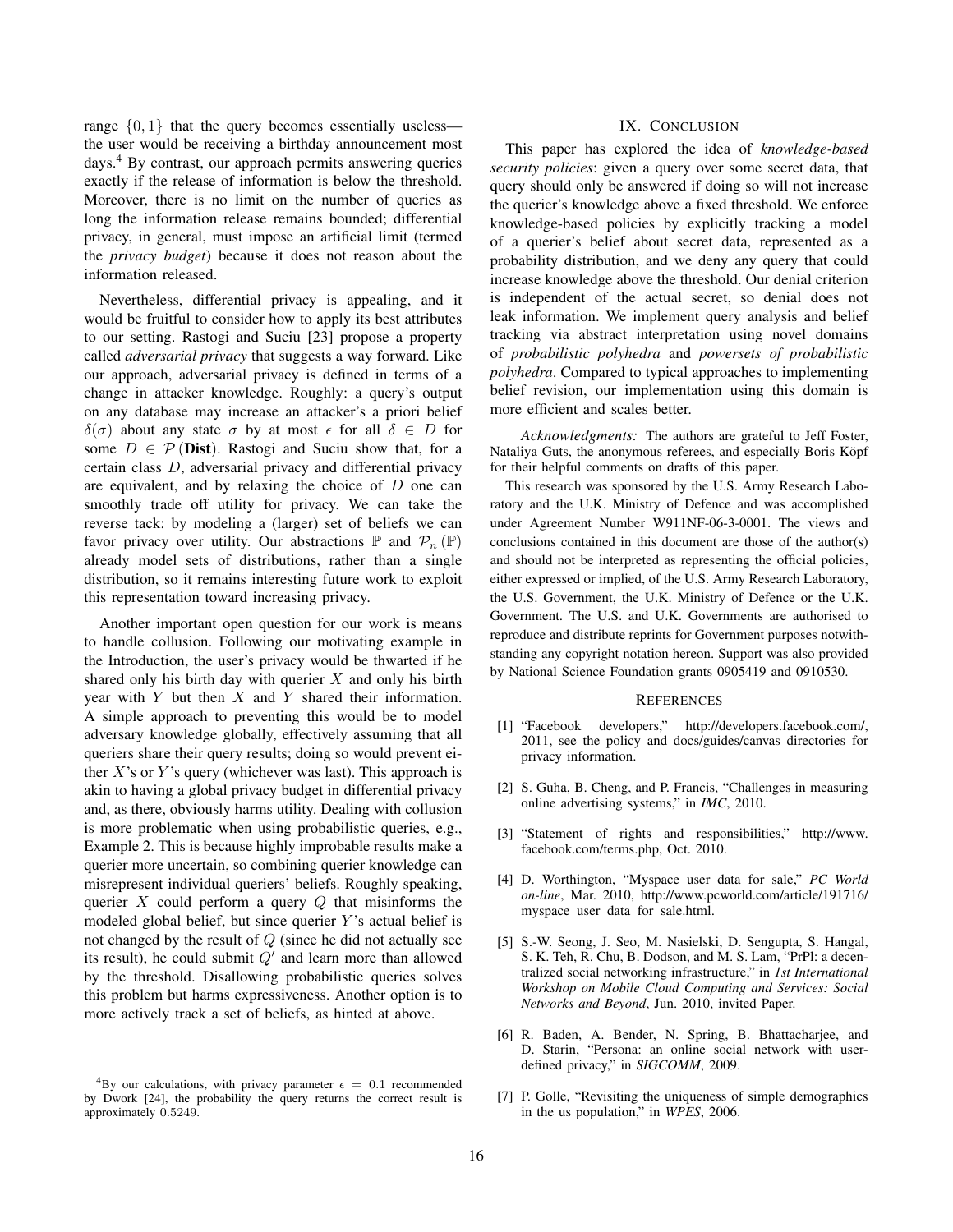range $\{0, 1\}$ that the query becomes essentially useless—the user would be receiving a birthday announcement most days.[4] By contrast, our approach permits answering queries exactly if the release of information is below the threshold. Moreover, there is no limit on the number of queries as long the information release remains bounded; differential privacy, in general, must impose an artificial limit (termed the *privacy budget*) because it does not reason about the information released.

Nevertheless, differential privacy is appealing, and it would be fruitful to consider how to apply its best attributes to our setting. Rastogi and Suciu [23] propose a property called *adversarial privacy* that suggests a way forward. Like our approach, adversarial privacy is defined in terms of a change in attacker knowledge. Roughly: a query's output on any database may increase an attacker's a priori belief $\delta(\sigma)$ about any state $\sigma$ by at most $\epsilon$ for all $\delta \in D$ for some $D \in \mathcal{P}(\mathbf{Dist})$. Rastogi and Suciu show that, for a certain class $D$, adversarial privacy and differential privacy are equivalent, and by relaxing the choice of $D$ one can smoothly trade off utility for privacy. We can take the reverse tack: by modeling a (larger) set of beliefs we can favor privacy over utility. Our abstractions $\mathbb{P}$ and $\mathcal{P}_n(\mathbb{P})$ already model sets of distributions, rather than a single distribution, so it remains interesting future work to exploit this representation toward increasing privacy.

Another important open question for our work is means to handle collusion. Following our motivating example in the Introduction, the user's privacy would be thwarted if he shared only his birth day with querier $X$ and only his birth year with $Y$ but then $X$ and $Y$ shared their information. A simple approach to preventing this would be to model adversary knowledge globally, effectively assuming that all queriers share their query results; doing so would prevent either $X$'s or $Y$'s query (whichever was last). This approach is akin to having a global privacy budget in differential privacy and, as there, obviously harms utility. Dealing with collusion is more problematic when using probabilistic queries, e.g., Example 2. This is because highly improbable results make a querier more uncertain, so combining querier knowledge can misrepresent individual queriers' beliefs. Roughly speaking, querier $X$ could perform a query $Q$ that misinforms the modeled global belief, but since querier $Y$'s actual belief is not changed by the result of $Q$ (since he did not actually see its result), he could submit $Q'$ and learn more than allowed by the threshold. Disallowing probabilistic queries solves this problem but harms expressiveness. Another option is to more actively track a set of beliefs, as hinted at above.

[4] By our calculations, with privacy parameter $\epsilon = 0.1$ recommended by Dwork [24], the probability the query returns the correct result is approximately $0.5249$.

## IX. Conclusion

This paper has explored the idea of *knowledge-based security policies*: given a query over some secret data, that query should only be answered if doing so will not increase the querier's knowledge above a fixed threshold. We enforce knowledge-based policies by explicitly tracking a model of a querier's belief about secret data, represented as a probability distribution, and we deny any query that could increase knowledge above the threshold. Our denial criterion is independent of the actual secret, so denial does not leak information. We implement query analysis and belief tracking via abstract interpretation using novel domains of *probabilistic polyhedra* and *powersets of probabilistic polyhedra*. Compared to typical approaches to implementing belief revision, our implementation using this domain is more efficient and scales better.

*Acknowledgments:* The authors are grateful to Jeff Foster, Nataliya Guts, the anonymous referees, and especially Boris Köpf for their helpful comments on drafts of this paper.

This research was sponsored by the U.S. Army Research Laboratory and the U.K. Ministry of Defence and was accomplished under Agreement Number W911NF-06-3-0001. The views and conclusions contained in this document are those of the author(s) and should not be interpreted as representing the official policies, either expressed or implied, of the U.S. Army Research Laboratory, the U.S. Government, the U.K. Ministry of Defence or the U.K. Government. The U.S. and U.K. Governments are authorised to reproduce and distribute reprints for Government purposes notwithstanding any copyright notation hereon. Support was also provided by National Science Foundation grants 0905419 and 0910530.

## References

[1] "Facebook developers," http://developers.facebook.com/, 2011, see the policy and docs/guides/canvas directories for privacy information.

[2] S. Guha, B. Cheng, and P. Francis, "Challenges in measuring online advertising systems," in *IMC*, 2010.

[3] "Statement of rights and responsibilities," http://www.facebook.com/terms.php, Oct. 2010.

[4] D. Worthington, "Myspace user data for sale," *PC World on-line*, Mar. 2010, http://www.pcworld.com/article/191716/myspace_user_data_for_sale.html.

[5] S.-W. Seong, J. Seo, M. Nasielski, D. Sengupta, S. Hangal, S. K. Teh, R. Chu, B. Dodson, and M. S. Lam, "PrPl: a decentralized social networking infrastructure," in *1st International Workshop on Mobile Cloud Computing and Services: Social Networks and Beyond*, Jun. 2010, invited Paper.

[6] R. Baden, A. Bender, N. Spring, B. Bhattacharjee, and D. Starin, "Persona: an online social network with user-defined privacy," in *SIGCOMM*, 2009.

[7] P. Golle, "Revisiting the uniqueness of simple demographics in the us population," in *WPES*, 2006.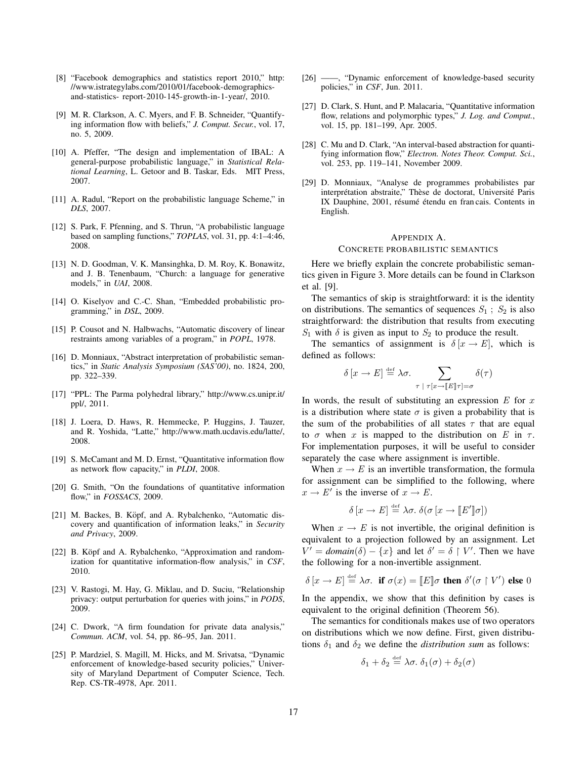[8] "Facebook demographics and statistics report 2010," http://www.istrategylabs.com/2010/01/facebook-demographics-and-statistics- report-2010-145-growth-in-1-year/, 2010.

[9] M. R. Clarkson, A. C. Myers, and F. B. Schneider, "Quantifying information flow with beliefs," *J. Comput. Secur.*, vol. 17, no. 5, 2009.

[10] A. Pfeffer, "The design and implementation of IBAL: A general-purpose probabilistic language," in *Statistical Relational Learning*, L. Getoor and B. Taskar, Eds. MIT Press, 2007.

[11] A. Radul, "Report on the probabilistic language Scheme," in *DLS*, 2007.

[12] S. Park, F. Pfenning, and S. Thrun, "A probabilistic language based on sampling functions," *TOPLAS*, vol. 31, pp. 4:1–4:46, 2008.

[13] N. D. Goodman, V. K. Mansinghka, D. M. Roy, K. Bonawitz, and J. B. Tenenbaum, "Church: a language for generative models," in *UAI*, 2008.

[14] O. Kiselyov and C.-C. Shan, "Embedded probabilistic programming," in *DSL*, 2009.

[15] P. Cousot and N. Halbwachs, "Automatic discovery of linear restraints among variables of a program," in *POPL*, 1978.

[16] D. Monniaux, "Abstract interpretation of probabilistic semantics," in *Static Analysis Symposium (SAS'00)*, no. 1824, 200, pp. 322–339.

[17] "PPL: The Parma polyhedral library," http://www.cs.unipr.it/ppl/, 2011.

[18] J. Loera, D. Haws, R. Hemmecke, P. Huggins, J. Tauzer, and R. Yoshida, "Latte," http://www.math.ucdavis.edu/latte/, 2008.

[19] S. McCamant and M. D. Ernst, "Quantitative information flow as network flow capacity," in *PLDI*, 2008.

[20] G. Smith, "On the foundations of quantitative information flow," in *FOSSACS*, 2009.

[21] M. Backes, B. Köpf, and A. Rybalchenko, "Automatic discovery and quantification of information leaks," in *Security and Privacy*, 2009.

[22] B. Köpf and A. Rybalchenko, "Approximation and randomization for quantitative information-flow analysis," in *CSF*, 2010.

[23] V. Rastogi, M. Hay, G. Miklau, and D. Suciu, "Relationship privacy: output perturbation for queries with joins," in *PODS*, 2009.

[24] C. Dwork, "A firm foundation for private data analysis," *Commun. ACM*, vol. 54, pp. 86–95, Jan. 2011.

[25] P. Mardziel, S. Magill, M. Hicks, and M. Srivatsa, "Dynamic enforcement of knowledge-based security policies," University of Maryland Department of Computer Science, Tech. Rep. CS-TR-4978, Apr. 2011.

[26] ——, "Dynamic enforcement of knowledge-based security policies," in *CSF*, Jun. 2011.

[27] D. Clark, S. Hunt, and P. Malacaria, "Quantitative information flow, relations and polymorphic types," *J. Log. and Comput.*, vol. 15, pp. 181–199, Apr. 2005.

[28] C. Mu and D. Clark, "An interval-based abstraction for quantifying information flow," *Electron. Notes Theor. Comput. Sci.*, vol. 253, pp. 119–141, November 2009.

[29] D. Monniaux, "Analyse de programmes probabilistes par interprétation abstraite," Thèse de doctorat, Université Paris IX Dauphine, 2001, résumé étendu en fran cais. Contents in English.

## APPENDIX A. CONCRETE PROBABILISTIC SEMANTICS

Here we briefly explain the concrete probabilistic semantics given in Figure 3. More details can be found in Clarkson et al. [9].

The semantics of skip is straightforward: it is the identity on distributions. The semantics of sequences $S_1$ ; $S_2$ is also straightforward: the distribution that results from executing $S_1$ with $\delta$ is given as input to $S_2$ to produce the result.

The semantics of assignment is $\delta\,[x \to E]$, which is defined as follows:

$$\delta\,[x \to E] \stackrel{\text{def}}{=} \lambda\sigma.\ \sum_{\tau \ \mid\ \tau[x \to [\![E]\!]\tau] = \sigma} \delta(\tau)$$

In words, the result of substituting an expression $E$ for $x$ is a distribution where state $\sigma$ is given a probability that is the sum of the probabilities of all states $\tau$ that are equal to $\sigma$ when $x$ is mapped to the distribution on $E$ in $\tau$. For implementation purposes, it will be useful to consider separately the case where assignment is invertible.

When $x \to E$ is an invertible transformation, the formula for assignment can be simplified to the following, where $x \to E'$ is the inverse of $x \to E$.

$$\delta\,[x \to E] \stackrel{\text{def}}{=} \lambda\sigma.\ \delta(\sigma\,[x \to [\![E']\!]\sigma])$$

When $x \to E$ is not invertible, the original definition is equivalent to a projection followed by an assignment. Let $V' = \textit{domain}(\delta) - \{x\}$ and let $\delta' = \delta \restriction V'$. Then we have the following for a non-invertible assignment.

$$\delta\,[x \to E] \stackrel{\text{def}}{=} \lambda\sigma.\ \textbf{if}\ \sigma(x) = [\![E]\!]\sigma\ \textbf{then}\ \delta'(\sigma \restriction V')\ \textbf{else}\ 0$$

In the appendix, we show that this definition by cases is equivalent to the original definition (Theorem 56).

The semantics for conditionals makes use of two operators on distributions which we now define. First, given distributions $\delta_1$ and $\delta_2$ we define the *distribution sum* as follows:

$$\delta_1 + \delta_2 \stackrel{\text{def}}{=} \lambda\sigma.\ \delta_1(\sigma) + \delta_2(\sigma)$$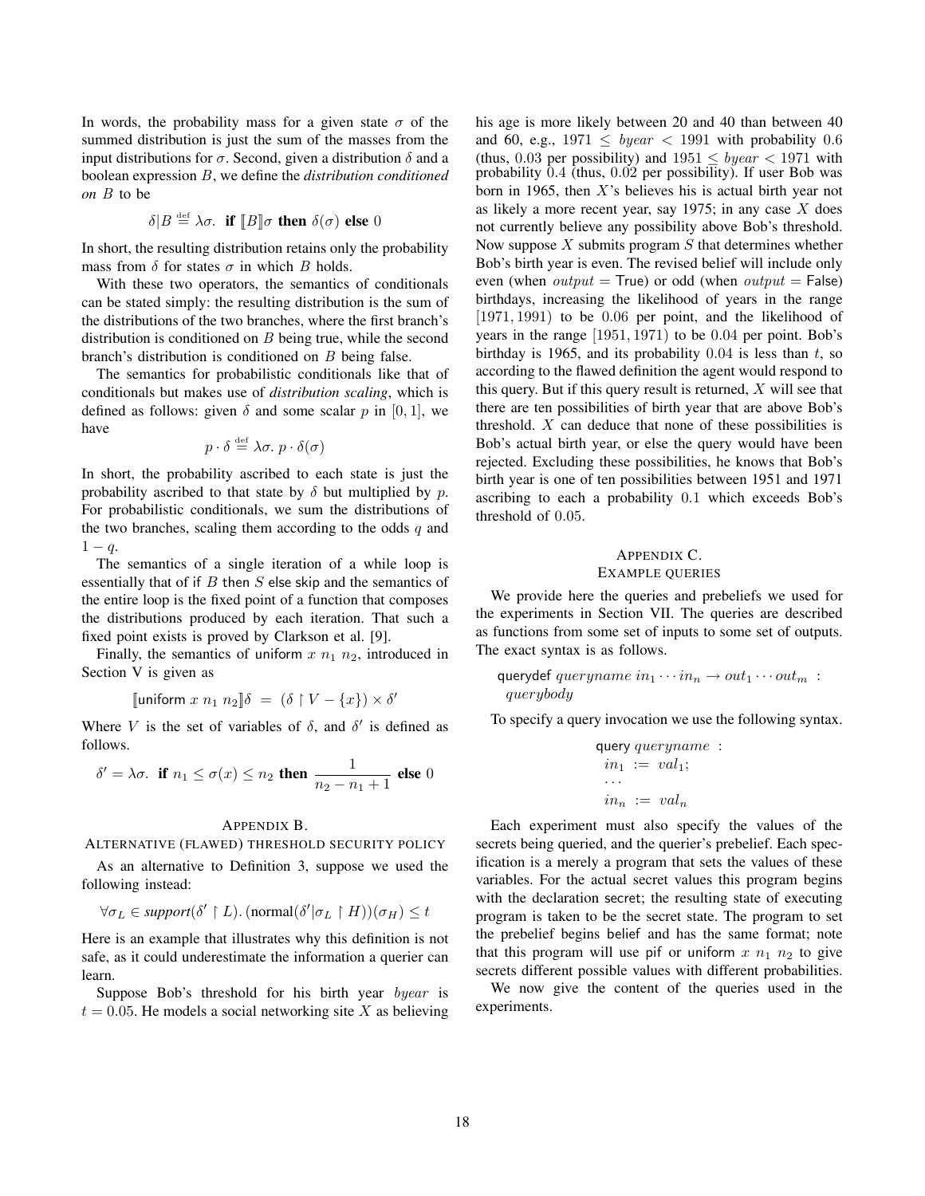In words, the probability mass for a given state $\sigma$ of the summed distribution is just the sum of the masses from the input distributions for $\sigma$. Second, given a distribution $\delta$ and a boolean expression $B$, we define the *distribution conditioned on $B$* to be

$$\delta|B \stackrel{\text{def}}{=} \lambda\sigma.\ \textbf{if}\ [\![B]\!]\sigma\ \textbf{then}\ \delta(\sigma)\ \textbf{else}\ 0$$

In short, the resulting distribution retains only the probability mass from $\delta$ for states $\sigma$ in which $B$ holds.

With these two operators, the semantics of conditionals can be stated simply: the resulting distribution is the sum of the distributions of the two branches, where the first branch's distribution is conditioned on $B$ being true, while the second branch's distribution is conditioned on $B$ being false.

The semantics for probabilistic conditionals like that of conditionals but makes use of *distribution scaling*, which is defined as follows: given $\delta$ and some scalar $p$ in $[0, 1]$, we have

$$p \cdot \delta \stackrel{\text{def}}{=} \lambda\sigma.\ p \cdot \delta(\sigma)$$

In short, the probability ascribed to each state is just the probability ascribed to that state by $\delta$ but multiplied by $p$. For probabilistic conditionals, we sum the distributions of the two branches, scaling them according to the odds $q$ and $1 - q$.

The semantics of a single iteration of a while loop is essentially that of if $B$ then $S$ else skip and the semantics of the entire loop is the fixed point of a function that composes the distributions produced by each iteration. That such a fixed point exists is proved by Clarkson et al. [9].

Finally, the semantics of uniform $x\ n_1\ n_2$, introduced in Section V is given as

$$[\![\mathsf{uniform}\ x\ n_1\ n_2]\!]\delta \ = \ (\delta \upharpoonright V - \{x\}) \times \delta'$$

Where $V$ is the set of variables of $\delta$, and $\delta'$ is defined as follows.

$$\delta' = \lambda\sigma.\ \textbf{if}\ n_1 \leq \sigma(x) \leq n_2\ \textbf{then}\ \frac{1}{n_2 - n_1 + 1}\ \textbf{else}\ 0$$

## Appendix B. Alternative (flawed) threshold security policy

As an alternative to Definition 3, suppose we used the following instead:

$$\forall\sigma_L \in \textit{support}(\delta' \upharpoonright L).\ (\text{normal}(\delta'|\sigma_L \upharpoonright H))(\sigma_H) \leq t$$

Here is an example that illustrates why this definition is not safe, as it could underestimate the information a querier can learn.

Suppose Bob's threshold for his birth year $byear$ is $t = 0.05$. He models a social networking site $X$ as believing his age is more likely between 20 and 40 than between 40 and 60, e.g., $1971 \leq byear < 1991$ with probability 0.6 (thus, 0.03 per possibility) and $1951 \leq byear < 1971$ with probability 0.4 (thus, 0.02 per possibility). If user Bob was born in 1965, then $X$'s believes his is actual birth year not as likely a more recent year, say 1975; in any case $X$ does not currently believe any possibility above Bob's threshold. Now suppose $X$ submits program $S$ that determines whether Bob's birth year is even. The revised belief will include only even (when $output$ = True) or odd (when $output$ = False) birthdays, increasing the likelihood of years in the range $[1971, 1991)$ to be 0.06 per point, and the likelihood of years in the range $[1951, 1971)$ to be 0.04 per point. Bob's birthday is 1965, and its probability 0.04 is less than $t$, so according to the flawed definition the agent would respond to this query. But if this query result is returned, $X$ will see that there are ten possibilities of birth year that are above Bob's threshold. $X$ can deduce that none of these possibilities is Bob's actual birth year, or else the query would have been rejected. Excluding these possibilities, he knows that Bob's birth year is one of ten possibilities between 1951 and 1971 ascribing to each a probability 0.1 which exceeds Bob's threshold of 0.05.

## Appendix C. Example queries

We provide here the queries and prebeliefs we used for the experiments in Section VII. The queries are described as functions from some set of inputs to some set of outputs. The exact syntax is as follows.

querydef $queryname\ in_1 \cdots in_n \rightarrow out_1 \cdots out_m$ :
  $querybody$

To specify a query invocation we use the following syntax.

query $queryname$ :
  $in_1$ := $val_1$;
  $\cdots$
  $in_n$ := $val_n$

Each experiment must also specify the values of the secrets being queried, and the querier's prebelief. Each specification is a merely a program that sets the values of these variables. For the actual secret values this program begins with the declaration secret; the resulting state of executing program is taken to be the secret state. The program to set the prebelief begins belief and has the same format; note that this program will use pif or uniform $x\ n_1\ n_2$ to give secrets different possible values with different probabilities.

We now give the content of the queries used in the experiments.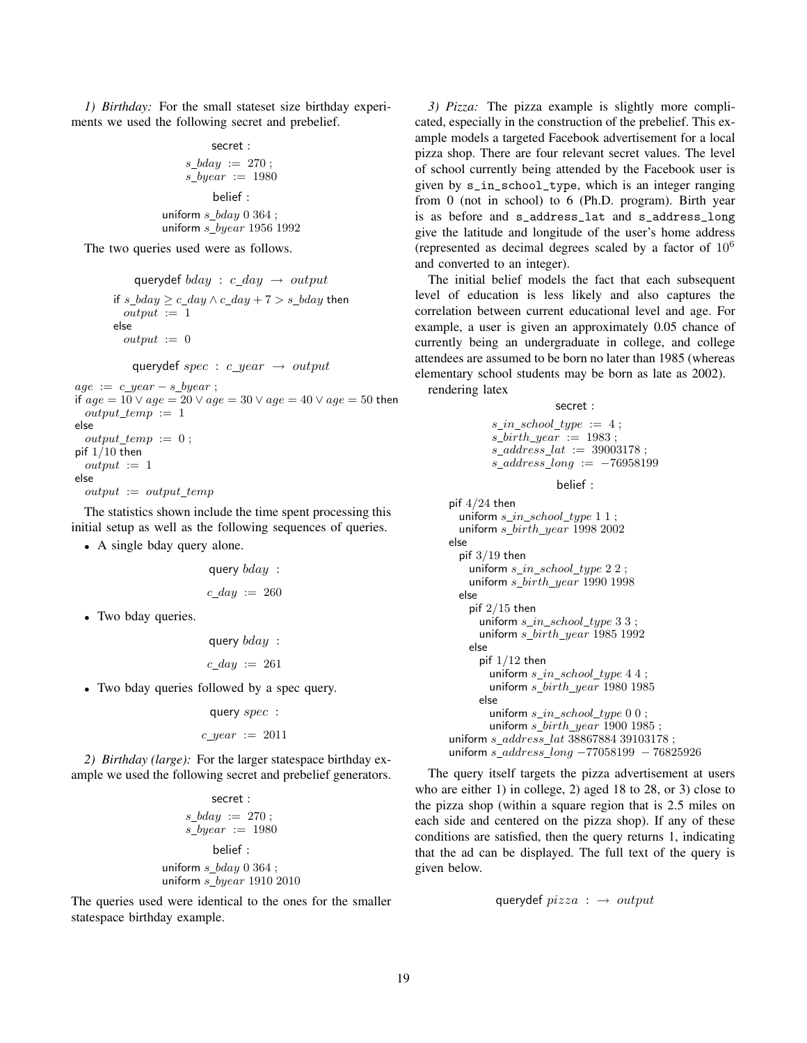*1) Birthday:* For the small stateset size birthday experiments we used the following secret and prebelief.

```
secret :
  s_bday := 270 ;
  s_byear := 1980
belief :
  uniform s_bday 0 364 ;
  uniform s_byear 1956 1992
```

The two queries used were as follows.

```
querydef bday : c_day → output
if s_bday ≥ c_day ∧ c_day + 7 > s_bday then
  output := 1
else
  output := 0

querydef spec : c_year → output
age := c_year − s_byear ;
if age = 10 ∨ age = 20 ∨ age = 30 ∨ age = 40 ∨ age = 50 then
  output_temp := 1
else
  output_temp := 0 ;
pif 1/10 then
  output := 1
else
  output := output_temp
```

The statistics shown include the time spent processing this initial setup as well as the following sequences of queries.

- A single bday query alone.

```
query bday :
  c_day := 260
```

- Two bday queries.

```
query bday :
  c_day := 261
```

- Two bday queries followed by a spec query.

```
query spec :
  c_year := 2011
```

*2) Birthday (large):* For the larger statespace birthday example we used the following secret and prebelief generators.

```
secret :
  s_bday := 270 ;
  s_byear := 1980
belief :
  uniform s_bday 0 364 ;
  uniform s_byear 1910 2010
```

The queries used were identical to the ones for the smaller statespace birthday example.

*3) Pizza:* The pizza example is slightly more complicated, especially in the construction of the prebelief. This example models a targeted Facebook advertisement for a local pizza shop. There are four relevant secret values. The level of school currently being attended by the Facebook user is given by `s_in_school_type`, which is an integer ranging from 0 (not in school) to 6 (Ph.D. program). Birth year is as before and `s_address_lat` and `s_address_long` give the latitude and longitude of the user's home address (represented as decimal degrees scaled by a factor of $10^6$ and converted to an integer).

The initial belief models the fact that each subsequent level of education is less likely and also captures the correlation between current educational level and age. For example, a user is given an approximately 0.05 chance of currently being an undergraduate in college, and college attendees are assumed to be born no later than 1985 (whereas elementary school students may be born as late as 2002).

rendering latex

```
secret :
  s_in_school_type := 4 ;
  s_birth_year := 1983 ;
  s_address_lat := 39003178 ;
  s_address_long := −76958199
belief :
pif 4/24 then
  uniform s_in_school_type 1 1 ;
  uniform s_birth_year 1998 2002
else
  pif 3/19 then
    uniform s_in_school_type 2 2 ;
    uniform s_birth_year 1990 1998
  else
    pif 2/15 then
      uniform s_in_school_type 3 3 ;
      uniform s_birth_year 1985 1992
    else
      pif 1/12 then
        uniform s_in_school_type 4 4 ;
        uniform s_birth_year 1980 1985
      else
        uniform s_in_school_type 0 0 ;
        uniform s_birth_year 1900 1985 ;
uniform s_address_lat 38867884 39103178 ;
uniform s_address_long −77058199 − 76825926
```

The query itself targets the pizza advertisement at users who are either 1) in college, 2) aged 18 to 28, or 3) close to the pizza shop (within a square region that is 2.5 miles on each side and centered on the pizza shop). If any of these conditions are satisfied, then the query returns 1, indicating that the ad can be displayed. The full text of the query is given below.

```
querydef pizza : → output
```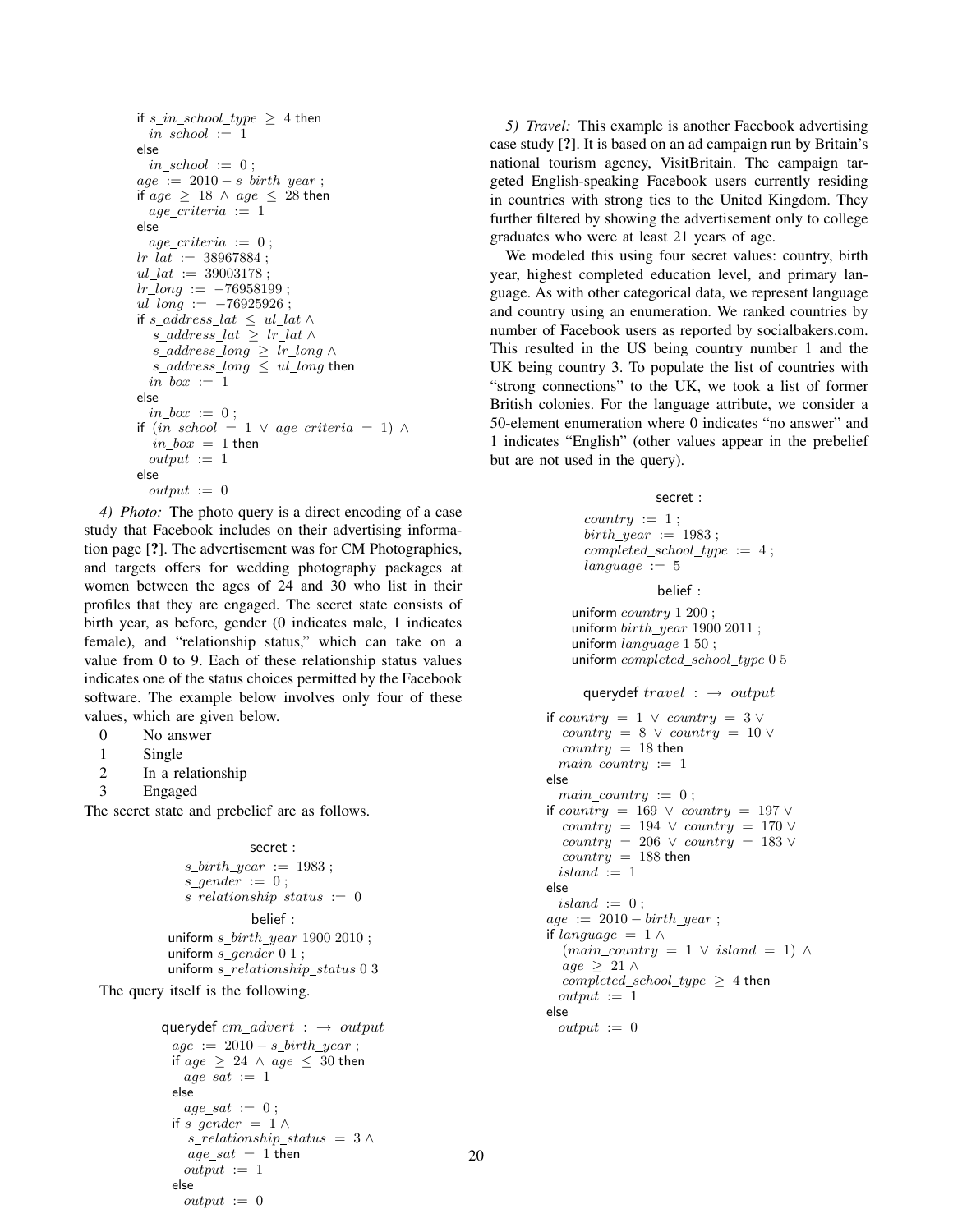```
if s_in_school_type ≥ 4 then
  in_school := 1
else
  in_school := 0 ;
age := 2010 − s_birth_year ;
if age ≥ 18 ∧ age ≤ 28 then
  age_criteria := 1
else
  age_criteria := 0 ;
lr_lat := 38967884 ;
ul_lat := 39003178 ;
lr_long := −76958199 ;
ul_long := −76925926 ;
if s_address_lat ≤ ul_lat ∧
   s_address_lat ≥ lr_lat ∧
   s_address_long ≥ lr_long ∧
   s_address_long ≤ ul_long then
  in_box := 1
else
  in_box := 0 ;
if (in_school = 1 ∨ age_criteria = 1) ∧
   in_box = 1 then
  output := 1
else
  output := 0
```

*4) Photo:* The photo query is a direct encoding of a case study that Facebook includes on their advertising information page [?]. The advertisement was for CM Photographics, and targets offers for wedding photography packages at women between the ages of 24 and 30 who list in their profiles that they are engaged. The secret state consists of birth year, as before, gender (0 indicates male, 1 indicates female), and "relationship status," which can take on a value from 0 to 9. Each of these relationship status values indicates one of the status choices permitted by the Facebook software. The example below involves only four of these values, which are given below.

| | |
|---|---|
| 0 | No answer |
| 1 | Single |
| 2 | In a relationship |
| 3 | Engaged |

The secret state and prebelief are as follows.

```
secret :
  s_birth_year := 1983 ;
  s_gender := 0 ;
  s_relationship_status := 0
belief :
  uniform s_birth_year 1900 2010 ;
  uniform s_gender 0 1 ;
  uniform s_relationship_status 0 3
```

The query itself is the following.

```
querydef cm_advert : → output
  age := 2010 − s_birth_year ;
  if age ≥ 24 ∧ age ≤ 30 then
    age_sat := 1
  else
    age_sat := 0 ;
  if s_gender = 1 ∧
     s_relationship_status = 3 ∧
     age_sat = 1 then
    output := 1
  else
    output := 0
```

*5) Travel:* This example is another Facebook advertising case study [?]. It is based on an ad campaign run by Britain's national tourism agency, VisitBritain. The campaign targeted English-speaking Facebook users currently residing in countries with strong ties to the United Kingdom. They further filtered by showing the advertisement only to college graduates who were at least 21 years of age.

We modeled this using four secret values: country, birth year, highest completed education level, and primary language. As with other categorical data, we represent language and country using an enumeration. We ranked countries by number of Facebook users as reported by socialbakers.com. This resulted in the US being country number 1 and the UK being country 3. To populate the list of countries with "strong connections" to the UK, we took a list of former British colonies. For the language attribute, we consider a 50-element enumeration where 0 indicates "no answer" and 1 indicates "English" (other values appear in the prebelief but are not used in the query).

```
secret :
  country := 1 ;
  birth_year := 1983 ;
  completed_school_type := 4 ;
  language := 5
belief :
  uniform country 1 200 ;
  uniform birth_year 1900 2011 ;
  uniform language 1 50 ;
  uniform completed_school_type 0 5

querydef travel : → output
if country = 1 ∨ country = 3 ∨
   country = 8 ∨ country = 10 ∨
   country = 18 then
  main_country := 1
else
  main_country := 0 ;
if country = 169 ∨ country = 197 ∨
   country = 194 ∨ country = 170 ∨
   country = 206 ∨ country = 183 ∨
   country = 188 then
  island := 1
else
  island := 0 ;
age := 2010 − birth_year ;
if language = 1 ∧
   (main_country = 1 ∨ island = 1) ∧
   age ≥ 21 ∧
   completed_school_type ≥ 4 then
  output := 1
else
  output := 0
```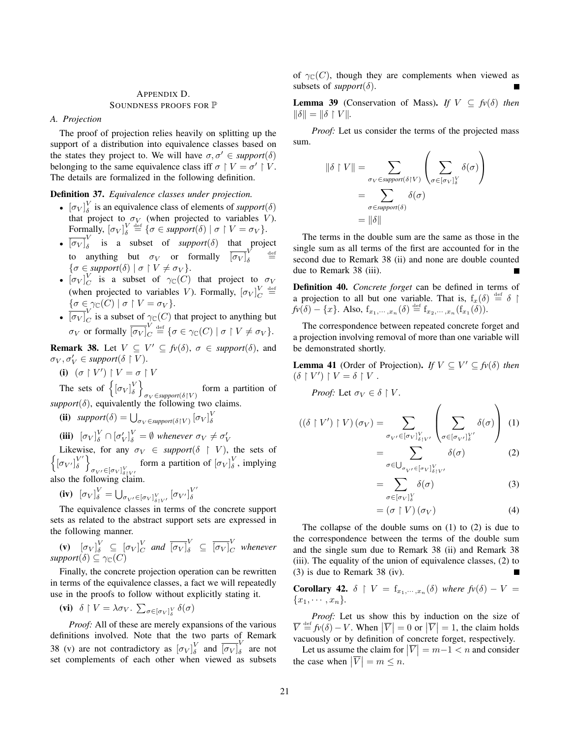## APPENDIX D. SOUNDNESS PROOFS FOR $\mathbb{P}$

### A. Projection

The proof of projection relies heavily on splitting up the support of a distribution into equivalence classes based on the states they project to. We will have $\sigma, \sigma' \in \mathit{support}(\delta)$ belonging to the same equivalence class iff $\sigma \upharpoonright V = \sigma' \upharpoonright V$. The details are formalized in the following definition.

**Definition 37.** *Equivalence classes under projection.*

- $[\sigma_V]^V_\delta$ is an equivalence class of elements of *support*($\delta$) that project to $\sigma_V$ (when projected to variables $V$). Formally, $[\sigma_V]^V_\delta \overset{\text{def}}{=} \{\sigma \in \mathit{support}(\delta) \mid \sigma \upharpoonright V = \sigma_V\}$.
- $\overline{[\sigma_V]}^V_\delta$ is a subset of *support*($\delta$) that project to anything but $\sigma_V$ or formally $\overline{[\sigma_V]}^V_\delta \overset{\text{def}}{=} \{\sigma \in \mathit{support}(\delta) \mid \sigma \upharpoonright V \neq \sigma_V\}$.
- $[\sigma_V]^V_C$ is a subset of $\gamma_{\mathbb{C}}(C)$ that project to $\sigma_V$ (when projected to variables $V$). Formally, $[\sigma_V]^V_C \overset{\text{def}}{=} \{\sigma \in \gamma_{\mathbb{C}}(C) \mid \sigma \upharpoonright V = \sigma_V\}$.
- $\overline{[\sigma_V]}^V_C$ is a subset of $\gamma_{\mathbb{C}}(C)$ that project to anything but $\sigma_V$ or formally $\overline{[\sigma_V]}^V_C \overset{\text{def}}{=} \{\sigma \in \gamma_{\mathbb{C}}(C) \mid \sigma \upharpoonright V \neq \sigma_V\}$.

**Remark 38.** Let $V \subseteq V' \subseteq \mathit{fv}(\delta)$, $\sigma \in \mathit{support}(\delta)$, and $\sigma_V, \sigma'_V \in \mathit{support}(\delta \upharpoonright V)$.

**(i)** $(\sigma \upharpoonright V') \upharpoonright V = \sigma \upharpoonright V$

The sets of $\left\{[\sigma_V]^V_\delta\right\}_{\sigma_V \in \mathit{support}(\delta \upharpoonright V)}$ form a partition of *support*($\delta$), equivalently the following two claims.

**(ii)** $\mathit{support}(\delta) = \bigcup_{\sigma_V \in \mathit{support}(\delta \upharpoonright V)} [\sigma_V]^V_\delta$

**(iii)** $[\sigma_V]^V_\delta \cap [\sigma'_V]^V_\delta = \emptyset$ *whenever* $\sigma_V \neq \sigma'_V$

Likewise, for any $\sigma_V \in \mathit{support}(\delta \upharpoonright V)$, the sets of $\left\{[\sigma_{V'}]^{V'}_\delta\right\}_{\sigma_{V'} \in [\sigma_V]^V_{\delta \upharpoonright V'}}$ form a partition of $[\sigma_V]^V_\delta$, implying also the following claim.

**(iv)** $[\sigma_V]^V_\delta = \bigcup_{\sigma_{V'} \in [\sigma_V]^V_{\delta \upharpoonright V'}} [\sigma_{V'}]^{V'}_\delta$

The equivalence classes in terms of the concrete support sets as related to the abstract support sets are expressed in the following manner.

**(v)** $[\sigma_V]^V_\delta \subseteq [\sigma_V]^V_C$ *and* $\overline{[\sigma_V]}^V_\delta \subseteq \overline{[\sigma_V]}^V_C$ *whenever* $\mathit{support}(\delta) \subseteq \gamma_{\mathbb{C}}(C)$

Finally, the concrete projection operation can be rewritten in terms of the equivalence classes, a fact we will repeatedly use in the proofs to follow without explicitly stating it.

**(vi)** $\delta \upharpoonright V = \lambda \sigma_V . \sum_{\sigma \in [\sigma_V]^V_\delta} \delta(\sigma)$

*Proof:* All of these are merely expansions of the various definitions involved. Note that the two parts of Remark 38 (v) are not contradictory as $[\sigma_V]^V_\delta$ and $\overline{[\sigma_V]}^V_\delta$ are not set complements of each other when viewed as subsets of $\gamma_{\mathbb{C}}(C)$, though they are complements when viewed as subsets of *support*($\delta$). ∎

**Lemma 39** (Conservation of Mass). *If $V \subseteq \mathit{fv}(\delta)$ then $\|\delta\| = \|\delta \upharpoonright V\|$.*

*Proof:* Let us consider the terms of the projected mass sum.

$$
\begin{aligned}
\|\delta \upharpoonright V\| &= \sum_{\sigma_V \in \mathit{support}(\delta \upharpoonright V)} \left( \sum_{\sigma \in [\sigma_V]^V_\delta} \delta(\sigma) \right) \\
&= \sum_{\sigma \in \mathit{support}(\delta)} \delta(\sigma) \\
&= \|\delta\|
\end{aligned}
$$

The terms in the double sum are the same as those in the single sum as all terms of the first are accounted for in the second due to Remark 38 (ii) and none are double counted due to Remark 38 (iii). ∎

**Definition 40.** *Concrete forget* can be defined in terms of a projection to all but one variable. That is, $\mathrm{f}_x(\delta) \overset{\text{def}}{=} \delta \upharpoonright \mathit{fv}(\delta) - \{x\}$. Also, $\mathrm{f}_{x_1,\cdots,x_n}(\delta) \overset{\text{def}}{=} \mathrm{f}_{x_2,\cdots,x_n}(\mathrm{f}_{x_1}(\delta))$.

The correspondence between repeated concrete forget and a projection involving removal of more than one variable will be demonstrated shortly.

**Lemma 41** (Order of Projection). *If $V \subseteq V' \subseteq \mathit{fv}(\delta)$ then $(\delta \upharpoonright V') \upharpoonright V = \delta \upharpoonright V$ .*

*Proof:* Let $\sigma_V \in \delta \upharpoonright V$.

$$
\begin{aligned}
((\delta \upharpoonright V') \upharpoonright V)(\sigma_V) &= \sum_{\sigma_{V'} \in [\sigma_V]^V_{\delta \upharpoonright V'}} \left( \sum_{\sigma \in [\sigma_{V'}]^{V'}_\delta} \delta(\sigma) \right) && (1) \\
&= \sum_{\sigma \in \bigcup_{\sigma_{V'} \in [\sigma_V]^V_{\delta \upharpoonright V'}}} \delta(\sigma) && (2) \\
&= \sum_{\sigma \in [\sigma_V]^V_\delta} \delta(\sigma) && (3) \\
&= (\sigma \upharpoonright V)(\sigma_V) && (4)
\end{aligned}
$$

The collapse of the double sums on (1) to (2) is due to the correspondence between the terms of the double sum and the single sum due to Remark 38 (ii) and Remark 38 (iii). The equality of the union of equivalence classes, (2) to (3) is due to Remark 38 (iv). ∎

**Corollary 42.** $\delta \upharpoonright V = \mathrm{f}_{x_1,\cdots,x_n}(\delta)$ *where* $\mathit{fv}(\delta) - V = \{x_1, \cdots, x_n\}$.

*Proof:* Let us show this by induction on the size of $\overline{V} \overset{\text{def}}{=} \mathit{fv}(\delta) - V$. When $|\overline{V}| = 0$ or $|\overline{V}| = 1$, the claim holds vacuously or by definition of concrete forget, respectively.

Let us assume the claim for $|\overline{V}| = m-1 < n$ and consider the case when $|\overline{V}| = m \leq n$.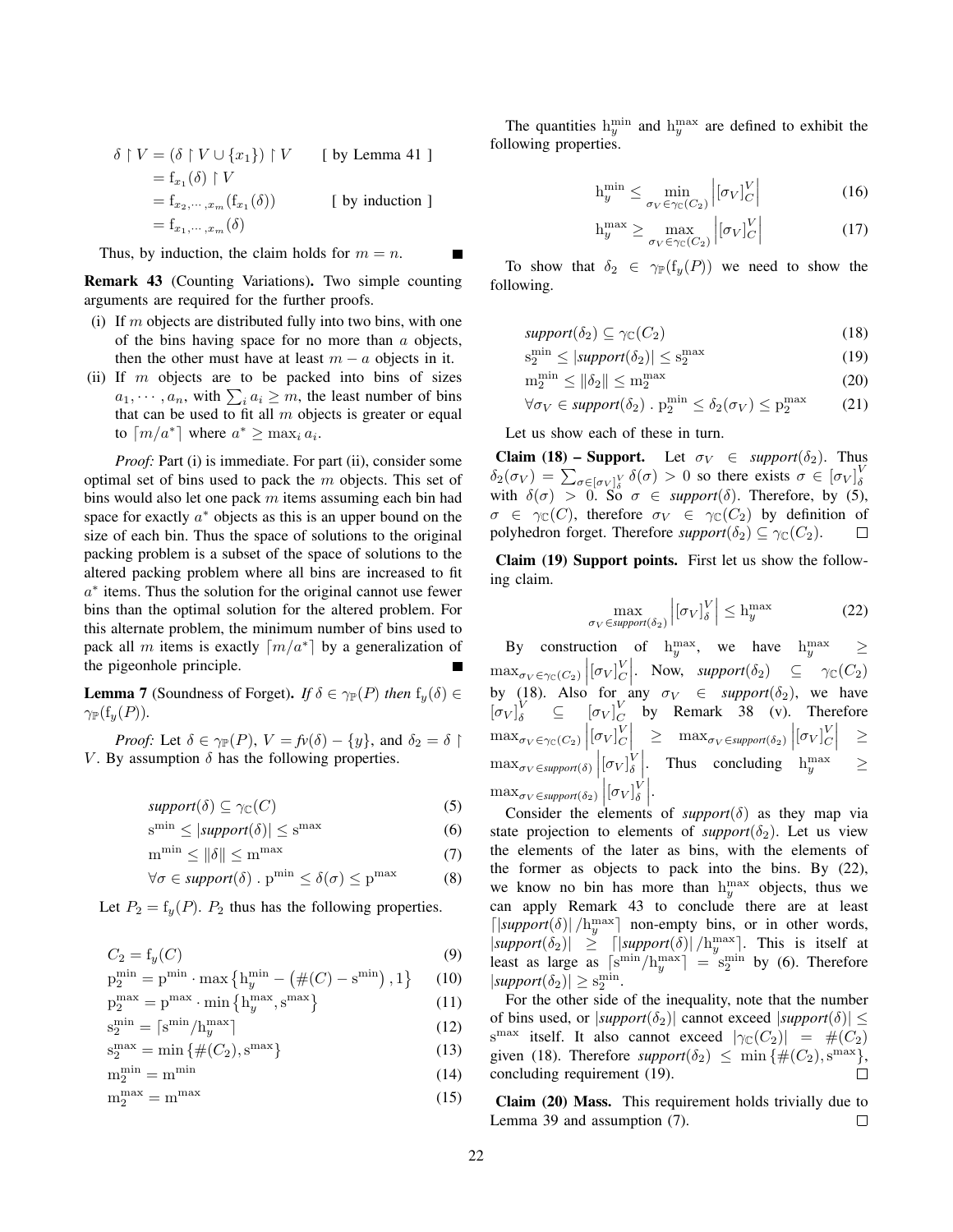$$
\begin{aligned}
\delta \upharpoonright V &= (\delta \upharpoonright V \cup \{x_1\}) \upharpoonright V \qquad [\text{ by Lemma 41 }] \\
&= \mathrm{f}_{x_1}(\delta) \upharpoonright V \\
&= \mathrm{f}_{x_2,\cdots,x_m}(\mathrm{f}_{x_1}(\delta)) \qquad [\text{ by induction }] \\
&= \mathrm{f}_{x_1,\cdots,x_m}(\delta)
\end{aligned}
$$

Thus, by induction, the claim holds for $m = n$. ∎

**Remark 43** (Counting Variations)**.** Two simple counting arguments are required for the further proofs.

(i) If $m$ objects are distributed fully into two bins, with one of the bins having space for no more than $a$ objects, then the other must have at least $m - a$ objects in it.

(ii) If $m$ objects are to be packed into bins of sizes $a_1, \cdots, a_n$, with $\sum_i a_i \geq m$, the least number of bins that can be used to fit all $m$ objects is greater or equal to $\lceil m/a^* \rceil$ where $a^* \geq \max_i a_i$.

*Proof:* Part (i) is immediate. For part (ii), consider some optimal set of bins used to pack the $m$ objects. This set of bins would also let one pack $m$ items assuming each bin had space for exactly $a^*$ objects as this is an upper bound on the size of each bin. Thus the space of solutions to the original packing problem is a subset of the space of solutions to the altered packing problem where all bins are increased to fit $a^*$ items. Thus the solution for the original cannot use fewer bins than the optimal solution for the altered problem. For this alternate problem, the minimum number of bins used to pack all $m$ items is exactly $\lceil m/a^* \rceil$ by a generalization of the pigeonhole principle. ∎

**Lemma 7** (Soundness of Forget)**.** *If $\delta \in \gamma_{\mathbb{P}}(P)$ then $\mathrm{f}_y(\delta) \in \gamma_{\mathbb{P}}(\mathrm{f}_y(P))$.*

*Proof:* Let $\delta \in \gamma_{\mathbb{P}}(P)$, $V = fv(\delta) - \{y\}$, and $\delta_2 = \delta \upharpoonright V$. By assumption $\delta$ has the following properties.

$$support(\delta) \subseteq \gamma_{\mathbb{C}}(C) \tag{5}$$
$$\mathrm{s}^{\min} \leq |support(\delta)| \leq \mathrm{s}^{\max} \tag{6}$$
$$\mathrm{m}^{\min} \leq \|\delta\| \leq \mathrm{m}^{\max} \tag{7}$$
$$\forall \sigma \in support(\delta) \,.\, \mathrm{p}^{\min} \leq \delta(\sigma) \leq \mathrm{p}^{\max} \tag{8}$$

Let $P_2 = \mathrm{f}_y(P)$. $P_2$ thus has the following properties.

$$C_2 = \mathrm{f}_y(C) \tag{9}$$
$$\mathrm{p}_2^{\min} = \mathrm{p}^{\min} \cdot \max\left\{\mathrm{h}_y^{\min} - \left(\#(C) - \mathrm{s}^{\min}\right), 1\right\} \tag{10}$$
$$\mathrm{p}_2^{\max} = \mathrm{p}^{\max} \cdot \min\left\{\mathrm{h}_y^{\max}, \mathrm{s}^{\max}\right\} \tag{11}$$
$$\mathrm{s}_2^{\min} = \lceil \mathrm{s}^{\min}/\mathrm{h}_y^{\max} \rceil \tag{12}$$
$$\mathrm{s}_2^{\max} = \min\left\{\#(C_2), \mathrm{s}^{\max}\right\} \tag{13}$$
$$\mathrm{m}_2^{\min} = \mathrm{m}^{\min} \tag{14}$$
$$\mathrm{m}_2^{\max} = \mathrm{m}^{\max} \tag{15}$$

The quantities $\mathrm{h}_y^{\min}$ and $\mathrm{h}_y^{\max}$ are defined to exhibit the following properties.

$$\mathrm{h}_y^{\min} \leq \min_{\sigma_V \in \gamma_{\mathbb{C}}(C_2)} \left|[\sigma_V]_C^V\right| \tag{16}$$
$$\mathrm{h}_y^{\max} \geq \max_{\sigma_V \in \gamma_{\mathbb{C}}(C_2)} \left|[\sigma_V]_C^V\right| \tag{17}$$

To show that $\delta_2 \in \gamma_{\mathbb{P}}(\mathrm{f}_y(P))$ we need to show the following.

$$support(\delta_2) \subseteq \gamma_{\mathbb{C}}(C_2) \tag{18}$$
$$\mathrm{s}_2^{\min} \leq |support(\delta_2)| \leq \mathrm{s}_2^{\max} \tag{19}$$
$$\mathrm{m}_2^{\min} \leq \|\delta_2\| \leq \mathrm{m}_2^{\max} \tag{20}$$
$$\forall \sigma_V \in support(\delta_2) \,.\, \mathrm{p}_2^{\min} \leq \delta_2(\sigma_V) \leq \mathrm{p}_2^{\max} \tag{21}$$

Let us show each of these in turn.

**Claim (18) – Support.** Let $\sigma_V \in support(\delta_2)$. Thus $\delta_2(\sigma_V) = \sum_{\sigma \in [\sigma_V]_\delta^V} \delta(\sigma) > 0$ so there exists $\sigma \in [\sigma_V]_\delta^V$ with $\delta(\sigma) > 0$. So $\sigma \in support(\delta)$. Therefore, by (5), $\sigma \in \gamma_{\mathbb{C}}(C)$, therefore $\sigma_V \in \gamma_{\mathbb{C}}(C_2)$ by definition of polyhedron forget. Therefore $support(\delta_2) \subseteq \gamma_{\mathbb{C}}(C_2)$. □

**Claim (19) Support points.** First let us show the following claim.

$$\max_{\sigma_V \in support(\delta_2)} \left|[\sigma_V]_\delta^V\right| \leq \mathrm{h}_y^{\max} \tag{22}$$

By construction of $\mathrm{h}_y^{\max}$, we have $\mathrm{h}_y^{\max} \geq \max_{\sigma_V \in \gamma_{\mathbb{C}}(C_2)} \left|[\sigma_V]_C^V\right|$. Now, $support(\delta_2) \subseteq \gamma_{\mathbb{C}}(C_2)$ by (18). Also for any $\sigma_V \in support(\delta_2)$, we have $[\sigma_V]_\delta^V \subseteq [\sigma_V]_C^V$ by Remark 38 (v). Therefore $\max_{\sigma_V \in \gamma_{\mathbb{C}}(C_2)} \left|[\sigma_V]_C^V\right| \geq \max_{\sigma_V \in support(\delta_2)} \left|[\sigma_V]_C^V\right| \geq \max_{\sigma_V \in support(\delta)} \left|[\sigma_V]_\delta^V\right|$. Thus concluding $\mathrm{h}_y^{\max} \geq \max_{\sigma_V \in support(\delta_2)} \left|[\sigma_V]_\delta^V\right|$.

Consider the elements of $support(\delta)$ as they map via state projection to elements of $support(\delta_2)$. Let us view the elements of the later as bins, with the elements of the former as objects to pack into the bins. By (22), we know no bin has more than $\mathrm{h}_y^{\max}$ objects, thus we can apply Remark 43 to conclude there are at least $\lceil |support(\delta)| / \mathrm{h}_y^{\max} \rceil$ non-empty bins, or in other words, $|support(\delta_2)| \geq \lceil |support(\delta)| / \mathrm{h}_y^{\max} \rceil$. This is itself at least as large as $\lceil \mathrm{s}^{\min}/\mathrm{h}_y^{\max} \rceil = \mathrm{s}_2^{\min}$ by (6). Therefore $|support(\delta_2)| \geq \mathrm{s}_2^{\min}$.

For the other side of the inequality, note that the number of bins used, or $|support(\delta_2)|$ cannot exceed $|support(\delta)| \leq \mathrm{s}^{\max}$ itself. It also cannot exceed $|\gamma_{\mathbb{C}}(C_2)| = \#(C_2)$ given (18). Therefore $support(\delta_2) \leq \min\left\{\#(C_2), \mathrm{s}^{\max}\right\}$, concluding requirement (19). □

**Claim (20) Mass.** This requirement holds trivially due to Lemma 39 and assumption (7). □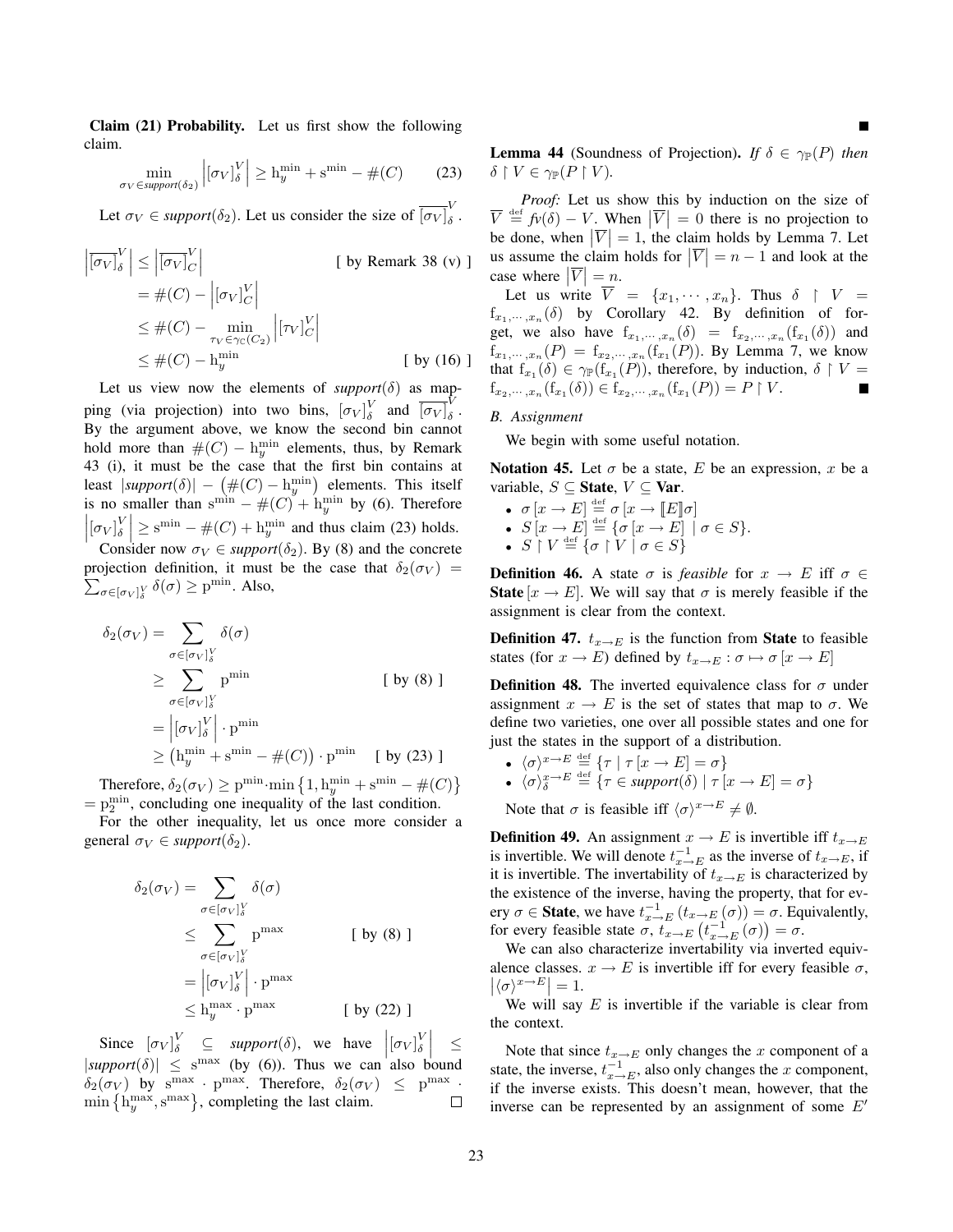**Claim (21) Probability.** Let us first show the following claim.

$$\min_{\sigma_V \in support(\delta_2)} \left|[\sigma_V]_\delta^V\right| \geq \mathrm{h}_y^{\min} + \mathrm{s}^{\min} - \#(C) \qquad (23)$$

Let $\sigma_V \in support(\delta_2)$. Let us consider the size of $\overline{[\sigma_V]}_\delta^V$.

$$\begin{aligned}
\left|\overline{[\sigma_V]}_\delta^V\right| &\leq \left|\overline{[\sigma_V]}_C^V\right| && \text{[ by Remark 38 (v) ]}\\
&= \#(C) - \left|[\sigma_V]_C^V\right| \\
&\leq \#(C) - \min_{\tau_V \in \gamma_{\mathbb{C}}(C_2)} \left|[\tau_V]_C^V\right| \\
&\leq \#(C) - \mathrm{h}_y^{\min} && \text{[ by (16) ]}
\end{aligned}$$

Let us view now the elements of *support*$(\delta)$ as mapping (via projection) into two bins, $[\sigma_V]_\delta^V$ and $\overline{[\sigma_V]}_\delta^V$. By the argument above, we know the second bin cannot hold more than $\#(C) - \mathrm{h}_y^{\min}$ elements, thus, by Remark 43 (i), it must be the case that the first bin contains at least $|support(\delta)| - \left(\#(C) - \mathrm{h}_y^{\min}\right)$ elements. This itself is no smaller than $\mathrm{s}^{\min} - \#(C) + \mathrm{h}_y^{\min}$ by (6). Therefore $\left|[\sigma_V]_\delta^V\right| \geq \mathrm{s}^{\min} - \#(C) + \mathrm{h}_y^{\min}$ and thus claim (23) holds.

Consider now $\sigma_V \in support(\delta_2)$. By (8) and the concrete projection definition, it must be the case that $\delta_2(\sigma_V) = \sum_{\sigma \in [\sigma_V]_\delta^V} \delta(\sigma) \geq \mathrm{p}^{\min}$. Also,

$$\begin{aligned}
\delta_2(\sigma_V) &= \sum_{\sigma \in [\sigma_V]_\delta^V} \delta(\sigma) \\
&\geq \sum_{\sigma \in [\sigma_V]_\delta^V} \mathrm{p}^{\min} && \text{[ by (8) ]}\\
&= \left|[\sigma_V]_\delta^V\right| \cdot \mathrm{p}^{\min} \\
&\geq \left(\mathrm{h}_y^{\min} + \mathrm{s}^{\min} - \#(C)\right) \cdot \mathrm{p}^{\min} && \text{[ by (23) ]}
\end{aligned}$$

Therefore, $\delta_2(\sigma_V) \geq \mathrm{p}^{\min} \cdot \min\left\{1, \mathrm{h}_y^{\min} + \mathrm{s}^{\min} - \#(C)\right\} = \mathrm{p}_2^{\min}$, concluding one inequality of the last condition.

For the other inequality, let us once more consider a general $\sigma_V \in support(\delta_2)$.

$$\begin{aligned}
\delta_2(\sigma_V) &= \sum_{\sigma \in [\sigma_V]_\delta^V} \delta(\sigma) \\
&\leq \sum_{\sigma \in [\sigma_V]_\delta^V} \mathrm{p}^{\max} && \text{[ by (8) ]}\\
&= \left|[\sigma_V]_\delta^V\right| \cdot \mathrm{p}^{\max} \\
&\leq \mathrm{h}_y^{\max} \cdot \mathrm{p}^{\max} && \text{[ by (22) ]}
\end{aligned}$$

Since $[\sigma_V]_\delta^V \subseteq support(\delta)$, we have $\left|[\sigma_V]_\delta^V\right| \leq |support(\delta)| \leq \mathrm{s}^{\max}$ (by (6)). Thus we can also bound $\delta_2(\sigma_V)$ by $\mathrm{s}^{\max} \cdot \mathrm{p}^{\max}$. Therefore, $\delta_2(\sigma_V) \leq \mathrm{p}^{\max} \cdot \min\left\{\mathrm{h}_y^{\max}, \mathrm{s}^{\max}\right\}$, completing the last claim. □

■

**Lemma 44** (Soundness of Projection). *If $\delta \in \gamma_{\mathbb{P}}(P)$ then $\delta \upharpoonright V \in \gamma_{\mathbb{P}}(P \upharpoonright V)$.*

*Proof:* Let us show this by induction on the size of $\overline{V} \stackrel{\text{def}}{=} fv(\delta) - V$. When $\left|\overline{V}\right| = 0$ there is no projection to be done, when $\left|\overline{V}\right| = 1$, the claim holds by Lemma 7. Let us assume the claim holds for $\left|\overline{V}\right| = n - 1$ and look at the case where $\left|\overline{V}\right| = n$.

Let us write $\overline{V} = \{x_1, \cdots, x_n\}$. Thus $\delta \upharpoonright V = \mathrm{f}_{x_1,\cdots,x_n}(\delta)$ by Corollary 42. By definition of forget, we also have $\mathrm{f}_{x_1,\cdots,x_n}(\delta) = \mathrm{f}_{x_2,\cdots,x_n}(\mathrm{f}_{x_1}(\delta))$ and $\mathrm{f}_{x_1,\cdots,x_n}(P) = \mathrm{f}_{x_2,\cdots,x_n}(\mathrm{f}_{x_1}(P))$. By Lemma 7, we know that $\mathrm{f}_{x_1}(\delta) \in \gamma_{\mathbb{P}}(\mathrm{f}_{x_1}(P))$, therefore, by induction, $\delta \upharpoonright V = \mathrm{f}_{x_2,\cdots,x_n}(\mathrm{f}_{x_1}(\delta)) \in \mathrm{f}_{x_2,\cdots,x_n}(\mathrm{f}_{x_1}(P)) = P \upharpoonright V$. ■

### B. Assignment

We begin with some useful notation.

**Notation 45.** Let $\sigma$ be a state, $E$ be an expression, $x$ be a variable, $S \subseteq$ **State**, $V \subseteq$ **Var**.

- $\sigma[x \to E] \stackrel{\text{def}}{=} \sigma[x \to [\![E]\!]\sigma]$
- $S[x \to E] \stackrel{\text{def}}{=} \{\sigma[x \to E] \mid \sigma \in S\}$.
- $S \upharpoonright V \stackrel{\text{def}}{=} \{\sigma \upharpoonright V \mid \sigma \in S\}$

**Definition 46.** A state $\sigma$ is *feasible* for $x \to E$ iff $\sigma \in$ **State**$[x \to E]$. We will say that $\sigma$ is merely feasible if the assignment is clear from the context.

**Definition 47.** $t_{x \to E}$ is the function from **State** to feasible states (for $x \to E$) defined by $t_{x \to E} : \sigma \mapsto \sigma[x \to E]$

**Definition 48.** The inverted equivalence class for $\sigma$ under assignment $x \to E$ is the set of states that map to $\sigma$. We define two varieties, one over all possible states and one for just the states in the support of a distribution.

- $\langle\sigma\rangle^{x \to E} \stackrel{\text{def}}{=} \{\tau \mid \tau[x \to E] = \sigma\}$
- $\langle\sigma\rangle_\delta^{x \to E} \stackrel{\text{def}}{=} \{\tau \in support(\delta) \mid \tau[x \to E] = \sigma\}$

Note that $\sigma$ is feasible iff $\langle\sigma\rangle^{x \to E} \neq \emptyset$.

**Definition 49.** An assignment $x \to E$ is invertible iff $t_{x \to E}$ is invertible. We will denote $t_{x \to E}^{-1}$ as the inverse of $t_{x \to E}$, if it is invertible. The invertability of $t_{x \to E}$ is characterized by the existence of the inverse, having the property, that for every $\sigma \in$ **State**, we have $t_{x \to E}^{-1}(t_{x \to E}(\sigma)) = \sigma$. Equivalently, for every feasible state $\sigma$, $t_{x \to E}\left(t_{x \to E}^{-1}(\sigma)\right) = \sigma$.

We can also characterize invertability via inverted equivalence classes. $x \to E$ is invertible iff for every feasible $\sigma$, $\left|\langle\sigma\rangle^{x \to E}\right| = 1$.

We will say $E$ is invertible if the variable is clear from the context.

Note that since $t_{x \to E}$ only changes the $x$ component of a state, the inverse, $t_{x \to E}^{-1}$, also only changes the $x$ component, if the inverse exists. This doesn't mean, however, that the inverse can be represented by an assignment of some $E'$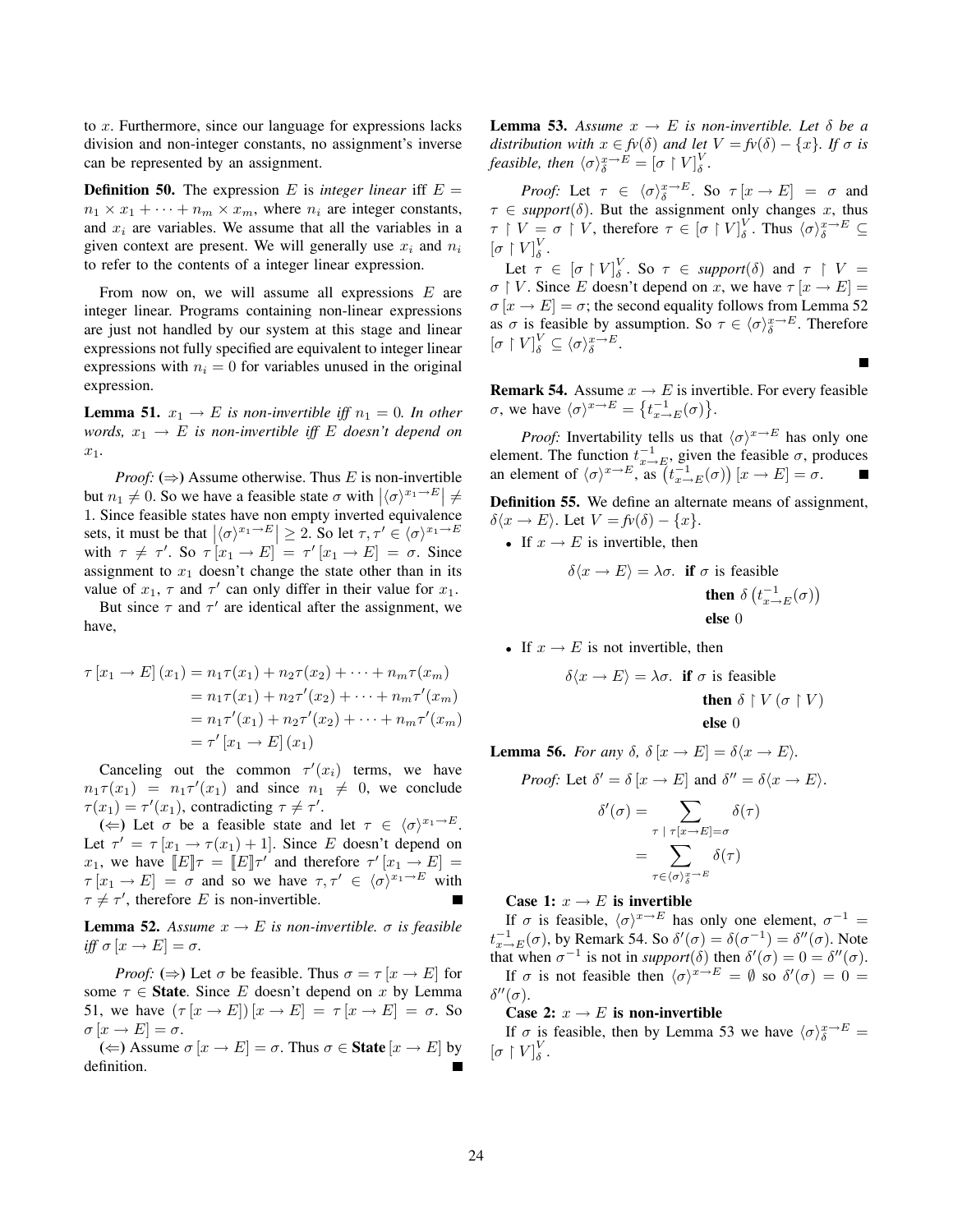to $x$. Furthermore, since our language for expressions lacks division and non-integer constants, no assignment's inverse can be represented by an assignment.

**Definition 50.** The expression $E$ is *integer linear* iff $E = n_1 \times x_1 + \cdots + n_m \times x_m$, where $n_i$ are integer constants, and $x_i$ are variables. We assume that all the variables in a given context are present. We will generally use $x_i$ and $n_i$ to refer to the contents of a integer linear expression.

From now on, we will assume all expressions $E$ are integer linear. Programs containing non-linear expressions are just not handled by our system at this stage and linear expressions not fully specified are equivalent to integer linear expressions with $n_i = 0$ for variables unused in the original expression.

**Lemma 51.** *$x_1 \to E$ is non-invertible iff $n_1 = 0$. In other words, $x_1 \to E$ is non-invertible iff $E$ doesn't depend on $x_1$.*

*Proof:* (⇒) Assume otherwise. Thus $E$ is non-invertible but $n_1 \neq 0$. So we have a feasible state $\sigma$ with $\left|\langle\sigma\rangle^{x_1 \to E}\right| \neq 1$. Since feasible states have non empty inverted equivalence sets, it must be that $\left|\langle\sigma\rangle^{x_1 \to E}\right| \geq 2$. So let $\tau, \tau' \in \langle\sigma\rangle^{x_1 \to E}$ with $\tau \neq \tau'$. So $\tau\,[x_1 \to E] = \tau'\,[x_1 \to E] = \sigma$. Since assignment to $x_1$ doesn't change the state other than in its value of $x_1$, $\tau$ and $\tau'$ can only differ in their value for $x_1$.

But since $\tau$ and $\tau'$ are identical after the assignment, we have,

$$
\begin{aligned}
\tau\,[x_1 \to E]\,(x_1) &= n_1\tau(x_1) + n_2\tau(x_2) + \cdots + n_m\tau(x_m) \\
&= n_1\tau(x_1) + n_2\tau'(x_2) + \cdots + n_m\tau'(x_m) \\
&= n_1\tau'(x_1) + n_2\tau'(x_2) + \cdots + n_m\tau'(x_m) \\
&= \tau'\,[x_1 \to E]\,(x_1)
\end{aligned}
$$

Canceling out the common $\tau'(x_i)$ terms, we have $n_1\tau(x_1) = n_1\tau'(x_1)$ and since $n_1 \neq 0$, we conclude $\tau(x_1) = \tau'(x_1)$, contradicting $\tau \neq \tau'$.

(⇐) Let $\sigma$ be a feasible state and let $\tau \in \langle\sigma\rangle^{x_1 \to E}$. Let $\tau' = \tau\,[x_1 \to \tau(x_1) + 1]$. Since $E$ doesn't depend on $x_1$, we have $[\![E]\!]\tau = [\![E]\!]\tau'$ and therefore $\tau'\,[x_1 \to E] = \tau\,[x_1 \to E] = \sigma$ and so we have $\tau, \tau' \in \langle\sigma\rangle^{x_1 \to E}$ with $\tau \neq \tau'$, therefore $E$ is non-invertible. ■

**Lemma 52.** *Assume $x \to E$ is non-invertible. $\sigma$ is feasible iff $\sigma\,[x \to E] = \sigma$.*

*Proof:* (⇒) Let $\sigma$ be feasible. Thus $\sigma = \tau\,[x \to E]$ for some $\tau \in$ **State**. Since $E$ doesn't depend on $x$ by Lemma 51, we have $(\tau\,[x \to E])\,[x \to E] = \tau\,[x \to E] = \sigma$. So $\sigma\,[x \to E] = \sigma$.

(⇐) Assume $\sigma\,[x \to E] = \sigma$. Thus $\sigma \in$ **State** $[x \to E]$ by definition. ■

**Lemma 53.** *Assume $x \to E$ is non-invertible. Let $\delta$ be a distribution with $x \in fv(\delta)$ and let $V = fv(\delta) - \{x\}$. If $\sigma$ is feasible, then $\langle\sigma\rangle_\delta^{x \to E} = [\sigma \upharpoonright V]_\delta^V$.*

*Proof:* Let $\tau \in \langle\sigma\rangle_\delta^{x \to E}$. So $\tau\,[x \to E] = \sigma$ and $\tau \in$ *support*$(\delta)$. But the assignment only changes $x$, thus $\tau \upharpoonright V = \sigma \upharpoonright V$, therefore $\tau \in [\sigma \upharpoonright V]_\delta^V$. Thus $\langle\sigma\rangle_\delta^{x \to E} \subseteq [\sigma \upharpoonright V]_\delta^V$.

Let $\tau \in [\sigma \upharpoonright V]_\delta^V$. So $\tau \in$ *support*$(\delta)$ and $\tau \upharpoonright V = \sigma \upharpoonright V$. Since $E$ doesn't depend on $x$, we have $\tau\,[x \to E] = \sigma\,[x \to E] = \sigma$; the second equality follows from Lemma 52 as $\sigma$ is feasible by assumption. So $\tau \in \langle\sigma\rangle_\delta^{x \to E}$. Therefore $[\sigma \upharpoonright V]_\delta^V \subseteq \langle\sigma\rangle_\delta^{x \to E}$.

■

**Remark 54.** Assume $x \to E$ is invertible. For every feasible $\sigma$, we have $\langle\sigma\rangle^{x \to E} = \left\{t_{x \to E}^{-1}(\sigma)\right\}$.

*Proof:* Invertability tells us that $\langle\sigma\rangle^{x \to E}$ has only one element. The function $t_{x \to E}^{-1}$, given the feasible $\sigma$, produces an element of $\langle\sigma\rangle^{x \to E}$, as $\left(t_{x \to E}^{-1}(\sigma)\right)[x \to E] = \sigma$. ■

**Definition 55.** We define an alternate means of assignment, $\delta\langle x \to E\rangle$. Let $V = fv(\delta) - \{x\}$.

- If $x \to E$ is invertible, then

$$
\delta\langle x \to E\rangle = \lambda\sigma.\ \ \textbf{if}\ \sigma \text{ is feasible}\ \ \textbf{then}\ \delta\left(t_{x \to E}^{-1}(\sigma)\right)\ \ \textbf{else}\ 0
$$

- If $x \to E$ is not invertible, then

$$
\delta\langle x \to E\rangle = \lambda\sigma.\ \ \textbf{if}\ \sigma \text{ is feasible}\ \ \textbf{then}\ \delta \upharpoonright V\,(\sigma \upharpoonright V)\ \ \textbf{else}\ 0
$$

**Lemma 56.** *For any $\delta$, $\delta\,[x \to E] = \delta\langle x \to E\rangle$.*

*Proof:* Let $\delta' = \delta\,[x \to E]$ and $\delta'' = \delta\langle x \to E\rangle$.

$$
\begin{aligned}
\delta'(\sigma) &= \sum_{\tau \,\mid\, \tau[x \to E] = \sigma} \delta(\tau) \\
&= \sum_{\tau \in \langle\sigma\rangle_\delta^{x \to E}} \delta(\tau)
\end{aligned}
$$

**Case 1: $x \to E$ is invertible**

If $\sigma$ is feasible, $\langle\sigma\rangle^{x \to E}$ has only one element, $\sigma^{-1} = t_{x \to E}^{-1}(\sigma)$, by Remark 54. So $\delta'(\sigma) = \delta(\sigma^{-1}) = \delta''(\sigma)$. Note that when $\sigma^{-1}$ is not in *support*$(\delta)$ then $\delta'(\sigma) = 0 = \delta''(\sigma)$.

If $\sigma$ is not feasible then $\langle\sigma\rangle^{x \to E} = \emptyset$ so $\delta'(\sigma) = 0 = \delta''(\sigma)$.

**Case 2: $x \to E$ is non-invertible**

If $\sigma$ is feasible, then by Lemma 53 we have $\langle\sigma\rangle_\delta^{x \to E} = [\sigma \upharpoonright V]_\delta^V$.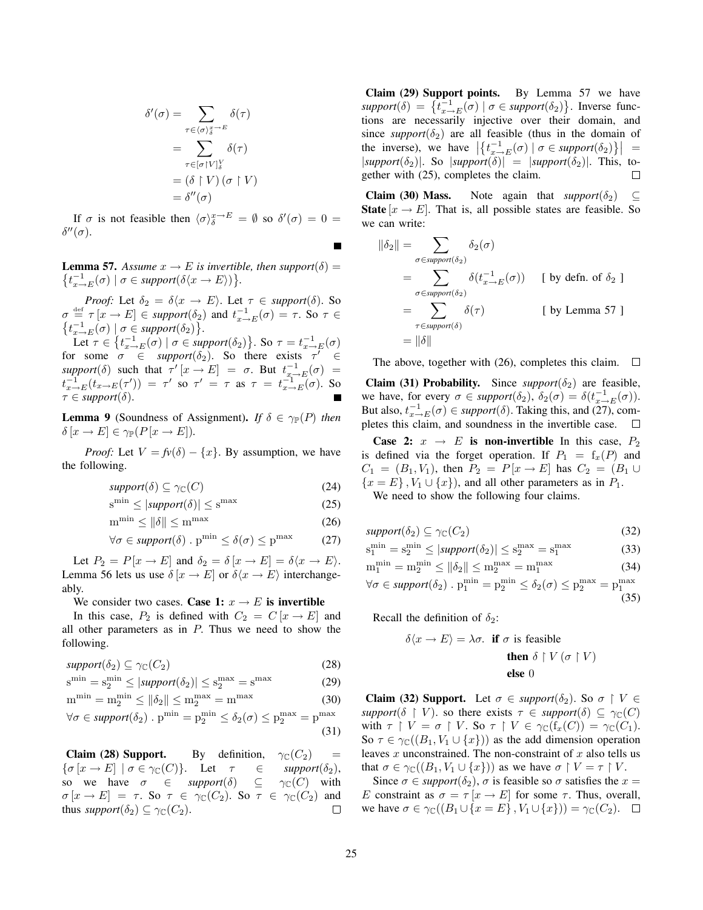$$
\begin{aligned}
\delta'(\sigma) &= \sum_{\tau \in \langle \sigma \rangle_\delta^{x \to E}} \delta(\tau) \\
&= \sum_{\tau \in [\sigma \upharpoonright V]_\delta^V} \delta(\tau) \\
&= (\delta \upharpoonright V)\,(\sigma \upharpoonright V) \\
&= \delta''(\sigma)
\end{aligned}
$$

If $\sigma$ is not feasible then $\langle \sigma \rangle_\delta^{x \to E} = \emptyset$ so $\delta'(\sigma) = 0 = \delta''(\sigma)$.

■

**Lemma 57.** *Assume $x \to E$ is invertible, then $support(\delta) = \left\{ t_{x \to E}^{-1}(\sigma) \mid \sigma \in support(\delta\langle x \to E \rangle) \right\}$.*

*Proof:* Let $\delta_2 = \delta\langle x \to E \rangle$. Let $\tau \in support(\delta)$. So $\sigma \stackrel{\text{def}}{=} \tau\,[x \to E] \in support(\delta_2)$ and $t_{x \to E}^{-1}(\sigma) = \tau$. So $\tau \in \left\{ t_{x \to E}^{-1}(\sigma) \mid \sigma \in support(\delta_2) \right\}$.

Let $\tau \in \left\{ t_{x \to E}^{-1}(\sigma) \mid \sigma \in support(\delta_2) \right\}$. So $\tau = t_{x \to E}^{-1}(\sigma)$ for some $\sigma \in support(\delta_2)$. So there exists $\tau' \in support(\delta)$ such that $\tau'\,[x \to E] = \sigma$. But $t_{x \to E}^{-1}(\sigma) = t_{x \to E}^{-1}(t_{x \to E}(\tau')) = \tau'$ so $\tau' = \tau$ as $\tau = t_{x \to E}^{-1}(\sigma)$. So $\tau \in support(\delta)$. ■

**Lemma 9** (Soundness of Assignment). *If $\delta \in \gamma_{\mathbb{P}}(P)$ then $\delta\,[x \to E] \in \gamma_{\mathbb{P}}(P\,[x \to E])$.*

*Proof:* Let $V = fv(\delta) - \{x\}$. By assumption, we have the following.

$$support(\delta) \subseteq \gamma_{\mathbb{C}}(C) \tag{24}$$

$$\mathrm{s}^{\min} \leq |support(\delta)| \leq \mathrm{s}^{\max} \tag{25}$$

$$\mathrm{m}^{\min} \leq \|\delta\| \leq \mathrm{m}^{\max} \tag{26}$$

$$\forall \sigma \in support(\delta)\ .\ \mathrm{p}^{\min} \leq \delta(\sigma) \leq \mathrm{p}^{\max} \tag{27}$$

Let $P_2 = P\,[x \to E]$ and $\delta_2 = \delta\,[x \to E] = \delta\langle x \to E \rangle$. Lemma 56 lets us use $\delta\,[x \to E]$ or $\delta\langle x \to E \rangle$ interchangeably.

We consider two cases. **Case 1: $x \to E$ is invertible**

In this case, $P_2$ is defined with $C_2 = C\,[x \to E]$ and all other parameters as in $P$. Thus we need to show the following.

$$support(\delta_2) \subseteq \gamma_{\mathbb{C}}(C_2) \tag{28}$$

$$\mathrm{s}^{\min} = \mathrm{s}_2^{\min} \leq |support(\delta_2)| \leq \mathrm{s}_2^{\max} = \mathrm{s}^{\max} \tag{29}$$

$$\mathrm{m}^{\min} = \mathrm{m}_2^{\min} \leq \|\delta_2\| \leq \mathrm{m}_2^{\max} = \mathrm{m}^{\max} \tag{30}$$

$$\forall \sigma \in support(\delta_2)\ .\ \mathrm{p}^{\min} = \mathrm{p}_2^{\min} \leq \delta_2(\sigma) \leq \mathrm{p}_2^{\max} = \mathrm{p}^{\max} \tag{31}$$

**Claim (28) Support.** By definition, $\gamma_{\mathbb{C}}(C_2) = \{\sigma\,[x \to E] \mid \sigma \in \gamma_{\mathbb{C}}(C)\}$. Let $\tau \in support(\delta_2)$, so we have $\sigma \in support(\delta) \subseteq \gamma_{\mathbb{C}}(C)$ with $\sigma\,[x \to E] = \tau$. So $\tau \in \gamma_{\mathbb{C}}(C_2)$. So $\tau \in \gamma_{\mathbb{C}}(C_2)$ and thus $support(\delta_2) \subseteq \gamma_{\mathbb{C}}(C_2)$. □

**Claim (29) Support points.** By Lemma 57 we have $support(\delta) = \left\{ t_{x \to E}^{-1}(\sigma) \mid \sigma \in support(\delta_2) \right\}$. Inverse functions are necessarily injective over their domain, and since $support(\delta_2)$ are all feasible (thus in the domain of the inverse), we have $\left| \left\{ t_{x \to E}^{-1}(\sigma) \mid \sigma \in support(\delta_2) \right\} \right| = |support(\delta_2)|$. So $|support(\delta)| = |support(\delta_2)|$. This, together with (25), completes the claim. □

**Claim (30) Mass.** Note again that $support(\delta_2) \subseteq \mathbf{State}\,[x \to E]$. That is, all possible states are feasible. So we can write:

$$
\begin{aligned}
\|\delta_2\| &= \sum_{\sigma \in support(\delta_2)} \delta_2(\sigma) \\
&= \sum_{\sigma \in support(\delta_2)} \delta(t_{x \to E}^{-1}(\sigma)) \qquad [\text{ by defn. of } \delta_2\ ] \\
&= \sum_{\tau \in support(\delta)} \delta(\tau) \qquad [\text{ by Lemma 57 }] \\
&= \|\delta\|
\end{aligned}
$$

The above, together with (26), completes this claim. □

**Claim (31) Probability.** Since $support(\delta_2)$ are feasible, we have, for every $\sigma \in support(\delta_2)$, $\delta_2(\sigma) = \delta(t_{x \to E}^{-1}(\sigma))$. But also, $t_{x \to E}^{-1}(\sigma) \in support(\delta)$. Taking this, and (27), completes this claim, and soundness in the invertible case. □

**Case 2: $x \to E$ is non-invertible** In this case, $P_2$ is defined via the forget operation. If $P_1 = \mathrm{f}_x(P)$ and $C_1 = (B_1, V_1)$, then $P_2 = P\,[x \to E]$ has $C_2 = (B_1 \cup \{x = E\}, V_1 \cup \{x\})$, and all other parameters as in $P_1$.

We need to show the following four claims.

$$support(\delta_2) \subseteq \gamma_{\mathbb{C}}(C_2) \tag{32}$$

$$\mathrm{s}_1^{\min} = \mathrm{s}_2^{\min} \leq |support(\delta_2)| \leq \mathrm{s}_2^{\max} = \mathrm{s}_1^{\max} \tag{33}$$

$$\mathrm{m}_1^{\min} = \mathrm{m}_2^{\min} \leq \|\delta_2\| \leq \mathrm{m}_2^{\max} = \mathrm{m}_1^{\max} \tag{34}$$

$$\forall \sigma \in support(\delta_2)\ .\ \mathrm{p}_1^{\min} = \mathrm{p}_2^{\min} \leq \delta_2(\sigma) \leq \mathrm{p}_2^{\max} = \mathrm{p}_1^{\max} \tag{35}$$

Recall the definition of $\delta_2$:

$$
\begin{aligned}
\delta\langle x \to E \rangle = \lambda\sigma.\ &\textbf{if } \sigma \text{ is feasible} \\
&\textbf{then } \delta \upharpoonright V\,(\sigma \upharpoonright V) \\
&\textbf{else } 0
\end{aligned}
$$

**Claim (32) Support.** Let $\sigma \in support(\delta_2)$. So $\sigma \upharpoonright V \in support(\delta \upharpoonright V)$. so there exists $\tau \in support(\delta) \subseteq \gamma_{\mathbb{C}}(C)$ with $\tau \upharpoonright V = \sigma \upharpoonright V$. So $\tau \upharpoonright V \in \gamma_{\mathbb{C}}(\mathrm{f}_x(C)) = \gamma_{\mathbb{C}}(C_1)$. So $\tau \in \gamma_{\mathbb{C}}((B_1, V_1 \cup \{x\}))$ as the add dimension operation leaves $x$ unconstrained. The non-constraint of $x$ also tells us that $\sigma \in \gamma_{\mathbb{C}}((B_1, V_1 \cup \{x\}))$ as we have $\sigma \upharpoonright V = \tau \upharpoonright V$.

Since $\sigma \in support(\delta_2)$, $\sigma$ is feasible so $\sigma$ satisfies the $x = E$ constraint as $\sigma = \tau\,[x \to E]$ for some $\tau$. Thus, overall, we have $\sigma \in \gamma_{\mathbb{C}}((B_1 \cup \{x = E\}, V_1 \cup \{x\})) = \gamma_{\mathbb{C}}(C_2)$. □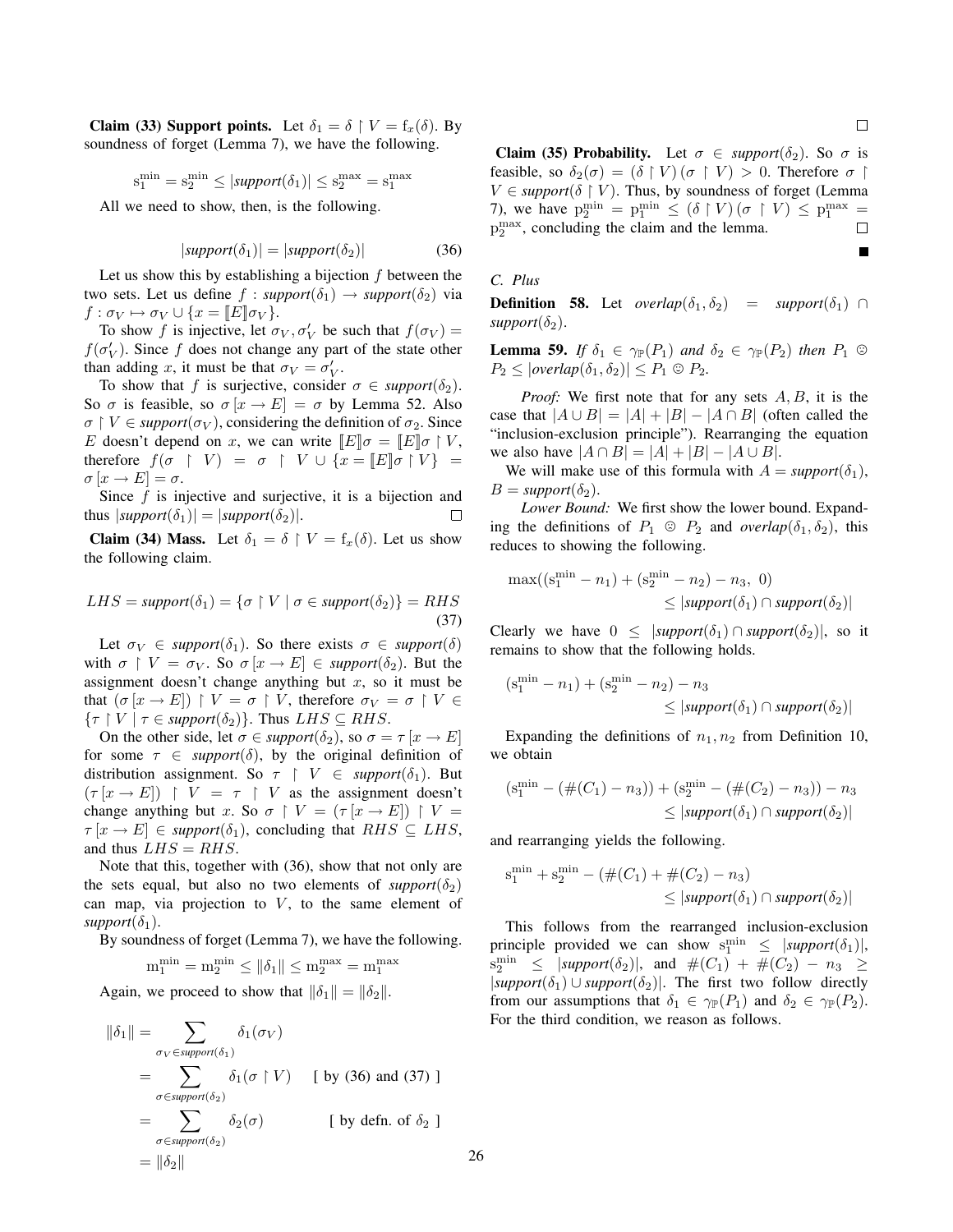**Claim (33) Support points.** Let $\delta_1 = \delta \upharpoonright V = \mathrm{f}_x(\delta)$. By soundness of forget (Lemma 7), we have the following.

$$\mathrm{s}_1^{\min} = \mathrm{s}_2^{\min} \leq |\mathit{support}(\delta_1)| \leq \mathrm{s}_2^{\max} = \mathrm{s}_1^{\max}$$

All we need to show, then, is the following.

$$|\mathit{support}(\delta_1)| = |\mathit{support}(\delta_2)| \tag{36}$$

Let us show this by establishing a bijection $f$ between the two sets. Let us define $f : \mathit{support}(\delta_1) \rightarrow \mathit{support}(\delta_2)$ via $f : \sigma_V \mapsto \sigma_V \cup \{x = [\![E]\!]\sigma_V\}$.

To show $f$ is injective, let $\sigma_V, \sigma_V'$ be such that $f(\sigma_V) = f(\sigma_V')$. Since $f$ does not change any part of the state other than adding $x$, it must be that $\sigma_V = \sigma_V'$.

To show that $f$ is surjective, consider $\sigma \in \mathit{support}(\delta_2)$. So $\sigma$ is feasible, so $\sigma[x \rightarrow E] = \sigma$ by Lemma 52. Also $\sigma \upharpoonright V \in \mathit{support}(\sigma_V)$, considering the definition of $\sigma_2$. Since $E$ doesn't depend on $x$, we can write $[\![E]\!]\sigma = [\![E]\!]\sigma \upharpoonright V$, therefore $f(\sigma \upharpoonright V) = \sigma \upharpoonright V \cup \{x = [\![E]\!]\sigma \upharpoonright V\} = \sigma[x \rightarrow E] = \sigma$.

Since $f$ is injective and surjective, it is a bijection and thus $|\mathit{support}(\delta_1)| = |\mathit{support}(\delta_2)|$. □

**Claim (34) Mass.** Let $\delta_1 = \delta \upharpoonright V = \mathrm{f}_x(\delta)$. Let us show the following claim.

$$LHS = \mathit{support}(\delta_1) = \{\sigma \upharpoonright V \mid \sigma \in \mathit{support}(\delta_2)\} = RHS \tag{37}$$

Let $\sigma_V \in \mathit{support}(\delta_1)$. So there exists $\sigma \in \mathit{support}(\delta)$ with $\sigma \upharpoonright V = \sigma_V$. So $\sigma[x \rightarrow E] \in \mathit{support}(\delta_2)$. But the assignment doesn't change anything but $x$, so it must be that $(\sigma[x \rightarrow E]) \upharpoonright V = \sigma \upharpoonright V$, therefore $\sigma_V = \sigma \upharpoonright V \in \{\tau \upharpoonright V \mid \tau \in \mathit{support}(\delta_2)\}$. Thus $LHS \subseteq RHS$.

On the other side, let $\sigma \in \mathit{support}(\delta_2)$, so $\sigma = \tau[x \rightarrow E]$ for some $\tau \in \mathit{support}(\delta)$, by the original definition of distribution assignment. So $\tau \upharpoonright V \in \mathit{support}(\delta_1)$. But $(\tau[x \rightarrow E]) \upharpoonright V = \tau \upharpoonright V$ as the assignment doesn't change anything but $x$. So $\sigma \upharpoonright V = (\tau[x \rightarrow E]) \upharpoonright V = \tau[x \rightarrow E] \in \mathit{support}(\delta_1)$, concluding that $RHS \subseteq LHS$, and thus $LHS = RHS$.

Note that this, together with (36), show that not only are the sets equal, but also no two elements of $\mathit{support}(\delta_2)$ can map, via projection to $V$, to the same element of $\mathit{support}(\delta_1)$.

By soundness of forget (Lemma 7), we have the following.

$$\mathrm{m}_1^{\min} = \mathrm{m}_2^{\min} \leq \|\delta_1\| \leq \mathrm{m}_2^{\max} = \mathrm{m}_1^{\max}$$

Again, we proceed to show that $\|\delta_1\| = \|\delta_2\|$.

$$\begin{aligned}
\|\delta_1\| &= \sum_{\sigma_V \in \mathit{support}(\delta_1)} \delta_1(\sigma_V) \\
&= \sum_{\sigma \in \mathit{support}(\delta_2)} \delta_1(\sigma \upharpoonright V) \quad [\text{ by (36) and (37) }] \\
&= \sum_{\sigma \in \mathit{support}(\delta_2)} \delta_2(\sigma) \qquad [\text{ by defn. of } \delta_2 \text{ }] \\
&= \|\delta_2\|
\end{aligned}$$

□

**Claim (35) Probability.** Let $\sigma \in \mathit{support}(\delta_2)$. So $\sigma$ is feasible, so $\delta_2(\sigma) = (\delta \upharpoonright V)(\sigma \upharpoonright V) > 0$. Therefore $\sigma \upharpoonright V \in \mathit{support}(\delta \upharpoonright V)$. Thus, by soundness of forget (Lemma 7), we have $\mathrm{p}_2^{\min} = \mathrm{p}_1^{\min} \leq (\delta \upharpoonright V)(\sigma \upharpoonright V) \leq \mathrm{p}_1^{\max} = \mathrm{p}_2^{\max}$, concluding the claim and the lemma. □

■

## C. Plus

**Definition 58.** Let $\mathit{overlap}(\delta_1, \delta_2) = \mathit{support}(\delta_1) \cap \mathit{support}(\delta_2)$.

**Lemma 59.** *If $\delta_1 \in \gamma_{\mathbb{P}}(P_1)$ and $\delta_2 \in \gamma_{\mathbb{P}}(P_2)$ then $P_1 \odot P_2 \leq |\mathit{overlap}(\delta_1, \delta_2)| \leq P_1 \odot P_2$.*

*Proof:* We first note that for any sets $A, B$, it is the case that $|A \cup B| = |A| + |B| - |A \cap B|$ (often called the "inclusion-exclusion principle"). Rearranging the equation we also have $|A \cap B| = |A| + |B| - |A \cup B|$.

We will make use of this formula with $A = \mathit{support}(\delta_1)$, $B = \mathit{support}(\delta_2)$.

*Lower Bound:* We first show the lower bound. Expanding the definitions of $P_1 \odot P_2$ and $\mathit{overlap}(\delta_1, \delta_2)$, this reduces to showing the following.

$$\max((\mathrm{s}_1^{\min} - n_1) + (\mathrm{s}_2^{\min} - n_2) - n_3,\ 0) \leq |\mathit{support}(\delta_1) \cap \mathit{support}(\delta_2)|$$

Clearly we have $0 \leq |\mathit{support}(\delta_1) \cap \mathit{support}(\delta_2)|$, so it remains to show that the following holds.

$$(\mathrm{s}_1^{\min} - n_1) + (\mathrm{s}_2^{\min} - n_2) - n_3 \leq |\mathit{support}(\delta_1) \cap \mathit{support}(\delta_2)|$$

Expanding the definitions of $n_1, n_2$ from Definition 10, we obtain

$$(\mathrm{s}_1^{\min} - (\#(C_1) - n_3)) + (\mathrm{s}_2^{\min} - (\#(C_2) - n_3)) - n_3 \leq |\mathit{support}(\delta_1) \cap \mathit{support}(\delta_2)|$$

and rearranging yields the following.

$$\mathrm{s}_1^{\min} + \mathrm{s}_2^{\min} - (\#(C_1) + \#(C_2) - n_3) \leq |\mathit{support}(\delta_1) \cap \mathit{support}(\delta_2)|$$

This follows from the rearranged inclusion-exclusion principle provided we can show $\mathrm{s}_1^{\min} \leq |\mathit{support}(\delta_1)|$, $\mathrm{s}_2^{\min} \leq |\mathit{support}(\delta_2)|$, and $\#(C_1) + \#(C_2) - n_3 \geq |\mathit{support}(\delta_1) \cup \mathit{support}(\delta_2)|$. The first two follow directly from our assumptions that $\delta_1 \in \gamma_{\mathbb{P}}(P_1)$ and $\delta_2 \in \gamma_{\mathbb{P}}(P_2)$. For the third condition, we reason as follows.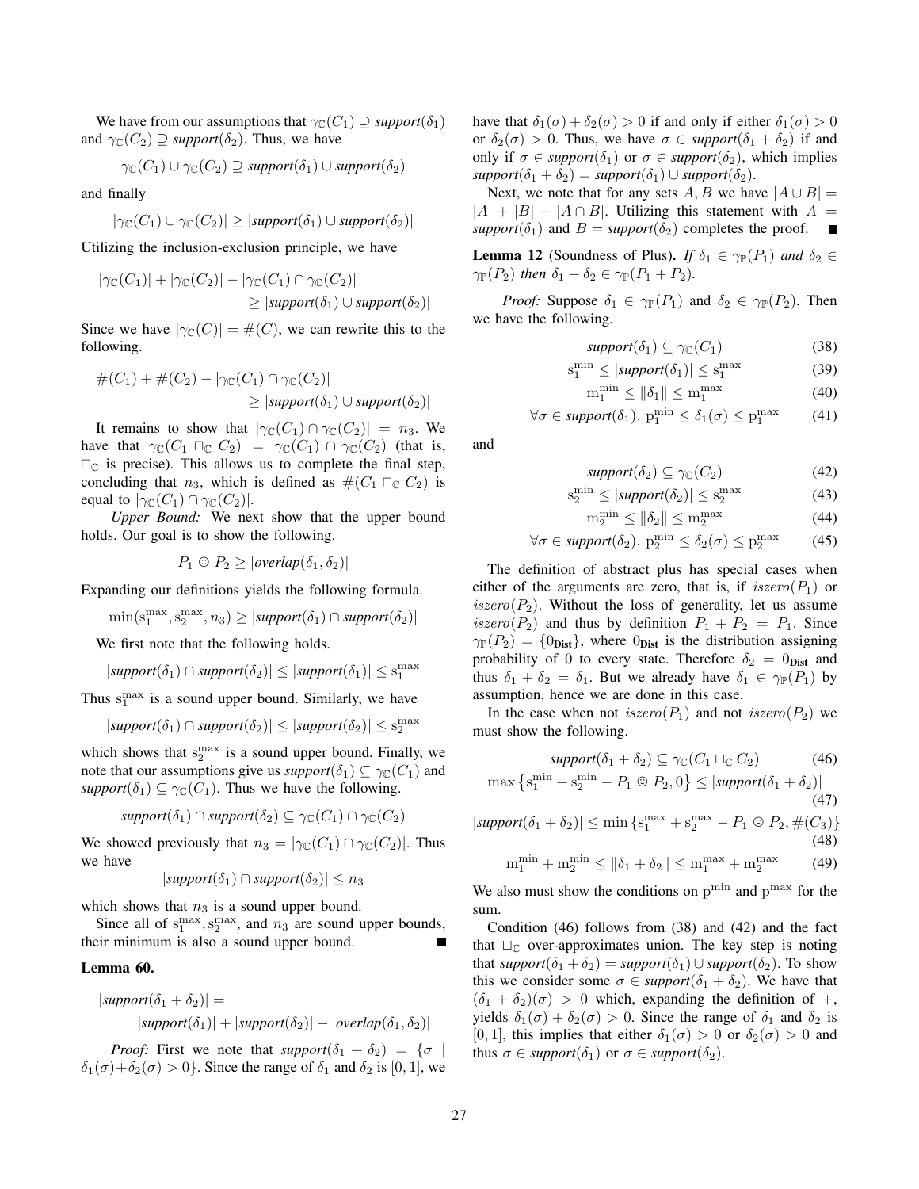We have from our assumptions that $\gamma_{\mathbb{C}}(C_1) \supseteq \textit{support}(\delta_1)$ and $\gamma_{\mathbb{C}}(C_2) \supseteq \textit{support}(\delta_2)$. Thus, we have

$$\gamma_{\mathbb{C}}(C_1) \cup \gamma_{\mathbb{C}}(C_2) \supseteq \textit{support}(\delta_1) \cup \textit{support}(\delta_2)$$

and finally

$$|\gamma_{\mathbb{C}}(C_1) \cup \gamma_{\mathbb{C}}(C_2)| \geq |\textit{support}(\delta_1) \cup \textit{support}(\delta_2)|$$

Utilizing the inclusion-exclusion principle, we have

$$|\gamma_{\mathbb{C}}(C_1)| + |\gamma_{\mathbb{C}}(C_2)| - |\gamma_{\mathbb{C}}(C_1) \cap \gamma_{\mathbb{C}}(C_2)| \geq |\textit{support}(\delta_1) \cup \textit{support}(\delta_2)|$$

Since we have $|\gamma_{\mathbb{C}}(C)| = \#(C)$, we can rewrite this to the following.

$$\#(C_1) + \#(C_2) - |\gamma_{\mathbb{C}}(C_1) \cap \gamma_{\mathbb{C}}(C_2)| \geq |\textit{support}(\delta_1) \cup \textit{support}(\delta_2)|$$

It remains to show that $|\gamma_{\mathbb{C}}(C_1) \cap \gamma_{\mathbb{C}}(C_2)| = n_3$. We have that $\gamma_{\mathbb{C}}(C_1 \sqcap_{\mathbb{C}} C_2) = \gamma_{\mathbb{C}}(C_1) \cap \gamma_{\mathbb{C}}(C_2)$ (that is, $\sqcap_{\mathbb{C}}$ is precise). This allows us to complete the final step, concluding that $n_3$, which is defined as $\#(C_1 \sqcap_{\mathbb{C}} C_2)$ is equal to $|\gamma_{\mathbb{C}}(C_1) \cap \gamma_{\mathbb{C}}(C_2)|$.

*Upper Bound:* We next show that the upper bound holds. Our goal is to show the following.

$$P_1 \odot P_2 \geq |\textit{overlap}(\delta_1, \delta_2)|$$

Expanding our definitions yields the following formula.

$$\min(\mathrm{s}_1^{\max}, \mathrm{s}_2^{\max}, n_3) \geq |\textit{support}(\delta_1) \cap \textit{support}(\delta_2)|$$

We first note that the following holds.

$$|\textit{support}(\delta_1) \cap \textit{support}(\delta_2)| \leq |\textit{support}(\delta_1)| \leq \mathrm{s}_1^{\max}$$

Thus $\mathrm{s}_1^{\max}$ is a sound upper bound. Similarly, we have

$$|\textit{support}(\delta_1) \cap \textit{support}(\delta_2)| \leq |\textit{support}(\delta_2)| \leq \mathrm{s}_2^{\max}$$

which shows that $\mathrm{s}_2^{\max}$ is a sound upper bound. Finally, we note that our assumptions give us $\textit{support}(\delta_1) \subseteq \gamma_{\mathbb{C}}(C_1)$ and $\textit{support}(\delta_1) \subseteq \gamma_{\mathbb{C}}(C_1)$. Thus we have the following.

$$\textit{support}(\delta_1) \cap \textit{support}(\delta_2) \subseteq \gamma_{\mathbb{C}}(C_1) \cap \gamma_{\mathbb{C}}(C_2)$$

We showed previously that $n_3 = |\gamma_{\mathbb{C}}(C_1) \cap \gamma_{\mathbb{C}}(C_2)|$. Thus we have

$$|\textit{support}(\delta_1) \cap \textit{support}(\delta_2)| \leq n_3$$

which shows that $n_3$ is a sound upper bound.

Since all of $\mathrm{s}_1^{\max}, \mathrm{s}_2^{\max}$, and $n_3$ are sound upper bounds, their minimum is also a sound upper bound. ∎

**Lemma 60.**

$$|\textit{support}(\delta_1 + \delta_2)| = |\textit{support}(\delta_1)| + |\textit{support}(\delta_2)| - |\textit{overlap}(\delta_1, \delta_2)|$$

*Proof:* First we note that $\textit{support}(\delta_1 + \delta_2) = \{\sigma \mid \delta_1(\sigma) + \delta_2(\sigma) > 0\}$. Since the range of $\delta_1$ and $\delta_2$ is $[0, 1]$, we have that $\delta_1(\sigma) + \delta_2(\sigma) > 0$ if and only if either $\delta_1(\sigma) > 0$ or $\delta_2(\sigma) > 0$. Thus, we have $\sigma \in \textit{support}(\delta_1 + \delta_2)$ if and only if $\sigma \in \textit{support}(\delta_1)$ or $\sigma \in \textit{support}(\delta_2)$, which implies $\textit{support}(\delta_1 + \delta_2) = \textit{support}(\delta_1) \cup \textit{support}(\delta_2)$.

Next, we note that for any sets $A, B$ we have $|A \cup B| = |A| + |B| - |A \cap B|$. Utilizing this statement with $A = \textit{support}(\delta_1)$ and $B = \textit{support}(\delta_2)$ completes the proof. ∎

**Lemma 12** (Soundness of Plus)**.** *If $\delta_1 \in \gamma_{\mathbb{P}}(P_1)$ and $\delta_2 \in \gamma_{\mathbb{P}}(P_2)$ then $\delta_1 + \delta_2 \in \gamma_{\mathbb{P}}(P_1 + P_2)$.*

*Proof:* Suppose $\delta_1 \in \gamma_{\mathbb{P}}(P_1)$ and $\delta_2 \in \gamma_{\mathbb{P}}(P_2)$. Then we have the following.

$$\textit{support}(\delta_1) \subseteq \gamma_{\mathbb{C}}(C_1) \tag{38}$$

$$\mathrm{s}_1^{\min} \leq |\textit{support}(\delta_1)| \leq \mathrm{s}_1^{\max} \tag{39}$$

$$\mathrm{m}_1^{\min} \leq \|\delta_1\| \leq \mathrm{m}_1^{\max} \tag{40}$$

$$\forall \sigma \in \textit{support}(\delta_1).\ \mathrm{p}_1^{\min} \leq \delta_1(\sigma) \leq \mathrm{p}_1^{\max} \tag{41}$$

and

$$\textit{support}(\delta_2) \subseteq \gamma_{\mathbb{C}}(C_2) \tag{42}$$

$$\mathrm{s}_2^{\min} \leq |\textit{support}(\delta_2)| \leq \mathrm{s}_2^{\max} \tag{43}$$

$$\mathrm{m}_2^{\min} \leq \|\delta_2\| \leq \mathrm{m}_2^{\max} \tag{44}$$

$$\forall \sigma \in \textit{support}(\delta_2).\ \mathrm{p}_2^{\min} \leq \delta_2(\sigma) \leq \mathrm{p}_2^{\max} \tag{45}$$

The definition of abstract plus has special cases when either of the arguments are zero, that is, if $iszero(P_1)$ or $iszero(P_2)$. Without the loss of generality, let us assume $iszero(P_2)$ and thus by definition $P_1 + P_2 = P_1$. Since $\gamma_{\mathbb{P}}(P_2) = \{0_{\textbf{Dist}}\}$, where $0_{\textbf{Dist}}$ is the distribution assigning probability of 0 to every state. Therefore $\delta_2 = 0_{\textbf{Dist}}$ and thus $\delta_1 + \delta_2 = \delta_1$. But we already have $\delta_1 \in \gamma_{\mathbb{P}}(P_1)$ by assumption, hence we are done in this case.

In the case when not $iszero(P_1)$ and not $iszero(P_2)$ we must show the following.

$$\textit{support}(\delta_1 + \delta_2) \subseteq \gamma_{\mathbb{C}}(C_1 \sqcup_{\mathbb{C}} C_2) \tag{46}$$

$$\max\left\{\mathrm{s}_1^{\min} + \mathrm{s}_2^{\min} - P_1 \odot P_2, 0\right\} \leq |\textit{support}(\delta_1 + \delta_2)| \tag{47}$$

$$|\textit{support}(\delta_1 + \delta_2)| \leq \min\left\{\mathrm{s}_1^{\max} + \mathrm{s}_2^{\max} - P_1 \odot P_2, \#(C_3)\right\} \tag{48}$$

$$\mathrm{m}_1^{\min} + \mathrm{m}_2^{\min} \leq \|\delta_1 + \delta_2\| \leq \mathrm{m}_1^{\max} + \mathrm{m}_2^{\max} \tag{49}$$

We also must show the conditions on $\mathrm{p}^{\min}$ and $\mathrm{p}^{\max}$ for the sum.

Condition (46) follows from (38) and (42) and the fact that $\sqcup_{\mathbb{C}}$ over-approximates union. The key step is noting that $\textit{support}(\delta_1 + \delta_2) = \textit{support}(\delta_1) \cup \textit{support}(\delta_2)$. To show this we consider some $\sigma \in \textit{support}(\delta_1 + \delta_2)$. We have that $(\delta_1 + \delta_2)(\sigma) > 0$ which, expanding the definition of $+$, yields $\delta_1(\sigma) + \delta_2(\sigma) > 0$. Since the range of $\delta_1$ and $\delta_2$ is $[0, 1]$, this implies that either $\delta_1(\sigma) > 0$ or $\delta_2(\sigma) > 0$ and thus $\sigma \in \textit{support}(\delta_1)$ or $\sigma \in \textit{support}(\delta_2)$.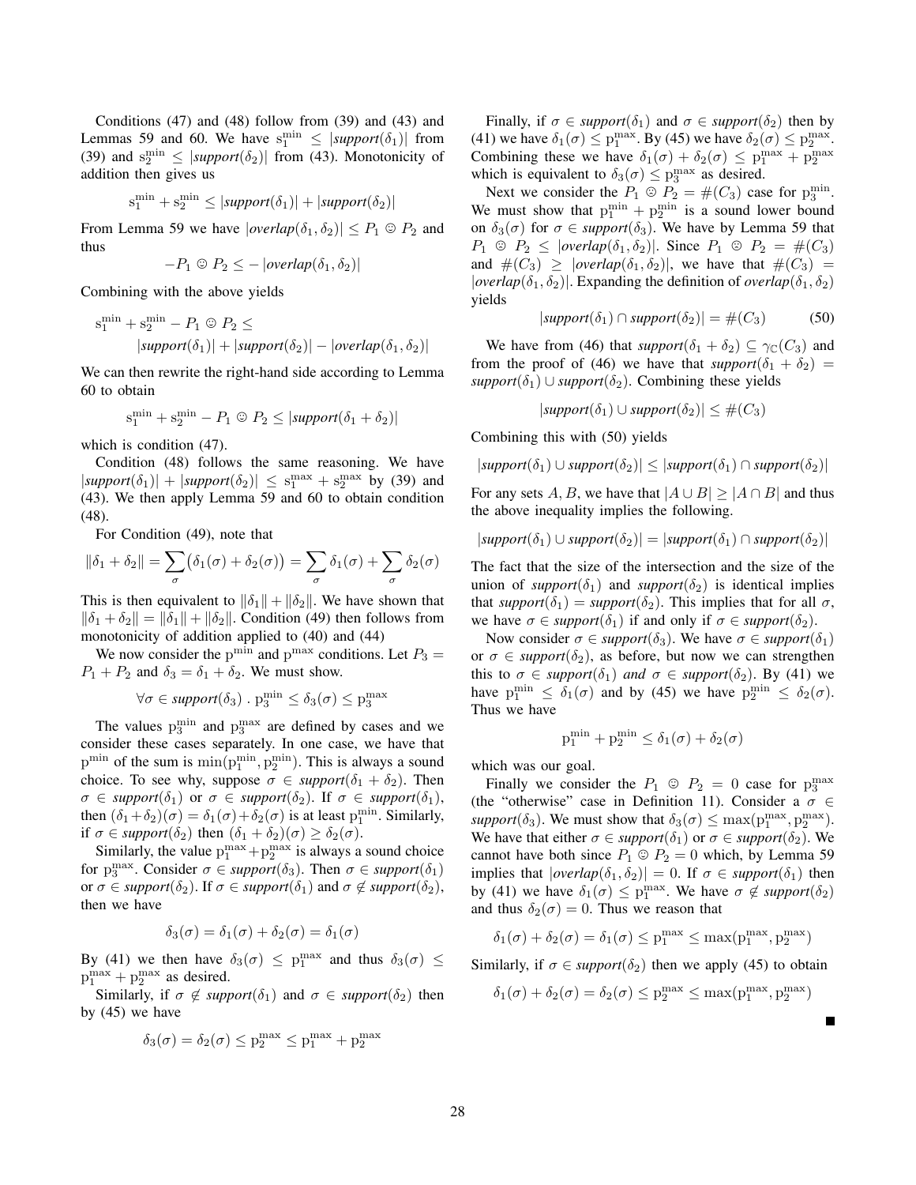Conditions (47) and (48) follow from (39) and (43) and Lemmas 59 and 60. We have $\mathrm{s}_1^{\min} \leq |\mathit{support}(\delta_1)|$ from (39) and $\mathrm{s}_2^{\min} \leq |\mathit{support}(\delta_2)|$ from (43). Monotonicity of addition then gives us

$$\mathrm{s}_1^{\min} + \mathrm{s}_2^{\min} \leq |\mathit{support}(\delta_1)| + |\mathit{support}(\delta_2)|$$

From Lemma 59 we have $|\mathit{overlap}(\delta_1, \delta_2)| \leq P_1 \odot P_2$ and thus

$$-P_1 \odot P_2 \leq -|\mathit{overlap}(\delta_1, \delta_2)|$$

Combining with the above yields

$$\mathrm{s}_1^{\min} + \mathrm{s}_2^{\min} - P_1 \odot P_2 \leq \\ |\mathit{support}(\delta_1)| + |\mathit{support}(\delta_2)| - |\mathit{overlap}(\delta_1, \delta_2)|$$

We can then rewrite the right-hand side according to Lemma 60 to obtain

$$\mathrm{s}_1^{\min} + \mathrm{s}_2^{\min} - P_1 \odot P_2 \leq |\mathit{support}(\delta_1 + \delta_2)|$$

which is condition (47).

Condition (48) follows the same reasoning. We have $|\mathit{support}(\delta_1)| + |\mathit{support}(\delta_2)| \leq \mathrm{s}_1^{\max} + \mathrm{s}_2^{\max}$ by (39) and (43). We then apply Lemma 59 and 60 to obtain condition (48).

For Condition (49), note that

$$\|\delta_1 + \delta_2\| = \sum_\sigma \big(\delta_1(\sigma) + \delta_2(\sigma)\big) = \sum_\sigma \delta_1(\sigma) + \sum_\sigma \delta_2(\sigma)$$

This is then equivalent to $\|\delta_1\| + \|\delta_2\|$. We have shown that $\|\delta_1 + \delta_2\| = \|\delta_1\| + \|\delta_2\|$. Condition (49) then follows from monotonicity of addition applied to (40) and (44)

We now consider the $\mathrm{p}^{\min}$ and $\mathrm{p}^{\max}$ conditions. Let $P_3 = P_1 + P_2$ and $\delta_3 = \delta_1 + \delta_2$. We must show.

$$\forall \sigma \in \mathit{support}(\delta_3)\ .\ \mathrm{p}_3^{\min} \leq \delta_3(\sigma) \leq \mathrm{p}_3^{\max}$$

The values $\mathrm{p}_3^{\min}$ and $\mathrm{p}_3^{\max}$ are defined by cases and we consider these cases separately. In one case, we have that $\mathrm{p}^{\min}$ of the sum is $\min(\mathrm{p}_1^{\min}, \mathrm{p}_2^{\min})$. This is always a sound choice. To see why, suppose $\sigma \in \mathit{support}(\delta_1 + \delta_2)$. Then $\sigma \in \mathit{support}(\delta_1)$ or $\sigma \in \mathit{support}(\delta_2)$. If $\sigma \in \mathit{support}(\delta_1)$, then $(\delta_1 + \delta_2)(\sigma) = \delta_1(\sigma) + \delta_2(\sigma)$ is at least $\mathrm{p}_1^{\min}$. Similarly, if $\sigma \in \mathit{support}(\delta_2)$ then $(\delta_1 + \delta_2)(\sigma) \geq \delta_2(\sigma)$.

Similarly, the value $\mathrm{p}_1^{\max} + \mathrm{p}_2^{\max}$ is always a sound choice for $\mathrm{p}_3^{\max}$. Consider $\sigma \in \mathit{support}(\delta_3)$. Then $\sigma \in \mathit{support}(\delta_1)$ or $\sigma \in \mathit{support}(\delta_2)$. If $\sigma \in \mathit{support}(\delta_1)$ and $\sigma \notin \mathit{support}(\delta_2)$, then we have

$$\delta_3(\sigma) = \delta_1(\sigma) + \delta_2(\sigma) = \delta_1(\sigma)$$

By (41) we then have $\delta_3(\sigma) \leq \mathrm{p}_1^{\max}$ and thus $\delta_3(\sigma) \leq \mathrm{p}_1^{\max} + \mathrm{p}_2^{\max}$ as desired.

Similarly, if $\sigma \notin \mathit{support}(\delta_1)$ and $\sigma \in \mathit{support}(\delta_2)$ then by (45) we have

$$\delta_3(\sigma) = \delta_2(\sigma) \leq \mathrm{p}_2^{\max} \leq \mathrm{p}_1^{\max} + \mathrm{p}_2^{\max}$$

Finally, if $\sigma \in \mathit{support}(\delta_1)$ and $\sigma \in \mathit{support}(\delta_2)$ then by (41) we have $\delta_1(\sigma) \leq \mathrm{p}_1^{\max}$. By (45) we have $\delta_2(\sigma) \leq \mathrm{p}_2^{\max}$. Combining these we have $\delta_1(\sigma) + \delta_2(\sigma) \leq \mathrm{p}_1^{\max} + \mathrm{p}_2^{\max}$ which is equivalent to $\delta_3(\sigma) \leq \mathrm{p}_3^{\max}$ as desired.

Next we consider the $P_1 \odot P_2 = \#(C_3)$ case for $\mathrm{p}_3^{\min}$. We must show that $\mathrm{p}_1^{\min} + \mathrm{p}_2^{\min}$ is a sound lower bound on $\delta_3(\sigma)$ for $\sigma \in \mathit{support}(\delta_3)$. We have by Lemma 59 that $P_1 \odot P_2 \leq |\mathit{overlap}(\delta_1, \delta_2)|$. Since $P_1 \odot P_2 = \#(C_3)$ and $\#(C_3) \geq |\mathit{overlap}(\delta_1, \delta_2)|$, we have that $\#(C_3) = |\mathit{overlap}(\delta_1, \delta_2)|$. Expanding the definition of $\mathit{overlap}(\delta_1, \delta_2)$ yields

$$|\mathit{support}(\delta_1) \cap \mathit{support}(\delta_2)| = \#(C_3) \tag{50}$$

We have from (46) that $\mathit{support}(\delta_1 + \delta_2) \subseteq \gamma_{\mathbb{C}}(C_3)$ and from the proof of (46) we have that $\mathit{support}(\delta_1 + \delta_2) = \mathit{support}(\delta_1) \cup \mathit{support}(\delta_2)$. Combining these yields

$$|\mathit{support}(\delta_1) \cup \mathit{support}(\delta_2)| \leq \#(C_3)$$

Combining this with (50) yields

$$|\mathit{support}(\delta_1) \cup \mathit{support}(\delta_2)| \leq |\mathit{support}(\delta_1) \cap \mathit{support}(\delta_2)|$$

For any sets $A, B$, we have that $|A \cup B| \geq |A \cap B|$ and thus the above inequality implies the following.

$$|\mathit{support}(\delta_1) \cup \mathit{support}(\delta_2)| = |\mathit{support}(\delta_1) \cap \mathit{support}(\delta_2)|$$

The fact that the size of the intersection and the size of the union of $\mathit{support}(\delta_1)$ and $\mathit{support}(\delta_2)$ is identical implies that $\mathit{support}(\delta_1) = \mathit{support}(\delta_2)$. This implies that for all $\sigma$, we have $\sigma \in \mathit{support}(\delta_1)$ if and only if $\sigma \in \mathit{support}(\delta_2)$.

Now consider $\sigma \in \mathit{support}(\delta_3)$. We have $\sigma \in \mathit{support}(\delta_1)$ or $\sigma \in \mathit{support}(\delta_2)$, as before, but now we can strengthen this to $\sigma \in \mathit{support}(\delta_1)$ *and* $\sigma \in \mathit{support}(\delta_2)$. By (41) we have $\mathrm{p}_1^{\min} \leq \delta_1(\sigma)$ and by (45) we have $\mathrm{p}_2^{\min} \leq \delta_2(\sigma)$. Thus we have

$$\mathrm{p}_1^{\min} + \mathrm{p}_2^{\min} \leq \delta_1(\sigma) + \delta_2(\sigma)$$

which was our goal.

Finally we consider the $P_1 \odot P_2 = 0$ case for $\mathrm{p}_3^{\max}$ (the "otherwise" case in Definition 11). Consider a $\sigma \in \mathit{support}(\delta_3)$. We must show that $\delta_3(\sigma) \leq \max(\mathrm{p}_1^{\max}, \mathrm{p}_2^{\max})$. We have that either $\sigma \in \mathit{support}(\delta_1)$ or $\sigma \in \mathit{support}(\delta_2)$. We cannot have both since $P_1 \odot P_2 = 0$ which, by Lemma 59 implies that $|\mathit{overlap}(\delta_1, \delta_2)| = 0$. If $\sigma \in \mathit{support}(\delta_1)$ then by (41) we have $\delta_1(\sigma) \leq \mathrm{p}_1^{\max}$. We have $\sigma \notin \mathit{support}(\delta_2)$ and thus $\delta_2(\sigma) = 0$. Thus we reason that

$$\delta_1(\sigma) + \delta_2(\sigma) = \delta_1(\sigma) \leq \mathrm{p}_1^{\max} \leq \max(\mathrm{p}_1^{\max}, \mathrm{p}_2^{\max})$$

Similarly, if $\sigma \in \mathit{support}(\delta_2)$ then we apply (45) to obtain

$$\delta_1(\sigma) + \delta_2(\sigma) = \delta_2(\sigma) \leq \mathrm{p}_2^{\max} \leq \max(\mathrm{p}_1^{\max}, \mathrm{p}_2^{\max})$$

■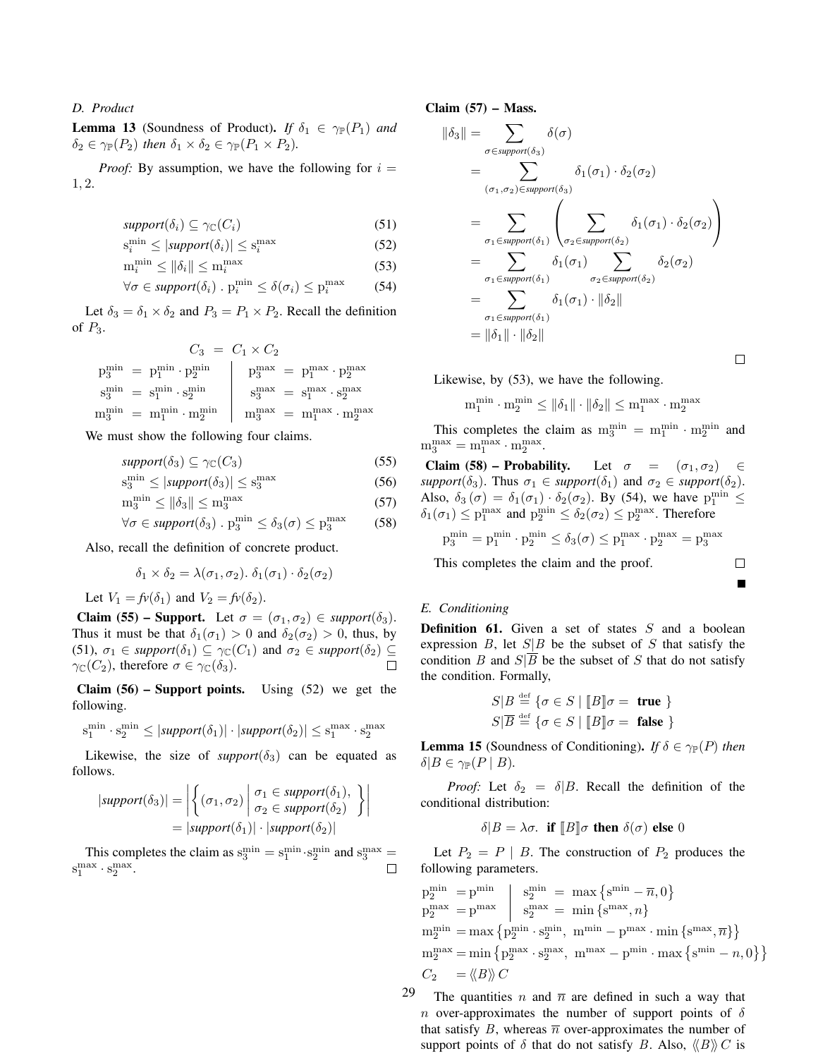### D. Product

**Lemma 13** (Soundness of Product). *If $\delta_1 \in \gamma_{\mathbb{P}}(P_1)$ and $\delta_2 \in \gamma_{\mathbb{P}}(P_2)$ then $\delta_1 \times \delta_2 \in \gamma_{\mathbb{P}}(P_1 \times P_2)$.*

*Proof:* By assumption, we have the following for $i = 1, 2$.

$$\textit{support}(\delta_i) \subseteq \gamma_{\mathbb{C}}(C_i) \tag{51}$$

$$\mathrm{s}_i^{\min} \le |\textit{support}(\delta_i)| \le \mathrm{s}_i^{\max} \tag{52}$$

$$\mathrm{m}_i^{\min} \le \|\delta_i\| \le \mathrm{m}_i^{\max} \tag{53}$$

$$\forall \sigma \in \textit{support}(\delta_i) \;.\; \mathrm{p}_i^{\min} \le \delta(\sigma_i) \le \mathrm{p}_i^{\max} \tag{54}$$

Let $\delta_3 = \delta_1 \times \delta_2$ and $P_3 = P_1 \times P_2$. Recall the definition of $P_3$.

$$C_3 \;=\; C_1 \times C_2$$

$$\begin{array}{rcl|rcl}
\mathrm{p}_3^{\min} & = & \mathrm{p}_1^{\min} \cdot \mathrm{p}_2^{\min} & \mathrm{p}_3^{\max} & = & \mathrm{p}_1^{\max} \cdot \mathrm{p}_2^{\max} \\
\mathrm{s}_3^{\min} & = & \mathrm{s}_1^{\min} \cdot \mathrm{s}_2^{\min} & \mathrm{s}_3^{\max} & = & \mathrm{s}_1^{\max} \cdot \mathrm{s}_2^{\max} \\
\mathrm{m}_3^{\min} & = & \mathrm{m}_1^{\min} \cdot \mathrm{m}_2^{\min} & \mathrm{m}_3^{\max} & = & \mathrm{m}_1^{\max} \cdot \mathrm{m}_2^{\max}
\end{array}$$

We must show the following four claims.

$$\textit{support}(\delta_3) \subseteq \gamma_{\mathbb{C}}(C_3) \tag{55}$$

$$\mathrm{s}_3^{\min} \le |\textit{support}(\delta_3)| \le \mathrm{s}_3^{\max} \tag{56}$$

$$\mathrm{m}_3^{\min} \le \|\delta_3\| \le \mathrm{m}_3^{\max} \tag{57}$$

$$\forall \sigma \in \textit{support}(\delta_3) \;.\; \mathrm{p}_3^{\min} \le \delta_3(\sigma) \le \mathrm{p}_3^{\max} \tag{58}$$

Also, recall the definition of concrete product.

$$\delta_1 \times \delta_2 = \lambda(\sigma_1, \sigma_2).\; \delta_1(\sigma_1) \cdot \delta_2(\sigma_2)$$

Let $V_1 = \mathit{fv}(\delta_1)$ and $V_2 = \mathit{fv}(\delta_2)$.

**Claim (55) – Support.** Let $\sigma = (\sigma_1, \sigma_2) \in \textit{support}(\delta_3)$. Thus it must be that $\delta_1(\sigma_1) > 0$ and $\delta_2(\sigma_2) > 0$, thus, by (51), $\sigma_1 \in \textit{support}(\delta_1) \subseteq \gamma_{\mathbb{C}}(C_1)$ and $\sigma_2 \in \textit{support}(\delta_2) \subseteq \gamma_{\mathbb{C}}(C_2)$, therefore $\sigma \in \gamma_{\mathbb{C}}(\delta_3)$. □

**Claim (56) – Support points.** Using (52) we get the following.

$$\mathrm{s}_1^{\min} \cdot \mathrm{s}_2^{\min} \le |\textit{support}(\delta_1)| \cdot |\textit{support}(\delta_2)| \le \mathrm{s}_1^{\max} \cdot \mathrm{s}_2^{\max}$$

Likewise, the size of $\textit{support}(\delta_3)$ can be equated as follows.

$$\begin{aligned}
|\textit{support}(\delta_3)| &= \left| \left\{ (\sigma_1, \sigma_2) \;\middle|\; \begin{array}{l} \sigma_1 \in \textit{support}(\delta_1), \\ \sigma_2 \in \textit{support}(\delta_2) \end{array} \right\} \right| \\
&= |\textit{support}(\delta_1)| \cdot |\textit{support}(\delta_2)|
\end{aligned}$$

This completes the claim as $\mathrm{s}_3^{\min} = \mathrm{s}_1^{\min} \cdot \mathrm{s}_2^{\min}$ and $\mathrm{s}_3^{\max} = \mathrm{s}_1^{\max} \cdot \mathrm{s}_2^{\max}$. □

**Claim (57) – Mass.**

$$\begin{aligned}
\|\delta_3\| &= \sum_{\sigma \in \textit{support}(\delta_3)} \delta(\sigma) \\
&= \sum_{(\sigma_1, \sigma_2) \in \textit{support}(\delta_3)} \delta_1(\sigma_1) \cdot \delta_2(\sigma_2) \\
&= \sum_{\sigma_1 \in \textit{support}(\delta_1)} \left( \sum_{\sigma_2 \in \textit{support}(\delta_2)} \delta_1(\sigma_1) \cdot \delta_2(\sigma_2) \right) \\
&= \sum_{\sigma_1 \in \textit{support}(\delta_1)} \delta_1(\sigma_1) \sum_{\sigma_2 \in \textit{support}(\delta_2)} \delta_2(\sigma_2) \\
&= \sum_{\sigma_1 \in \textit{support}(\delta_1)} \delta_1(\sigma_1) \cdot \|\delta_2\| \\
&= \|\delta_1\| \cdot \|\delta_2\|
\end{aligned}$$

□

Likewise, by (53), we have the following.

$$\mathrm{m}_1^{\min} \cdot \mathrm{m}_2^{\min} \le \|\delta_1\| \cdot \|\delta_2\| \le \mathrm{m}_1^{\max} \cdot \mathrm{m}_2^{\max}$$

This completes the claim as $\mathrm{m}_3^{\min} = \mathrm{m}_1^{\min} \cdot \mathrm{m}_2^{\min}$ and $\mathrm{m}_3^{\max} = \mathrm{m}_1^{\max} \cdot \mathrm{m}_2^{\max}$.

**Claim (58) – Probability.** Let $\sigma = (\sigma_1, \sigma_2) \in \textit{support}(\delta_3)$. Thus $\sigma_1 \in \textit{support}(\delta_1)$ and $\sigma_2 \in \textit{support}(\delta_2)$. Also, $\delta_3(\sigma) = \delta_1(\sigma_1) \cdot \delta_2(\sigma_2)$. By (54), we have $\mathrm{p}_1^{\min} \le \delta_1(\sigma_1) \le \mathrm{p}_1^{\max}$ and $\mathrm{p}_2^{\min} \le \delta_2(\sigma_2) \le \mathrm{p}_2^{\max}$. Therefore

$$\mathrm{p}_3^{\min} = \mathrm{p}_1^{\min} \cdot \mathrm{p}_2^{\min} \le \delta_3(\sigma) \le \mathrm{p}_1^{\max} \cdot \mathrm{p}_2^{\max} = \mathrm{p}_3^{\max}$$

This completes the claim and the proof. □

■

### E. Conditioning

**Definition 61.** Given a set of states $S$ and a boolean expression $B$, let $S|B$ be the subset of $S$ that satisfy the condition $B$ and $S|\overline{B}$ be the subset of $S$ that do not satisfy the condition. Formally,

$$S|B \stackrel{\text{def}}{=} \{\sigma \in S \mid [\![B]\!]\sigma = \textbf{ true }\}$$

$$S|\overline{B} \stackrel{\text{def}}{=} \{\sigma \in S \mid [\![B]\!]\sigma = \textbf{ false }\}$$

**Lemma 15** (Soundness of Conditioning). *If $\delta \in \gamma_{\mathbb{P}}(P)$ then $\delta|B \in \gamma_{\mathbb{P}}(P \mid B)$.*

*Proof:* Let $\delta_2 = \delta|B$. Recall the definition of the conditional distribution:

$$\delta|B = \lambda\sigma.\; \textbf{if } [\![B]\!]\sigma \textbf{ then } \delta(\sigma) \textbf{ else } 0$$

Let $P_2 = P \mid B$. The construction of $P_2$ produces the following parameters.

$$\begin{array}{rl|rcl}
\mathrm{p}_2^{\min} & = \mathrm{p}^{\min} & \mathrm{s}_2^{\min} & = & \max\left\{\mathrm{s}^{\min} - \overline{n}, 0\right\} \\
\mathrm{p}_2^{\max} & = \mathrm{p}^{\max} & \mathrm{s}_2^{\max} & = & \min\left\{\mathrm{s}^{\max}, n\right\}
\end{array}$$

$$\mathrm{m}_2^{\min} = \max\left\{\mathrm{p}_2^{\min} \cdot \mathrm{s}_2^{\min},\; \mathrm{m}^{\min} - \mathrm{p}^{\max} \cdot \min\left\{\mathrm{s}^{\max}, \overline{n}\right\}\right\}$$

$$\mathrm{m}_2^{\max} = \min\left\{\mathrm{p}_2^{\max} \cdot \mathrm{s}_2^{\max},\; \mathrm{m}^{\max} - \mathrm{p}^{\min} \cdot \max\left\{\mathrm{s}^{\min} - n, 0\right\}\right\}$$

$$C_2 \quad = \langle\!\langle B \rangle\!\rangle\, C$$

The quantities $n$ and $\overline{n}$ are defined in such a way that $n$ over-approximates the number of support points of $\delta$ that satisfy $B$, whereas $\overline{n}$ over-approximates the number of support points of $\delta$ that do not satisfy $B$. Also, $\langle\!\langle B \rangle\!\rangle\, C$ is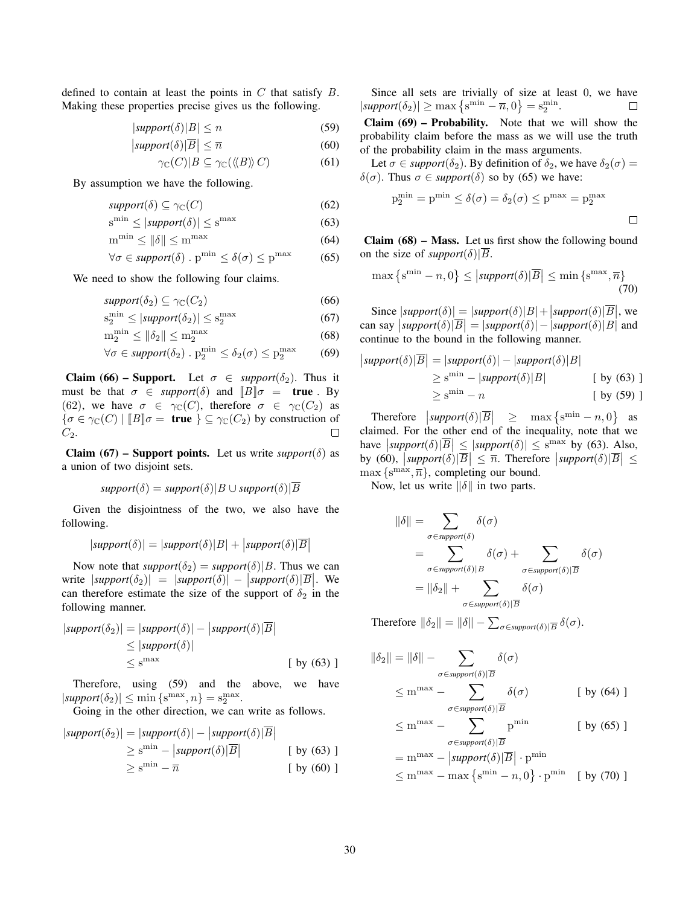defined to contain at least the points in $C$ that satisfy $B$. Making these properties precise gives us the following.

$$|support(\delta)|B| \leq n \tag{59}$$

$$\left|support(\delta)|\overline{B}\right| \leq \overline{n} \tag{60}$$

$$\gamma_{\mathbb{C}}(C)|B \subseteq \gamma_{\mathbb{C}}(\langle\!\langle B \rangle\!\rangle\, C) \tag{61}$$

By assumption we have the following.

$$support(\delta) \subseteq \gamma_{\mathbb{C}}(C) \tag{62}$$

$$\mathrm{s}^{\min} \leq |support(\delta)| \leq \mathrm{s}^{\max} \tag{63}$$

$$\mathrm{m}^{\min} \leq \|\delta\| \leq \mathrm{m}^{\max} \tag{64}$$

$$\forall \sigma \in support(\delta) \,.\, \mathrm{p}^{\min} \leq \delta(\sigma) \leq \mathrm{p}^{\max} \tag{65}$$

We need to show the following four claims.

$$support(\delta_2) \subseteq \gamma_{\mathbb{C}}(C_2) \tag{66}$$

$$\mathrm{s}_2^{\min} \leq |support(\delta_2)| \leq \mathrm{s}_2^{\max} \tag{67}$$

$$\mathrm{m}_2^{\min} \leq \|\delta_2\| \leq \mathrm{m}_2^{\max} \tag{68}$$

$$\forall \sigma \in support(\delta_2) \,.\, \mathrm{p}_2^{\min} \leq \delta_2(\sigma) \leq \mathrm{p}_2^{\max} \tag{69}$$

**Claim (66) – Support.** Let $\sigma \in support(\delta_2)$. Thus it must be that $\sigma \in support(\delta)$ and $[\![B]\!]\sigma = \textbf{true}$. By (62), we have $\sigma \in \gamma_{\mathbb{C}}(C)$, therefore $\sigma \in \gamma_{\mathbb{C}}(C_2)$ as $\{\sigma \in \gamma_{\mathbb{C}}(C) \mid [\![B]\!]\sigma = \textbf{true}\} \subseteq \gamma_{\mathbb{C}}(C_2)$ by construction of $C_2$. □

**Claim (67) – Support points.** Let us write $support(\delta)$ as a union of two disjoint sets.

$$support(\delta) = support(\delta)|B \cup support(\delta)|\overline{B}$$

Given the disjointness of the two, we also have the following.

$$|support(\delta)| = |support(\delta)|B| + \left|support(\delta)|\overline{B}\right|$$

Now note that $support(\delta_2) = support(\delta)|B$. Thus we can write $|support(\delta_2)| = |support(\delta)| - \left|support(\delta)|\overline{B}\right|$. We can therefore estimate the size of the support of $\delta_2$ in the following manner.

$$\begin{aligned}
|support(\delta_2)| &= |support(\delta)| - \left|support(\delta)|\overline{B}\right| \\
&\leq |support(\delta)| \\
&\leq \mathrm{s}^{\max} && [\text{ by (63) }]
\end{aligned}$$

Therefore, using (59) and the above, we have $|support(\delta_2)| \leq \min\{\mathrm{s}^{\max}, n\} = \mathrm{s}_2^{\max}$.

Going in the other direction, we can write as follows.

$$\begin{aligned}
|support(\delta_2)| &= |support(\delta)| - \left|support(\delta)|\overline{B}\right| \\
&\geq \mathrm{s}^{\min} - \left|support(\delta)|\overline{B}\right| && [\text{ by (63) }] \\
&\geq \mathrm{s}^{\min} - \overline{n} && [\text{ by (60) }]
\end{aligned}$$

Since all sets are trivially of size at least 0, we have $|support(\delta_2)| \geq \max\{\mathrm{s}^{\min} - \overline{n}, 0\} = \mathrm{s}_2^{\min}$. □

**Claim (69) – Probability.** Note that we will show the probability claim before the mass as we will use the truth of the probability claim in the mass arguments.

Let $\sigma \in support(\delta_2)$. By definition of $\delta_2$, we have $\delta_2(\sigma) = \delta(\sigma)$. Thus $\sigma \in support(\delta)$ so by (65) we have:

$$\mathrm{p}_2^{\min} = \mathrm{p}^{\min} \leq \delta(\sigma) = \delta_2(\sigma) \leq \mathrm{p}^{\max} = \mathrm{p}_2^{\max}$$

□

**Claim (68) – Mass.** Let us first show the following bound on the size of $support(\delta)|\overline{B}$.

$$\max\{\mathrm{s}^{\min} - n, 0\} \leq \left|support(\delta)|\overline{B}\right| \leq \min\{\mathrm{s}^{\max}, \overline{n}\} \tag{70}$$

Since $|support(\delta)| = |support(\delta)|B| + \left|support(\delta)|\overline{B}\right|$, we can say $\left|support(\delta)|\overline{B}\right| = |support(\delta)| - |support(\delta)|B|$ and continue to the bound in the following manner.

$$\begin{aligned}
\left|support(\delta)|\overline{B}\right| &= |support(\delta)| - |support(\delta)|B| \\
&\geq \mathrm{s}^{\min} - |support(\delta)|B| && [\text{ by (63) }] \\
&\geq \mathrm{s}^{\min} - n && [\text{ by (59) }]
\end{aligned}$$

Therefore $\left|support(\delta)|\overline{B}\right| \geq \max\{\mathrm{s}^{\min} - n, 0\}$ as claimed. For the other end of the inequality, note that we have $\left|support(\delta)|\overline{B}\right| \leq |support(\delta)| \leq \mathrm{s}^{\max}$ by (63). Also, by (60), $\left|support(\delta)|\overline{B}\right| \leq \overline{n}$. Therefore $\left|support(\delta)|\overline{B}\right| \leq \max\{\mathrm{s}^{\max}, \overline{n}\}$, completing our bound.

Now, let us write $\|\delta\|$ in two parts.

$$\begin{aligned}
\|\delta\| &= \sum_{\sigma \in support(\delta)} \delta(\sigma) \\
&= \sum_{\sigma \in support(\delta)|B} \delta(\sigma) + \sum_{\sigma \in support(\delta)|\overline{B}} \delta(\sigma) \\
&= \|\delta_2\| + \sum_{\sigma \in support(\delta)|\overline{B}} \delta(\sigma)
\end{aligned}$$

Therefore $\|\delta_2\| = \|\delta\| - \sum_{\sigma \in support(\delta)|\overline{B}} \delta(\sigma)$.

$$\begin{aligned}
\|\delta_2\| &= \|\delta\| - \sum_{\sigma \in support(\delta)|\overline{B}} \delta(\sigma) \\
&\leq \mathrm{m}^{\max} - \sum_{\sigma \in support(\delta)|\overline{B}} \delta(\sigma) && [\text{ by (64) }] \\
&\leq \mathrm{m}^{\max} - \sum_{\sigma \in support(\delta)|\overline{B}} \mathrm{p}^{\min} && [\text{ by (65) }] \\
&= \mathrm{m}^{\max} - \left|support(\delta)|\overline{B}\right| \cdot \mathrm{p}^{\min} \\
&\leq \mathrm{m}^{\max} - \max\{\mathrm{s}^{\min} - n, 0\} \cdot \mathrm{p}^{\min} && [\text{ by (70) }]
\end{aligned}$$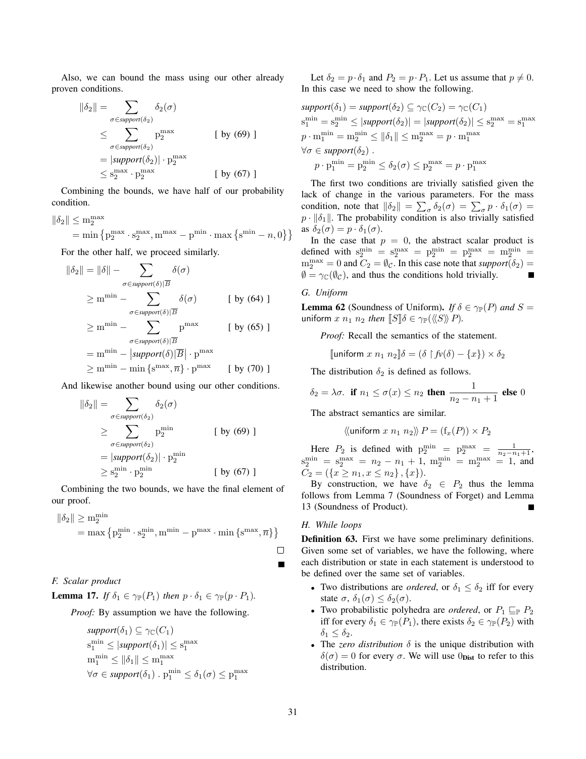Also, we can bound the mass using our other already proven conditions.

$$
\begin{aligned}
\|\delta_2\| &= \sum_{\sigma \in \textit{support}(\delta_2)} \delta_2(\sigma) \\
&\leq \sum_{\sigma \in \textit{support}(\delta_2)} \mathrm{p}_2^{\max} && \text{[ by (69) ]} \\
&= |\textit{support}(\delta_2)| \cdot \mathrm{p}_2^{\max} \\
&\leq \mathrm{s}_2^{\max} \cdot \mathrm{p}_2^{\max} && \text{[ by (67) ]}
\end{aligned}
$$

Combining the bounds, we have half of our probability condition.

$$
\begin{aligned}
\|\delta_2\| &\leq \mathrm{m}_2^{\max} \\
&= \min\left\{\mathrm{p}_2^{\max} \cdot \mathrm{s}_2^{\max}, \mathrm{m}^{\max} - \mathrm{p}^{\min} \cdot \max\left\{\mathrm{s}^{\min} - n, 0\right\}\right\}
\end{aligned}
$$

For the other half, we proceed similarly.

$$
\begin{aligned}
\|\delta_2\| &= \|\delta\| - \sum_{\sigma \in \textit{support}(\delta)|\overline{B}} \delta(\sigma) \\
&\geq \mathrm{m}^{\min} - \sum_{\sigma \in \textit{support}(\delta)|\overline{B}} \delta(\sigma) && \text{[ by (64) ]} \\
&\geq \mathrm{m}^{\min} - \sum_{\sigma \in \textit{support}(\delta)|\overline{B}} \mathrm{p}^{\max} && \text{[ by (65) ]} \\
&= \mathrm{m}^{\min} - \left|\textit{support}(\delta)|\overline{B}\right| \cdot \mathrm{p}^{\max} \\
&\geq \mathrm{m}^{\min} - \min\left\{\mathrm{s}^{\max}, \overline{n}\right\} \cdot \mathrm{p}^{\max} && \text{[ by (70) ]}
\end{aligned}
$$

And likewise another bound using our other conditions.

$$
\begin{aligned}
\|\delta_2\| &= \sum_{\sigma \in \textit{support}(\delta_2)} \delta_2(\sigma) \\
&\geq \sum_{\sigma \in \textit{support}(\delta_2)} \mathrm{p}_2^{\min} && \text{[ by (69) ]} \\
&= |\textit{support}(\delta_2)| \cdot \mathrm{p}_2^{\min} \\
&\geq \mathrm{s}_2^{\min} \cdot \mathrm{p}_2^{\min} && \text{[ by (67) ]}
\end{aligned}
$$

Combining the two bounds, we have the final element of our proof.

$$
\begin{aligned}
\|\delta_2\| &\geq \mathrm{m}_2^{\min} \\
&= \max\left\{\mathrm{p}_2^{\min} \cdot \mathrm{s}_2^{\min}, \mathrm{m}^{\min} - \mathrm{p}^{\max} \cdot \min\left\{\mathrm{s}^{\max}, \overline{n}\right\}\right\}
\end{aligned}
$$

□

■

### F. Scalar product

**Lemma 17.** *If $\delta_1 \in \gamma_{\mathbb{P}}(P_1)$ then $p \cdot \delta_1 \in \gamma_{\mathbb{P}}(p \cdot P_1)$.*

*Proof:* By assumption we have the following.

$$
\begin{aligned}
&\textit{support}(\delta_1) \subseteq \gamma_{\mathbb{C}}(C_1) \\
&\mathrm{s}_1^{\min} \leq |\textit{support}(\delta_1)| \leq \mathrm{s}_1^{\max} \\
&\mathrm{m}_1^{\min} \leq \|\delta_1\| \leq \mathrm{m}_1^{\max} \\
&\forall \sigma \in \textit{support}(\delta_1) \;.\; \mathrm{p}_1^{\min} \leq \delta_1(\sigma) \leq \mathrm{p}_1^{\max}
\end{aligned}
$$

Let $\delta_2 = p \cdot \delta_1$ and $P_2 = p \cdot P_1$. Let us assume that $p \neq 0$. In this case we need to show the following.

$$
\begin{aligned}
&\textit{support}(\delta_1) = \textit{support}(\delta_2) \subseteq \gamma_{\mathbb{C}}(C_2) = \gamma_{\mathbb{C}}(C_1) \\
&\mathrm{s}_1^{\min} = \mathrm{s}_2^{\min} \leq |\textit{support}(\delta_2)| = |\textit{support}(\delta_2)| \leq \mathrm{s}_2^{\max} = \mathrm{s}_1^{\max} \\
&p \cdot \mathrm{m}_1^{\min} = \mathrm{m}_2^{\min} \leq \|\delta_1\| \leq \mathrm{m}_2^{\max} = p \cdot \mathrm{m}_1^{\max} \\
&\forall \sigma \in \textit{support}(\delta_2) \;. \\
&\quad p \cdot \mathrm{p}_1^{\min} = \mathrm{p}_2^{\min} \leq \delta_2(\sigma) \leq \mathrm{p}_2^{\max} = p \cdot \mathrm{p}_1^{\max}
\end{aligned}
$$

The first two conditions are trivially satisfied given the lack of change in the various parameters. For the mass condition, note that $\|\delta_2\| = \sum_\sigma \delta_2(\sigma) = \sum_\sigma p \cdot \delta_1(\sigma) = p \cdot \|\delta_1\|$. The probability condition is also trivially satisfied as $\delta_2(\sigma) = p \cdot \delta_1(\sigma)$.

In the case that $p = 0$, the abstract scalar product is defined with $\mathrm{s}_2^{\min} = \mathrm{s}_2^{\max} = \mathrm{p}_2^{\min} = \mathrm{p}_2^{\max} = \mathrm{m}_2^{\min} = \mathrm{m}_2^{\max} = 0$ and $C_2 = \emptyset_{\mathcal{C}}$. In this case note that $\textit{support}(\delta_2) = \emptyset = \gamma_{\mathbb{C}}(\emptyset_{\mathcal{C}})$, and thus the conditions hold trivially. ■

### G. Uniform

**Lemma 62** (Soundness of Uniform)**.** *If $\delta \in \gamma_{\mathbb{P}}(P)$ and $S =$ uniform $x\ n_1\ n_2$ then $[\![S]\!]\delta \in \gamma_{\mathbb{P}}(\langle\!\langle S \rangle\!\rangle\, P)$.*

*Proof:* Recall the semantics of the statement.

$$
[\![\mathsf{uniform}\ x\ n_1\ n_2]\!]\delta = (\delta \upharpoonright \mathit{fv}(\delta) - \{x\}) \times \delta_2
$$

The distribution $\delta_2$ is defined as follows.

$$
\delta_2 = \lambda\sigma.\ \textbf{if}\ n_1 \leq \sigma(x) \leq n_2\ \textbf{then}\ \frac{1}{n_2 - n_1 + 1}\ \textbf{else}\ 0
$$

The abstract semantics are similar.

$$
\langle\!\langle \mathsf{uniform}\ x\ n_1\ n_2 \rangle\!\rangle\, P = (\mathrm{f}_x(P)) \times P_2
$$

Here $P_2$ is defined with $\mathrm{p}_2^{\min} = \mathrm{p}_2^{\max} = \frac{1}{n_2 - n_1 + 1}$, $\mathrm{s}_2^{\min} = \mathrm{s}_2^{\max} = n_2 - n_1 + 1$, $\mathrm{m}_2^{\min} = \mathrm{m}_2^{\max} = 1$, and $C_2 = (\{x \geq n_1, x \leq n_2\}, \{x\})$.

By construction, we have $\delta_2 \in P_2$ thus the lemma follows from Lemma 7 (Soundness of Forget) and Lemma 13 (Soundness of Product). ■

### H. While loops

**Definition 63.** First we have some preliminary definitions. Given some set of variables, we have the following, where each distribution or state in each statement is understood to be defined over the same set of variables.

- Two distributions are *ordered*, or $\delta_1 \leq \delta_2$ iff for every state $\sigma$, $\delta_1(\sigma) \leq \delta_2(\sigma)$.
- Two probabilistic polyhedra are *ordered*, or $P_1 \sqsubseteq_{\mathbb{P}} P_2$ iff for every $\delta_1 \in \gamma_{\mathbb{P}}(P_1)$, there exists $\delta_2 \in \gamma_{\mathbb{P}}(P_2)$ with $\delta_1 \leq \delta_2$.
- The *zero distribution* $\delta$ is the unique distribution with $\delta(\sigma) = 0$ for every $\sigma$. We will use $0_{\textbf{Dist}}$ to refer to this distribution.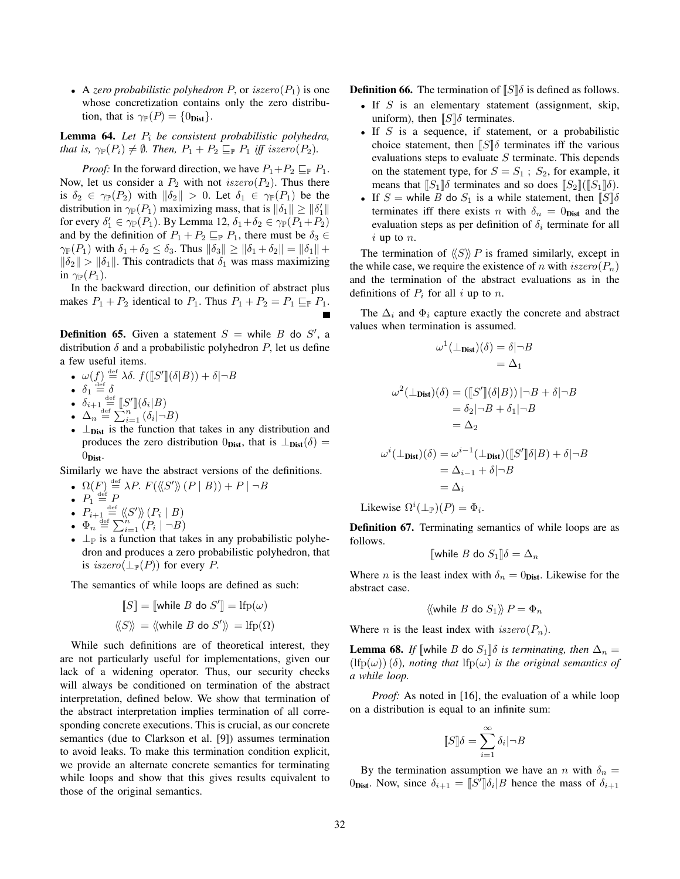- A *zero probabilistic polyhedron* $P$, or $iszero(P_1)$ is one whose concretization contains only the zero distribution, that is $\gamma_{\mathbb{P}}(P) = \{0_{\mathbf{Dist}}\}$.

**Lemma 64.** *Let $P_i$ be consistent probabilistic polyhedra, that is, $\gamma_{\mathbb{P}}(P_i) \neq \emptyset$. Then, $P_1 + P_2 \sqsubseteq_{\mathbb{P}} P_1$ iff $iszero(P_2)$.*

*Proof:* In the forward direction, we have $P_1 + P_2 \sqsubseteq_{\mathbb{P}} P_1$. Now, let us consider a $P_2$ with not $iszero(P_2)$. Thus there is $\delta_2 \in \gamma_{\mathbb{P}}(P_2)$ with $\|\delta_2\| > 0$. Let $\delta_1 \in \gamma_{\mathbb{P}}(P_1)$ be the distribution in $\gamma_{\mathbb{P}}(P_1)$ maximizing mass, that is $\|\delta_1\| \geq \|\delta_1'\|$ for every $\delta_1' \in \gamma_{\mathbb{P}}(P_1)$. By Lemma 12, $\delta_1 + \delta_2 \in \gamma_{\mathbb{P}}(P_1 + P_2)$ and by the definition of $P_1 + P_2 \sqsubseteq_{\mathbb{P}} P_1$, there must be $\delta_3 \in \gamma_{\mathbb{P}}(P_1)$ with $\delta_1 + \delta_2 \leq \delta_3$. Thus $\|\delta_3\| \geq \|\delta_1 + \delta_2\| = \|\delta_1\| + \|\delta_2\| > \|\delta_1\|$. This contradicts that $\delta_1$ was mass maximizing in $\gamma_{\mathbb{P}}(P_1)$.

In the backward direction, our definition of abstract plus makes $P_1 + P_2$ identical to $P_1$. Thus $P_1 + P_2 = P_1 \sqsubseteq_{\mathbb{P}} P_1$. ∎

**Definition 65.** Given a statement $S = \text{while } B \text{ do } S'$, a distribution $\delta$ and a probabilistic polyhedron $P$, let us define a few useful items.

- $\omega(f) \stackrel{\text{def}}{=} \lambda\delta.\ f([\![S']\!](\delta|B)) + \delta|\neg B$
- $\delta_1 \stackrel{\text{def}}{=} \delta$
- $\delta_{i+1} \stackrel{\text{def}}{=} [\![S']\!](\delta_i|B)$
- $\Delta_n \stackrel{\text{def}}{=} \sum_{i=1}^{n} (\delta_i|\neg B)$
- $\bot_{\mathbf{Dist}}$ is the function that takes in any distribution and produces the zero distribution $0_{\mathbf{Dist}}$, that is $\bot_{\mathbf{Dist}}(\delta) = 0_{\mathbf{Dist}}$.

Similarly we have the abstract versions of the definitions.

- $\Omega(F) \stackrel{\text{def}}{=} \lambda P.\ F(\langle\!\langle S' \rangle\!\rangle\,(P \mid B)) + P \mid \neg B$
- $P_1 \stackrel{\text{def}}{=} P$
- $P_{i+1} \stackrel{\text{def}}{=} \langle\!\langle S' \rangle\!\rangle\,(P_i \mid B)$
- $\Phi_n \stackrel{\text{def}}{=} \sum_{i=1}^{n} (P_i \mid \neg B)$
- $\bot_{\mathbb{P}}$ is a function that takes in any probabilistic polyhedron and produces a zero probabilistic polyhedron, that is $iszero(\bot_{\mathbb{P}}(P))$ for every $P$.

The semantics of while loops are defined as such:

$$[\![S]\!] = [\![\text{while } B \text{ do } S']\!] = \text{lfp}(\omega)$$
$$\langle\!\langle S \rangle\!\rangle = \langle\!\langle \text{while } B \text{ do } S' \rangle\!\rangle = \text{lfp}(\Omega)$$

While such definitions are of theoretical interest, they are not particularly useful for implementations, given our lack of a widening operator. Thus, our security checks will always be conditioned on termination of the abstract interpretation, defined below. We show that termination of the abstract interpretation implies termination of all corresponding concrete executions. This is crucial, as our concrete semantics (due to Clarkson et al. [9]) assumes termination to avoid leaks. To make this termination condition explicit, we provide an alternate concrete semantics for terminating while loops and show that this gives results equivalent to those of the original semantics.

**Definition 66.** The termination of $[\![S]\!]\delta$ is defined as follows.

- If $S$ is an elementary statement (assignment, skip, uniform), then $[\![S]\!]\delta$ terminates.
- If $S$ is a sequence, if statement, or a probabilistic choice statement, then $[\![S]\!]\delta$ terminates iff the various evaluations steps to evaluate $S$ terminate. This depends on the statement type, for $S = S_1\ ;\ S_2$, for example, it means that $[\![S_1]\!]\delta$ terminates and so does $[\![S_2]\!]([\![S_1]\!]\delta)$.
- If $S = \text{while } B \text{ do } S_1$ is a while statement, then $[\![S]\!]\delta$ terminates iff there exists $n$ with $\delta_n = 0_{\mathbf{Dist}}$ and the evaluation steps as per definition of $\delta_i$ terminate for all $i$ up to $n$.

The termination of $\langle\!\langle S \rangle\!\rangle\,P$ is framed similarly, except in the while case, we require the existence of $n$ with $iszero(P_n)$ and the termination of the abstract evaluations as in the definitions of $P_i$ for all $i$ up to $n$.

The $\Delta_i$ and $\Phi_i$ capture exactly the concrete and abstract values when termination is assumed.

$$\begin{aligned}
\omega^1(\bot_{\mathbf{Dist}})(\delta) &= \delta|\neg B \\
&= \Delta_1
\end{aligned}$$

$$\begin{aligned}
\omega^2(\bot_{\mathbf{Dist}})(\delta) &= ([\![S']\!](\delta|B))\,|\neg B + \delta|\neg B \\
&= \delta_2|\neg B + \delta_1|\neg B \\
&= \Delta_2
\end{aligned}$$

$$\begin{aligned}
\omega^i(\bot_{\mathbf{Dist}})(\delta) &= \omega^{i-1}(\bot_{\mathbf{Dist}})([\![S']\!]\delta|B) + \delta|\neg B \\
&= \Delta_{i-1} + \delta|\neg B \\
&= \Delta_i
\end{aligned}$$

Likewise $\Omega^i(\bot_{\mathbb{P}})(P) = \Phi_i$.

**Definition 67.** Terminating semantics of while loops are as follows.

$$[\![\text{while } B \text{ do } S_1]\!]\delta = \Delta_n$$

Where $n$ is the least index with $\delta_n = 0_{\mathbf{Dist}}$. Likewise for the abstract case.

$$\langle\!\langle \text{while } B \text{ do } S_1 \rangle\!\rangle\,P = \Phi_n$$

Where $n$ is the least index with $iszero(P_n)$.

**Lemma 68.** *If $[\![\text{while } B \text{ do } S_1]\!]\delta$ is terminating, then $\Delta_n = (\text{lfp}(\omega))\,(\delta)$, noting that $\text{lfp}(\omega)$ is the original semantics of a while loop.*

*Proof:* As noted in [16], the evaluation of a while loop on a distribution is equal to an infinite sum:

$$[\![S]\!]\delta = \sum_{i=1}^{\infty} \delta_i|\neg B$$

By the termination assumption we have an $n$ with $\delta_n = 0_{\mathbf{Dist}}$. Now, since $\delta_{i+1} = [\![S']\!]\delta_i|B$ hence the mass of $\delta_{i+1}$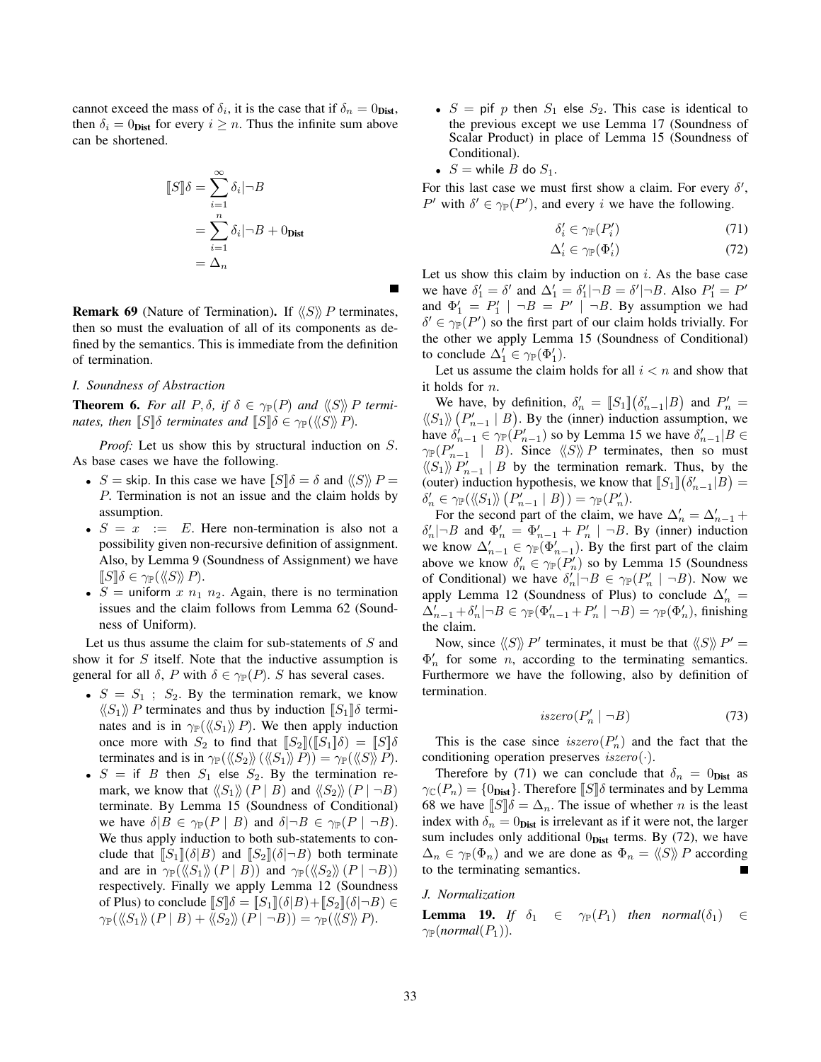cannot exceed the mass of $\delta_i$, it is the case that if $\delta_n = 0_{\textbf{Dist}}$, then $\delta_i = 0_{\textbf{Dist}}$ for every $i \geq n$. Thus the infinite sum above can be shortened.

$$
\begin{aligned}
[\![S]\!]\delta &= \sum_{i=1}^{\infty} \delta_i|\neg B \\
&= \sum_{i=1}^{n} \delta_i|\neg B + 0_{\textbf{Dist}} \\
&= \Delta_n
\end{aligned}
$$

■

**Remark 69** (Nature of Termination)**.** If $\langle\!\langle S \rangle\!\rangle\, P$ terminates, then so must the evaluation of all of its components as defined by the semantics. This is immediate from the definition of termination.

### *I. Soundness of Abstraction*

**Theorem 6.** *For all $P, \delta$, if $\delta \in \gamma_{\mathbb{P}}(P)$ and $\langle\!\langle S \rangle\!\rangle\, P$ terminates, then $[\![S]\!]\delta$ terminates and $[\![S]\!]\delta \in \gamma_{\mathbb{P}}(\langle\!\langle S \rangle\!\rangle\, P)$.*

*Proof:* Let us show this by structural induction on $S$. As base cases we have the following.

- $S = \mathsf{skip}$. In this case we have $[\![S]\!]\delta = \delta$ and $\langle\!\langle S \rangle\!\rangle\, P = P$. Termination is not an issue and the claim holds by assumption.
- $S = x \ := \ E$. Here non-termination is also not a possibility given non-recursive definition of assignment. Also, by Lemma 9 (Soundness of Assignment) we have $[\![S]\!]\delta \in \gamma_{\mathbb{P}}(\langle\!\langle S \rangle\!\rangle\, P)$.
- $S = \mathsf{uniform}\ x\ n_1\ n_2$. Again, there is no termination issues and the claim follows from Lemma 62 (Soundness of Uniform).

Let us thus assume the claim for sub-statements of $S$ and show it for $S$ itself. Note that the inductive assumption is general for all $\delta$, $P$ with $\delta \in \gamma_{\mathbb{P}}(P)$. $S$ has several cases.

- $S = S_1\ ;\ S_2$. By the termination remark, we know $\langle\!\langle S_1 \rangle\!\rangle\, P$ terminates and thus by induction $[\![S_1]\!]\delta$ terminates and is in $\gamma_{\mathbb{P}}(\langle\!\langle S_1 \rangle\!\rangle\, P)$. We then apply induction once more with $S_2$ to find that $[\![S_2]\!]([\![S_1]\!]\delta) = [\![S]\!]\delta$ terminates and is in $\gamma_{\mathbb{P}}(\langle\!\langle S_2 \rangle\!\rangle\, (\langle\!\langle S_1 \rangle\!\rangle\, P)) = \gamma_{\mathbb{P}}(\langle\!\langle S \rangle\!\rangle\, P)$.
- $S = \mathsf{if}\ B\ \mathsf{then}\ S_1\ \mathsf{else}\ S_2$. By the termination remark, we know that $\langle\!\langle S_1 \rangle\!\rangle\, (P \mid B)$ and $\langle\!\langle S_2 \rangle\!\rangle\, (P \mid \neg B)$ terminate. By Lemma 15 (Soundness of Conditional) we have $\delta|B \in \gamma_{\mathbb{P}}(P \mid B)$ and $\delta|\neg B \in \gamma_{\mathbb{P}}(P \mid \neg B)$. We thus apply induction to both sub-statements to conclude that $[\![S_1]\!](\delta|B)$ and $[\![S_2]\!](\delta|\neg B)$ both terminate and are in $\gamma_{\mathbb{P}}(\langle\!\langle S_1 \rangle\!\rangle\, (P \mid B))$ and $\gamma_{\mathbb{P}}(\langle\!\langle S_2 \rangle\!\rangle\, (P \mid \neg B))$ respectively. Finally we apply Lemma 12 (Soundness of Plus) to conclude $[\![S]\!]\delta = [\![S_1]\!](\delta|B) + [\![S_2]\!](\delta|\neg B) \in \gamma_{\mathbb{P}}(\langle\!\langle S_1 \rangle\!\rangle\, (P \mid B) + \langle\!\langle S_2 \rangle\!\rangle\, (P \mid \neg B)) = \gamma_{\mathbb{P}}(\langle\!\langle S \rangle\!\rangle\, P)$.
- $S = \mathsf{pif}\ p\ \mathsf{then}\ S_1\ \mathsf{else}\ S_2$. This case is identical to the previous except we use Lemma 17 (Soundness of Scalar Product) in place of Lemma 15 (Soundness of Conditional).
- $S = \mathsf{while}\ B\ \mathsf{do}\ S_1$.

For this last case we must first show a claim. For every $\delta'$, $P'$ with $\delta' \in \gamma_{\mathbb{P}}(P')$, and every $i$ we have the following.

$$\delta'_i \in \gamma_{\mathbb{P}}(P'_i) \tag{71}$$

$$\Delta'_i \in \gamma_{\mathbb{P}}(\Phi'_i) \tag{72}$$

Let us show this claim by induction on $i$. As the base case we have $\delta'_1 = \delta'$ and $\Delta'_1 = \delta'_1|\neg B = \delta'|\neg B$. Also $P'_1 = P'$ and $\Phi'_1 = P'_1 \mid \neg B = P' \mid \neg B$. By assumption we had $\delta' \in \gamma_{\mathbb{P}}(P')$ so the first part of our claim holds trivially. For the other we apply Lemma 15 (Soundness of Conditional) to conclude $\Delta'_1 \in \gamma_{\mathbb{P}}(\Phi'_1)$.

Let us assume the claim holds for all $i < n$ and show that it holds for $n$.

We have, by definition, $\delta'_n = [\![S_1]\!]\big(\delta'_{n-1}|B\big)$ and $P'_n = \langle\!\langle S_1 \rangle\!\rangle\, \big(P'_{n-1} \mid B\big)$. By the (inner) induction assumption, we have $\delta'_{n-1} \in \gamma_{\mathbb{P}}(P'_{n-1})$ so by Lemma 15 we have $\delta'_{n-1}|B \in \gamma_{\mathbb{P}}(P'_{n-1} \mid B)$. Since $\langle\!\langle S \rangle\!\rangle\, P$ terminates, then so must $\langle\!\langle S_1 \rangle\!\rangle\, P'_{n-1} \mid B$ by the termination remark. Thus, by the (outer) induction hypothesis, we know that $[\![S_1]\!]\big(\delta'_{n-1}|B\big) = \delta'_n \in \gamma_{\mathbb{P}}(\langle\!\langle S_1 \rangle\!\rangle\, \big(P'_{n-1} \mid B\big)) = \gamma_{\mathbb{P}}(P'_n)$.

For the second part of the claim, we have $\Delta'_n = \Delta'_{n-1} + \delta'_n|\neg B$ and $\Phi'_n = \Phi'_{n-1} + P'_n \mid \neg B$. By (inner) induction we know $\Delta'_{n-1} \in \gamma_{\mathbb{P}}(\Phi'_{n-1})$. By the first part of the claim above we know $\delta'_n \in \gamma_{\mathbb{P}}(P'_n)$ so by Lemma 15 (Soundness of Conditional) we have $\delta'_n|\neg B \in \gamma_{\mathbb{P}}(P'_n \mid \neg B)$. Now we apply Lemma 12 (Soundness of Plus) to conclude $\Delta'_n = \Delta'_{n-1} + \delta'_n|\neg B \in \gamma_{\mathbb{P}}(\Phi'_{n-1} + P'_n \mid \neg B) = \gamma_{\mathbb{P}}(\Phi'_n)$, finishing the claim.

Now, since $\langle\!\langle S \rangle\!\rangle\, P'$ terminates, it must be that $\langle\!\langle S \rangle\!\rangle\, P' = \Phi'_n$ for some $n$, according to the terminating semantics. Furthermore we have the following, also by definition of termination.

$$iszero(P'_n \mid \neg B) \tag{73}$$

This is the case since $iszero(P'_n)$ and the fact that the conditioning operation preserves $iszero(\cdot)$.

Therefore by (71) we can conclude that $\delta_n = 0_{\textbf{Dist}}$ as $\gamma_{\mathbb{C}}(P_n) = \{0_{\textbf{Dist}}\}$. Therefore $[\![S]\!]\delta$ terminates and by Lemma 68 we have $[\![S]\!]\delta = \Delta_n$. The issue of whether $n$ is the least index with $\delta_n = 0_{\textbf{Dist}}$ is irrelevant as if it were not, the larger sum includes only additional $0_{\textbf{Dist}}$ terms. By (72), we have $\Delta_n \in \gamma_{\mathbb{P}}(\Phi_n)$ and we are done as $\Phi_n = \langle\!\langle S \rangle\!\rangle\, P$ according to the terminating semantics. ■

### *J. Normalization*

**Lemma 19.** *If $\delta_1 \in \gamma_{\mathbb{P}}(P_1)$ then $normal(\delta_1) \in \gamma_{\mathbb{P}}(normal(P_1))$.*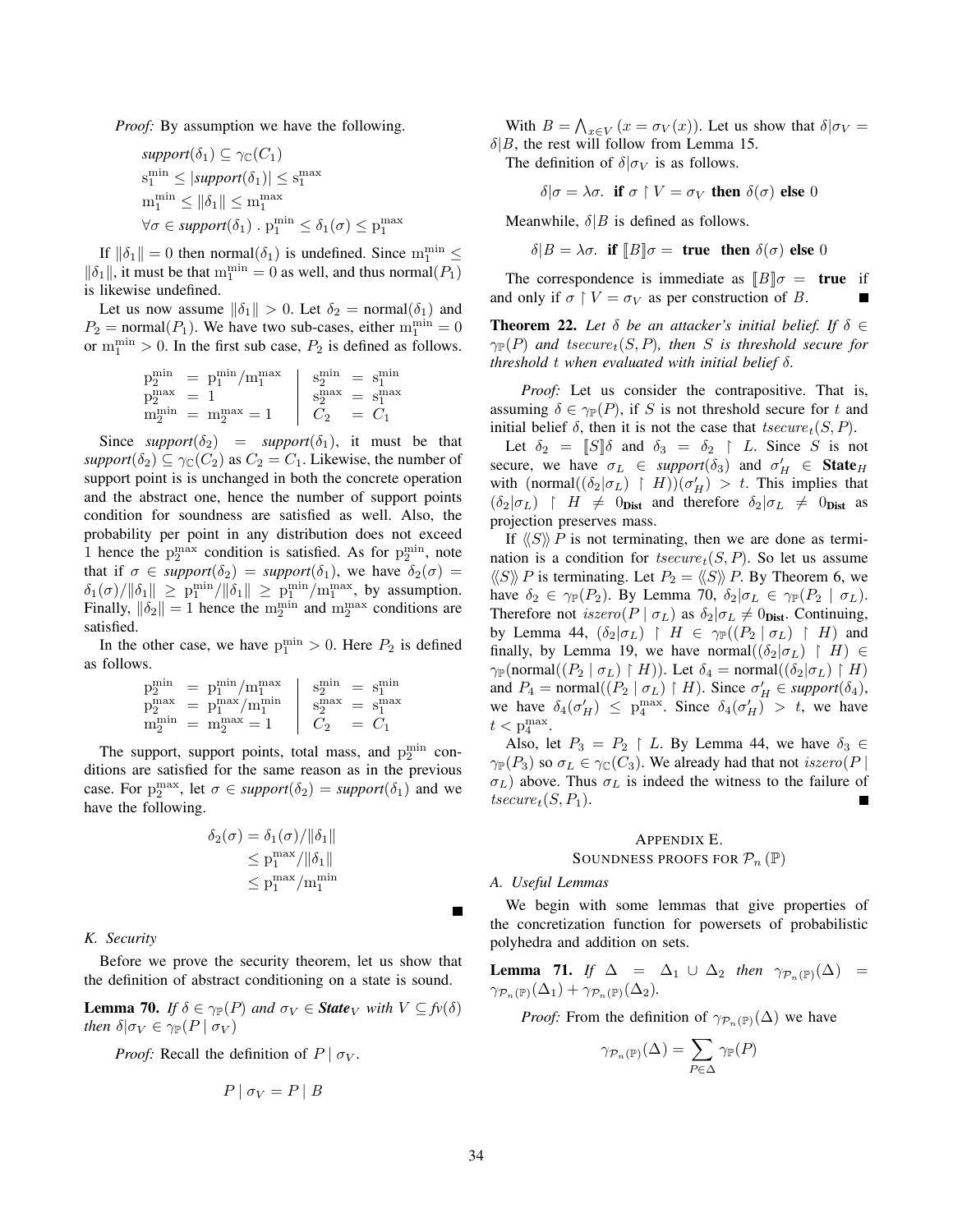*Proof:* By assumption we have the following.

$$\begin{aligned}
&\textit{support}(\delta_1) \subseteq \gamma_{\mathbb{C}}(C_1) \\
&\mathrm{s}_1^{\min} \leq |\textit{support}(\delta_1)| \leq \mathrm{s}_1^{\max} \\
&\mathrm{m}_1^{\min} \leq \|\delta_1\| \leq \mathrm{m}_1^{\max} \\
&\forall \sigma \in \textit{support}(\delta_1) \;.\; \mathrm{p}_1^{\min} \leq \delta_1(\sigma) \leq \mathrm{p}_1^{\max}
\end{aligned}$$

If $\|\delta_1\| = 0$ then normal$(\delta_1)$ is undefined. Since $\mathrm{m}_1^{\min} \leq \|\delta_1\|$, it must be that $\mathrm{m}_1^{\min} = 0$ as well, and thus normal$(P_1)$ is likewise undefined.

Let us now assume $\|\delta_1\| > 0$. Let $\delta_2 = \text{normal}(\delta_1)$ and $P_2 = \text{normal}(P_1)$. We have two sub-cases, either $\mathrm{m}_1^{\min} = 0$ or $\mathrm{m}_1^{\min} > 0$. In the first sub case, $P_2$ is defined as follows.

$$\begin{array}{lll|lll}
\mathrm{p}_2^{\min} & = & \mathrm{p}_1^{\min}/\mathrm{m}_1^{\max} & \mathrm{s}_2^{\min} & = & \mathrm{s}_1^{\min} \\
\mathrm{p}_2^{\max} & = & 1 & \mathrm{s}_2^{\max} & = & \mathrm{s}_1^{\max} \\
\mathrm{m}_2^{\min} & = & \mathrm{m}_2^{\max} = 1 & C_2 & = & C_1
\end{array}$$

Since $\textit{support}(\delta_2) = \textit{support}(\delta_1)$, it must be that $\textit{support}(\delta_2) \subseteq \gamma_{\mathbb{C}}(C_2)$ as $C_2 = C_1$. Likewise, the number of support point is is unchanged in both the concrete operation and the abstract one, hence the number of support points condition for soundness are satisfied as well. Also, the probability per point in any distribution does not exceed 1 hence the $\mathrm{p}_2^{\max}$ condition is satisfied. As for $\mathrm{p}_2^{\min}$, note that if $\sigma \in \textit{support}(\delta_2) = \textit{support}(\delta_1)$, we have $\delta_2(\sigma) = \delta_1(\sigma)/\|\delta_1\| \geq \mathrm{p}_1^{\min}/\|\delta_1\| \geq \mathrm{p}_1^{\min}/\mathrm{m}_1^{\max}$, by assumption. Finally, $\|\delta_2\| = 1$ hence the $\mathrm{m}_2^{\min}$ and $\mathrm{m}_2^{\max}$ conditions are satisfied.

In the other case, we have $\mathrm{p}_1^{\min} > 0$. Here $P_2$ is defined as follows.

$$\begin{array}{lll|lll}
\mathrm{p}_2^{\min} & = & \mathrm{p}_1^{\min}/\mathrm{m}_1^{\max} & \mathrm{s}_2^{\min} & = & \mathrm{s}_1^{\min} \\
\mathrm{p}_2^{\max} & = & \mathrm{p}_1^{\max}/\mathrm{m}_1^{\min} & \mathrm{s}_2^{\max} & = & \mathrm{s}_1^{\max} \\
\mathrm{m}_2^{\min} & = & \mathrm{m}_2^{\max} = 1 & C_2 & = & C_1
\end{array}$$

The support, support points, total mass, and $\mathrm{p}_2^{\min}$ conditions are satisfied for the same reason as in the previous case. For $\mathrm{p}_2^{\max}$, let $\sigma \in \textit{support}(\delta_2) = \textit{support}(\delta_1)$ and we have the following.

$$\begin{aligned}
\delta_2(\sigma) &= \delta_1(\sigma)/\|\delta_1\| \\
&\leq \mathrm{p}_1^{\max}/\|\delta_1\| \\
&\leq \mathrm{p}_1^{\max}/\mathrm{m}_1^{\min}
\end{aligned}$$

■

### K. Security

Before we prove the security theorem, let us show that the definition of abstract conditioning on a state is sound.

**Lemma 70.** *If $\delta \in \gamma_{\mathbb{P}}(P)$ and $\sigma_V \in \textbf{State}_V$ with $V \subseteq fv(\delta)$ then $\delta|\sigma_V \in \gamma_{\mathbb{P}}(P \mid \sigma_V)$*

*Proof:* Recall the definition of $P \mid \sigma_V$.

$$P \mid \sigma_V = P \mid B$$

With $B = \bigwedge_{x \in V} (x = \sigma_V(x))$. Let us show that $\delta|\sigma_V = \delta|B$, the rest will follow from Lemma 15.

The definition of $\delta|\sigma_V$ is as follows.

$$\delta|\sigma = \lambda\sigma.\ \textbf{if}\ \sigma \upharpoonright V = \sigma_V\ \textbf{then}\ \delta(\sigma)\ \textbf{else}\ 0$$

Meanwhile, $\delta|B$ is defined as follows.

$$\delta|B = \lambda\sigma.\ \textbf{if}\ [\![B]\!]\sigma = \ \textbf{true}\ \ \textbf{then}\ \delta(\sigma)\ \textbf{else}\ 0$$

The correspondence is immediate as $[\![B]\!]\sigma = \textbf{true}$ if and only if $\sigma \upharpoonright V = \sigma_V$ as per construction of $B$. ■

**Theorem 22.** *Let $\delta$ be an attacker's initial belief. If $\delta \in \gamma_{\mathbb{P}}(P)$ and $tsecure_t(S, P)$, then $S$ is threshold secure for threshold $t$ when evaluated with initial belief $\delta$.*

*Proof:* Let us consider the contrapositive. That is, assuming $\delta \in \gamma_{\mathbb{P}}(P)$, if $S$ is not threshold secure for $t$ and initial belief $\delta$, then it is not the case that $tsecure_t(S, P)$.

Let $\delta_2 = [\![S]\!]\delta$ and $\delta_3 = \delta_2 \upharpoonright L$. Since $S$ is not secure, we have $\sigma_L \in \textit{support}(\delta_3)$ and $\sigma'_H \in \textbf{State}_H$ with $(\text{normal}((\delta_2|\sigma_L) \upharpoonright H))(\sigma'_H) > t$. This implies that $(\delta_2|\sigma_L) \upharpoonright H \neq 0_{\textbf{Dist}}$ and therefore $\delta_2|\sigma_L \neq 0_{\textbf{Dist}}$ as projection preserves mass.

If $\langle\!\langle S \rangle\!\rangle\, P$ is not terminating, then we are done as termination is a condition for $tsecure_t(S, P)$. So let us assume $\langle\!\langle S \rangle\!\rangle\, P$ is terminating. Let $P_2 = \langle\!\langle S \rangle\!\rangle\, P$. By Theorem 6, we have $\delta_2 \in \gamma_{\mathbb{P}}(P_2)$. By Lemma 70, $\delta_2|\sigma_L \in \gamma_{\mathbb{P}}(P_2 \mid \sigma_L)$. Therefore not $iszero(P \mid \sigma_L)$ as $\delta_2|\sigma_L \neq 0_{\textbf{Dist}}$. Continuing, by Lemma 44, $(\delta_2|\sigma_L) \upharpoonright H \in \gamma_{\mathbb{P}}((P_2 \mid \sigma_L) \upharpoonright H)$ and finally, by Lemma 19, we have $\text{normal}((\delta_2|\sigma_L) \upharpoonright H) \in \gamma_{\mathbb{P}}(\text{normal}((P_2 \mid \sigma_L) \upharpoonright H))$. Let $\delta_4 = \text{normal}((\delta_2|\sigma_L) \upharpoonright H)$ and $P_4 = \text{normal}((P_2 \mid \sigma_L) \upharpoonright H)$. Since $\sigma'_H \in \textit{support}(\delta_4)$, we have $\delta_4(\sigma'_H) \leq \mathrm{p}_4^{\max}$. Since $\delta_4(\sigma'_H) > t$, we have $t < \mathrm{p}_4^{\max}$.

Also, let $P_3 = P_2 \upharpoonright L$. By Lemma 44, we have $\delta_3 \in \gamma_{\mathbb{P}}(P_3)$ so $\sigma_L \in \gamma_{\mathbb{C}}(C_3)$. We already had that not $iszero(P \mid \sigma_L)$ above. Thus $\sigma_L$ is indeed the witness to the failure of $tsecure_t(S, P_1)$. ■

## Appendix E. Soundness Proofs for $\mathcal{P}_n(\mathbb{P})$

### A. Useful Lemmas

We begin with some lemmas that give properties of the concretization function for powersets of probabilistic polyhedra and addition on sets.

**Lemma 71.** *If $\Delta = \Delta_1 \cup \Delta_2$ then $\gamma_{\mathcal{P}_n(\mathbb{P})}(\Delta) = \gamma_{\mathcal{P}_n(\mathbb{P})}(\Delta_1) + \gamma_{\mathcal{P}_n(\mathbb{P})}(\Delta_2)$.*

*Proof:* From the definition of $\gamma_{\mathcal{P}_n(\mathbb{P})}(\Delta)$ we have

$$\gamma_{\mathcal{P}_n(\mathbb{P})}(\Delta) = \sum_{P \in \Delta} \gamma_{\mathbb{P}}(P)$$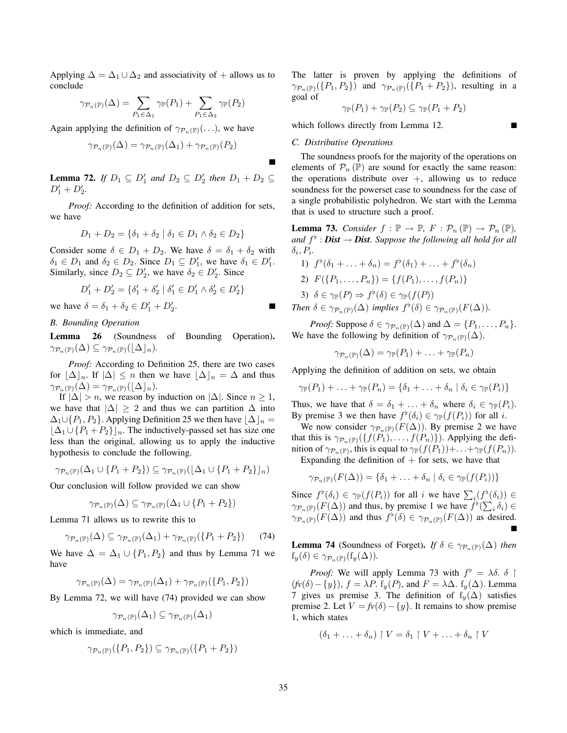Applying $\Delta = \Delta_1 \cup \Delta_2$ and associativity of $+$ allows us to conclude

$$\gamma_{\mathcal{P}_n(\mathbb{P})}(\Delta) = \sum_{P_1 \in \Delta_1} \gamma_{\mathbb{P}}(P_1) + \sum_{P_1 \in \Delta_2} \gamma_{\mathbb{P}}(P_2)$$

Again applying the definition of $\gamma_{\mathcal{P}_n(\mathbb{P})}(\ldots)$, we have

$$\gamma_{\mathcal{P}_n(\mathbb{P})}(\Delta) = \gamma_{\mathcal{P}_n(\mathbb{P})}(\Delta_1) + \gamma_{\mathcal{P}_n(\mathbb{P})}(P_2)$$

■

**Lemma 72.** *If $D_1 \subseteq D_1'$ and $D_2 \subseteq D_2'$ then $D_1 + D_2 \subseteq D_1' + D_2'$.*

*Proof:* According to the definition of addition for sets, we have

$$D_1 + D_2 = \{\delta_1 + \delta_2 \mid \delta_1 \in D_1 \wedge \delta_2 \in D_2\}$$

Consider some $\delta \in D_1 + D_2$. We have $\delta = \delta_1 + \delta_2$ with $\delta_1 \in D_1$ and $\delta_2 \in D_2$. Since $D_1 \subseteq D_1'$, we have $\delta_1 \in D_1'$. Similarly, since $D_2 \subseteq D_2'$, we have $\delta_2 \in D_2'$. Since

$$D_1' + D_2' = \{\delta_1' + \delta_2' \mid \delta_1' \in D_1' \wedge \delta_2' \in D_2'\}$$

we have $\delta = \delta_1 + \delta_2 \in D_1' + D_2'$. ■

### B. Bounding Operation

**Lemma 26** (Soundness of Bounding Operation)**.** $\gamma_{\mathcal{P}_n(\mathbb{P})}(\Delta) \subseteq \gamma_{\mathcal{P}_n(\mathbb{P})}(\lfloor\Delta\rfloor_n)$.

*Proof:* According to Definition 25, there are two cases for $\lfloor\Delta\rfloor_n$. If $|\Delta| \leq n$ then we have $\lfloor\Delta\rfloor_n = \Delta$ and thus $\gamma_{\mathcal{P}_n(\mathbb{P})}(\Delta) = \gamma_{\mathcal{P}_n(\mathbb{P})}(\lfloor\Delta\rfloor_n)$.

If $|\Delta| > n$, we reason by induction on $|\Delta|$. Since $n \geq 1$, we have that $|\Delta| \geq 2$ and thus we can partition $\Delta$ into $\Delta_1 \cup \{P_1, P_2\}$. Applying Definition 25 we then have $\lfloor\Delta\rfloor_n = \lfloor\Delta_1 \cup \{P_1 + P_2\}\rfloor_n$. The inductively-passed set has size one less than the original, allowing us to apply the inductive hypothesis to conclude the following.

$$\gamma_{\mathcal{P}_n(\mathbb{P})}(\Delta_1 \cup \{P_1 + P_2\}) \subseteq \gamma_{\mathcal{P}_n(\mathbb{P})}(\lfloor\Delta_1 \cup \{P_1 + P_2\}\rfloor_n)$$

Our conclusion will follow provided we can show

$$\gamma_{\mathcal{P}_n(\mathbb{P})}(\Delta) \subseteq \gamma_{\mathcal{P}_n(\mathbb{P})}(\Delta_1 \cup \{P_1 + P_2\})$$

Lemma 71 allows us to rewrite this to

$$\gamma_{\mathcal{P}_n(\mathbb{P})}(\Delta) \subseteq \gamma_{\mathcal{P}_n(\mathbb{P})}(\Delta_1) + \gamma_{\mathcal{P}_n(\mathbb{P})}(\{P_1 + P_2\}) \quad (74)$$

We have $\Delta = \Delta_1 \cup \{P_1, P_2\}$ and thus by Lemma 71 we have

$$\gamma_{\mathcal{P}_n(\mathbb{P})}(\Delta) = \gamma_{\mathcal{P}_n(\mathbb{P})}(\Delta_1) + \gamma_{\mathcal{P}_n(\mathbb{P})}(\{P_1, P_2\})$$

By Lemma 72, we will have (74) provided we can show

$$\gamma_{\mathcal{P}_n(\mathbb{P})}(\Delta_1) \subseteq \gamma_{\mathcal{P}_n(\mathbb{P})}(\Delta_1)$$

which is immediate, and

$$\gamma_{\mathcal{P}_n(\mathbb{P})}(\{P_1, P_2\}) \subseteq \gamma_{\mathcal{P}_n(\mathbb{P})}(\{P_1 + P_2\})$$

The latter is proven by applying the definitions of $\gamma_{\mathcal{P}_n(\mathbb{P})}(\{P_1, P_2\})$ and $\gamma_{\mathcal{P}_n(\mathbb{P})}(\{P_1 + P_2\})$, resulting in a goal of

$$\gamma_{\mathbb{P}}(P_1) + \gamma_{\mathbb{P}}(P_2) \subseteq \gamma_{\mathbb{P}}(P_1 + P_2)$$

which follows directly from Lemma 12. ■

### C. Distributive Operations

The soundness proofs for the majority of the operations on elements of $\mathcal{P}_n(\mathbb{P})$ are sound for exactly the same reason: the operations distribute over $+$, allowing us to reduce soundness for the powerset case to soundness for the case of a single probabilistic polyhedron. We start with the Lemma that is used to structure such a proof.

**Lemma 73.** *Consider $f : \mathbb{P} \to \mathbb{P}$, $F : \mathcal{P}_n(\mathbb{P}) \to \mathcal{P}_n(\mathbb{P})$, and $f^\flat$ : **Dist** $\to$ **Dist**. Suppose the following all hold for all $\delta_i, P_i$.*

1) $f^\flat(\delta_1 + \ldots + \delta_n) = f^\flat(\delta_1) + \ldots + f^\flat(\delta_n)$
2) $F(\{P_1, \ldots, P_n\}) = \{f(P_1), \ldots, f(P_n)\}$
3) $\delta \in \gamma_{\mathbb{P}}(P) \Rightarrow f^\flat(\delta) \in \gamma_{\mathbb{P}}(f(P))$

*Then $\delta \in \gamma_{\mathcal{P}_n(\mathbb{P})}(\Delta)$ implies $f^\flat(\delta) \in \gamma_{\mathcal{P}_n(\mathbb{P})}(F(\Delta))$.*

*Proof:* Suppose $\delta \in \gamma_{\mathcal{P}_n(\mathbb{P})}(\Delta)$ and $\Delta = \{P_1, \ldots, P_n\}$. We have the following by definition of $\gamma_{\mathcal{P}_n(\mathbb{P})}(\Delta)$.

$$\gamma_{\mathcal{P}_n(\mathbb{P})}(\Delta) = \gamma_{\mathbb{P}}(P_1) + \ldots + \gamma_{\mathbb{P}}(P_n)$$

Applying the definition of addition on sets, we obtain

$$\gamma_{\mathbb{P}}(P_1) + \ldots + \gamma_{\mathbb{P}}(P_n) = \{\delta_1 + \ldots + \delta_n \mid \delta_i \in \gamma_{\mathbb{P}}(P_i)\}$$

Thus, we have that $\delta = \delta_1 + \ldots + \delta_n$ where $\delta_i \in \gamma_{\mathbb{P}}(P_i)$. By premise 3 we then have $f^\flat(\delta_i) \in \gamma_{\mathbb{P}}(f(P_i))$ for all $i$.

We now consider $\gamma_{\mathcal{P}_n(\mathbb{P})}(F(\Delta))$. By premise 2 we have that this is $\gamma_{\mathcal{P}_n(\mathbb{P})}(\{f(P_1), \ldots, f(P_n)\})$. Applying the definition of $\gamma_{\mathcal{P}_n(\mathbb{P})}$, this is equal to $\gamma_{\mathbb{P}}(f(P_1)) + \ldots + \gamma_{\mathbb{P}}(f(P_n))$.

Expanding the definition of $+$ for sets, we have that

$$\gamma_{\mathcal{P}_n(\mathbb{P})}(F(\Delta)) = \{\delta_1 + \ldots + \delta_n \mid \delta_i \in \gamma_{\mathbb{P}}(f(P_i))\}$$

Since $f^\flat(\delta_i) \in \gamma_{\mathbb{P}}(f(P_i))$ for all $i$ we have $\sum_i (f^\flat(\delta_i)) \in \gamma_{\mathcal{P}_n(\mathbb{P})}(F(\Delta))$ and thus, by premise 1 we have $f^\flat(\sum_i \delta_i) \in \gamma_{\mathcal{P}_n(\mathbb{P})}(F(\Delta))$ and thus $f^\flat(\delta) \in \gamma_{\mathcal{P}_n(\mathbb{P})}(F(\Delta))$ as desired. ■

**Lemma 74** (Soundness of Forget)**.** *If $\delta \in \gamma_{\mathcal{P}_n(\mathbb{P})}(\Delta)$ then $\mathrm{f}_y(\delta) \in \gamma_{\mathcal{P}_n(\mathbb{P})}(\mathrm{f}_y(\Delta))$.*

*Proof:* We will apply Lemma 73 with $f^\flat = \lambda\delta.\ \delta \upharpoonright (fv(\delta) - \{y\})$, $f = \lambda P.\ \mathrm{f}_y(P)$, and $F = \lambda\Delta.\ \mathrm{f}_y(\Delta)$. Lemma 7 gives us premise 3. The definition of $\mathrm{f}_y(\Delta)$ satisfies premise 2. Let $V = fv(\delta) - \{y\}$. It remains to show premise 1, which states

$$(\delta_1 + \ldots + \delta_n) \upharpoonright V = \delta_1 \upharpoonright V + \ldots + \delta_n \upharpoonright V$$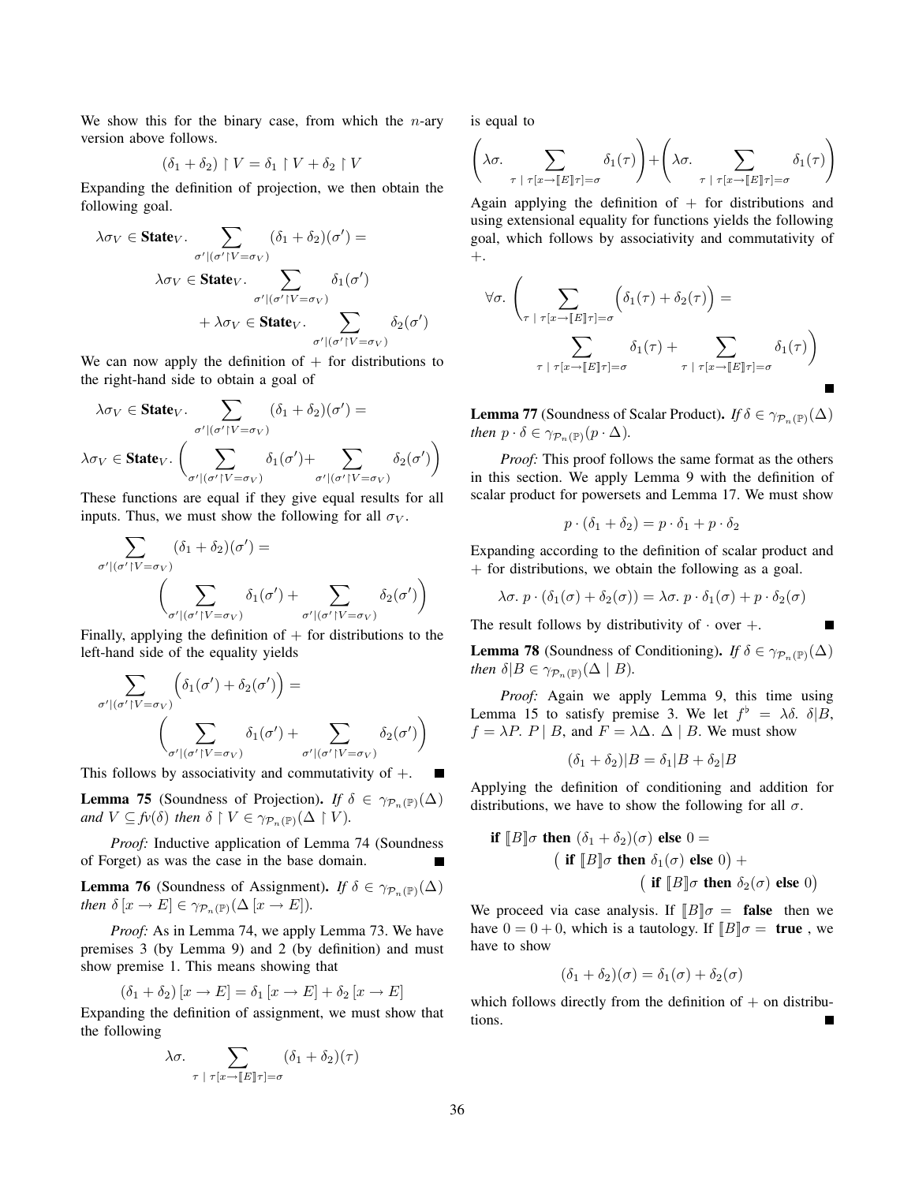We show this for the binary case, from which the $n$-ary version above follows.

$$(\delta_1 + \delta_2) \upharpoonright V = \delta_1 \upharpoonright V + \delta_2 \upharpoonright V$$

Expanding the definition of projection, we then obtain the following goal.

$$\lambda\sigma_V \in \mathbf{State}_V. \sum_{\sigma' | (\sigma' \upharpoonright V = \sigma_V)} (\delta_1 + \delta_2)(\sigma') =$$
$$\lambda\sigma_V \in \mathbf{State}_V. \sum_{\sigma' | (\sigma' \upharpoonright V = \sigma_V)} \delta_1(\sigma')$$
$$+ \lambda\sigma_V \in \mathbf{State}_V. \sum_{\sigma' | (\sigma' \upharpoonright V = \sigma_V)} \delta_2(\sigma')$$

We can now apply the definition of $+$ for distributions to the right-hand side to obtain a goal of

$$\lambda\sigma_V \in \mathbf{State}_V. \sum_{\sigma' | (\sigma' \upharpoonright V = \sigma_V)} (\delta_1 + \delta_2)(\sigma') =$$
$$\lambda\sigma_V \in \mathbf{State}_V. \left( \sum_{\sigma' | (\sigma' \upharpoonright V = \sigma_V)} \delta_1(\sigma') + \sum_{\sigma' | (\sigma' \upharpoonright V = \sigma_V)} \delta_2(\sigma') \right)$$

These functions are equal if they give equal results for all inputs. Thus, we must show the following for all $\sigma_V$.

$$\sum_{\sigma' | (\sigma' \upharpoonright V = \sigma_V)} (\delta_1 + \delta_2)(\sigma') =$$
$$\left( \sum_{\sigma' | (\sigma' \upharpoonright V = \sigma_V)} \delta_1(\sigma') + \sum_{\sigma' | (\sigma' \upharpoonright V = \sigma_V)} \delta_2(\sigma') \right)$$

Finally, applying the definition of $+$ for distributions to the left-hand side of the equality yields

$$\sum_{\sigma' | (\sigma' \upharpoonright V = \sigma_V)} \Big(\delta_1(\sigma') + \delta_2(\sigma')\Big) =$$
$$\left( \sum_{\sigma' | (\sigma' \upharpoonright V = \sigma_V)} \delta_1(\sigma') + \sum_{\sigma' | (\sigma' \upharpoonright V = \sigma_V)} \delta_2(\sigma') \right)$$

This follows by associativity and commutativity of $+$. ∎

**Lemma 75** (Soundness of Projection). *If $\delta \in \gamma_{\mathcal{P}_n(\mathbb{P})}(\Delta)$ and $V \subseteq fv(\delta)$ then $\delta \upharpoonright V \in \gamma_{\mathcal{P}_n(\mathbb{P})}(\Delta \upharpoonright V)$.*

*Proof:* Inductive application of Lemma 74 (Soundness of Forget) as was the case in the base domain. ∎

**Lemma 76** (Soundness of Assignment). *If $\delta \in \gamma_{\mathcal{P}_n(\mathbb{P})}(\Delta)$ then $\delta\,[x \to E] \in \gamma_{\mathcal{P}_n(\mathbb{P})}(\Delta\,[x \to E])$.*

*Proof:* As in Lemma 74, we apply Lemma 73. We have premises 3 (by Lemma 9) and 2 (by definition) and must show premise 1. This means showing that

$$(\delta_1 + \delta_2)\,[x \to E] = \delta_1\,[x \to E] + \delta_2\,[x \to E]$$

Expanding the definition of assignment, we must show that the following

$$\lambda\sigma. \sum_{\tau \ | \ \tau[x \to [\![E]\!]\tau] = \sigma} (\delta_1 + \delta_2)(\tau)$$

is equal to

$$\left(\lambda\sigma. \sum_{\tau \ | \ \tau[x \to [\![E]\!]\tau] = \sigma} \delta_1(\tau)\right) + \left(\lambda\sigma. \sum_{\tau \ | \ \tau[x \to [\![E]\!]\tau] = \sigma} \delta_1(\tau)\right)$$

Again applying the definition of $+$ for distributions and using extensional equality for functions yields the following goal, which follows by associativity and commutativity of $+$.

$$\forall\sigma. \left( \sum_{\tau \ | \ \tau[x \to [\![E]\!]\tau] = \sigma} \Big(\delta_1(\tau) + \delta_2(\tau)\Big) = \sum_{\tau \ | \ \tau[x \to [\![E]\!]\tau] = \sigma} \delta_1(\tau) + \sum_{\tau \ | \ \tau[x \to [\![E]\!]\tau] = \sigma} \delta_1(\tau) \right)$$

∎

**Lemma 77** (Soundness of Scalar Product). *If $\delta \in \gamma_{\mathcal{P}_n(\mathbb{P})}(\Delta)$ then $p \cdot \delta \in \gamma_{\mathcal{P}_n(\mathbb{P})}(p \cdot \Delta)$.*

*Proof:* This proof follows the same format as the others in this section. We apply Lemma 9 with the definition of scalar product for powersets and Lemma 17. We must show

$$p \cdot (\delta_1 + \delta_2) = p \cdot \delta_1 + p \cdot \delta_2$$

Expanding according to the definition of scalar product and $+$ for distributions, we obtain the following as a goal.

$$\lambda\sigma.\ p \cdot (\delta_1(\sigma) + \delta_2(\sigma)) = \lambda\sigma.\ p \cdot \delta_1(\sigma) + p \cdot \delta_2(\sigma)$$

The result follows by distributivity of $\cdot$ over $+$. ∎

**Lemma 78** (Soundness of Conditioning). *If $\delta \in \gamma_{\mathcal{P}_n(\mathbb{P})}(\Delta)$ then $\delta | B \in \gamma_{\mathcal{P}_n(\mathbb{P})}(\Delta \mid B)$.*

*Proof:* Again we apply Lemma 9, this time using Lemma 15 to satisfy premise 3. We let $f^\flat = \lambda\delta.\ \delta|B$, $f = \lambda P.\ P \mid B$, and $F = \lambda\Delta.\ \Delta \mid B$. We must show

$$(\delta_1 + \delta_2)|B = \delta_1|B + \delta_2|B$$

Applying the definition of conditioning and addition for distributions, we have to show the following for all $\sigma$.

$$\textbf{if } [\![B]\!]\sigma \textbf{ then } (\delta_1 + \delta_2)(\sigma) \textbf{ else } 0 =$$
$$\big(\textbf{ if } [\![B]\!]\sigma \textbf{ then } \delta_1(\sigma) \textbf{ else } 0\big) + \big(\textbf{ if } [\![B]\!]\sigma \textbf{ then } \delta_2(\sigma) \textbf{ else } 0\big)$$

We proceed via case analysis. If $[\![B]\!]\sigma =$ **false** then we have $0 = 0 + 0$, which is a tautology. If $[\![B]\!]\sigma =$ **true** , we have to show

$$(\delta_1 + \delta_2)(\sigma) = \delta_1(\sigma) + \delta_2(\sigma)$$

which follows directly from the definition of $+$ on distributions. ∎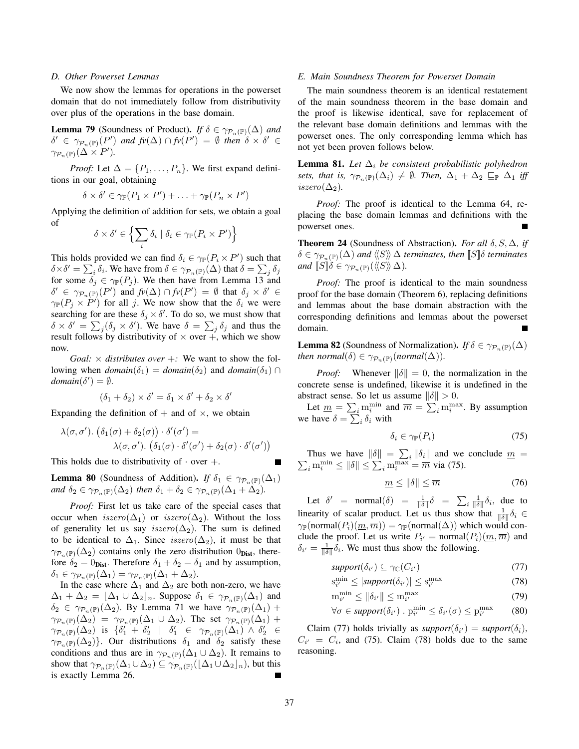### D. Other Powerset Lemmas

We now show the lemmas for operations in the powerset domain that do not immediately follow from distributivity over plus of the operations in the base domain.

**Lemma 79** (Soundness of Product). *If $\delta \in \gamma_{\mathcal{P}_n(\mathbb{P})}(\Delta)$ and $\delta' \in \gamma_{\mathcal{P}_n(\mathbb{P})}(P')$ and $fv(\Delta) \cap fv(P') = \emptyset$ then $\delta \times \delta' \in \gamma_{\mathcal{P}_n(\mathbb{P})}(\Delta \times P')$.*

*Proof:* Let $\Delta = \{P_1, \ldots, P_n\}$. We first expand definitions in our goal, obtaining

$$\delta \times \delta' \in \gamma_{\mathbb{P}}(P_1 \times P') + \ldots + \gamma_{\mathbb{P}}(P_n \times P')$$

Applying the definition of addition for sets, we obtain a goal of

$$\delta \times \delta' \in \Big\{ \sum_i \delta_i \mid \delta_i \in \gamma_{\mathbb{P}}(P_i \times P') \Big\}$$

This holds provided we can find $\delta_i \in \gamma_{\mathbb{P}}(P_i \times P')$ such that $\delta \times \delta' = \sum_i \delta_i$. We have from $\delta \in \gamma_{\mathcal{P}_n(\mathbb{P})}(\Delta)$ that $\delta = \sum_j \delta_j$ for some $\delta_j \in \gamma_{\mathbb{P}}(P_j)$. We then have from Lemma 13 and $\delta' \in \gamma_{\mathcal{P}_n(\mathbb{P})}(P')$ and $fv(\Delta) \cap fv(P') = \emptyset$ that $\delta_j \times \delta' \in \gamma_{\mathbb{P}}(P_j \times P')$ for all $j$. We now show that the $\delta_i$ we were searching for are these $\delta_j \times \delta'$. To do so, we must show that $\delta \times \delta' = \sum_j (\delta_j \times \delta')$. We have $\delta = \sum_j \delta_j$ and thus the result follows by distributivity of $\times$ over $+$, which we show now.

*Goal: $\times$ distributes over $+$:* We want to show the following when *domain*$(\delta_1) =$ *domain*$(\delta_2)$ and *domain*$(\delta_1) \cap$ *domain*$(\delta') = \emptyset$.

$$(\delta_1 + \delta_2) \times \delta' = \delta_1 \times \delta' + \delta_2 \times \delta'$$

Expanding the definition of $+$ and of $\times$, we obtain

$$\lambda(\sigma, \sigma').\ \big(\delta_1(\sigma) + \delta_2(\sigma)\big) \cdot \delta'(\sigma') = \lambda(\sigma, \sigma').\ \big(\delta_1(\sigma) \cdot \delta'(\sigma') + \delta_2(\sigma) \cdot \delta'(\sigma')\big)$$

This holds due to distributivity of $\cdot$ over $+$. ∎

**Lemma 80** (Soundness of Addition). *If $\delta_1 \in \gamma_{\mathcal{P}_n(\mathbb{P})}(\Delta_1)$ and $\delta_2 \in \gamma_{\mathcal{P}_n(\mathbb{P})}(\Delta_2)$ then $\delta_1 + \delta_2 \in \gamma_{\mathcal{P}_n(\mathbb{P})}(\Delta_1 + \Delta_2)$.*

*Proof:* First let us take care of the special cases that occur when $iszero(\Delta_1)$ or $iszero(\Delta_2)$. Without the loss of generality let us say $iszero(\Delta_2)$. The sum is defined to be identical to $\Delta_1$. Since $iszero(\Delta_2)$, it must be that $\gamma_{\mathcal{P}_n(\mathbb{P})}(\Delta_2)$ contains only the zero distribution $0_{\textbf{Dist}}$, therefore $\delta_2 = 0_{\textbf{Dist}}$. Therefore $\delta_1 + \delta_2 = \delta_1$ and by assumption, $\delta_1 \in \gamma_{\mathcal{P}_n(\mathbb{P})}(\Delta_1) = \gamma_{\mathcal{P}_n(\mathbb{P})}(\Delta_1 + \Delta_2)$.

In the case where $\Delta_1$ and $\Delta_2$ are both non-zero, we have $\Delta_1 + \Delta_2 = \lfloor \Delta_1 \cup \Delta_2 \rfloor_n$. Suppose $\delta_1 \in \gamma_{\mathcal{P}_n(\mathbb{P})}(\Delta_1)$ and $\delta_2 \in \gamma_{\mathcal{P}_n(\mathbb{P})}(\Delta_2)$. By Lemma 71 we have $\gamma_{\mathcal{P}_n(\mathbb{P})}(\Delta_1) + \gamma_{\mathcal{P}_n(\mathbb{P})}(\Delta_2) = \gamma_{\mathcal{P}_n(\mathbb{P})}(\Delta_1 \cup \Delta_2)$. The set $\gamma_{\mathcal{P}_n(\mathbb{P})}(\Delta_1) + \gamma_{\mathcal{P}_n(\mathbb{P})}(\Delta_2)$ is $\{\delta'_1 + \delta'_2 \mid \delta'_1 \in \gamma_{\mathcal{P}_n(\mathbb{P})}(\Delta_1) \wedge \delta'_2 \in \gamma_{\mathcal{P}_n(\mathbb{P})}(\Delta_2)\}$. Our distributions $\delta_1$ and $\delta_2$ satisfy these conditions and thus are in $\gamma_{\mathcal{P}_n(\mathbb{P})}(\Delta_1 \cup \Delta_2)$. It remains to show that $\gamma_{\mathcal{P}_n(\mathbb{P})}(\Delta_1 \cup \Delta_2) \subseteq \gamma_{\mathcal{P}_n(\mathbb{P})}(\lfloor \Delta_1 \cup \Delta_2 \rfloor_n)$, but this is exactly Lemma 26. ∎

### E. Main Soundness Theorem for Powerset Domain

The main soundness theorem is an identical restatement of the main soundness theorem in the base domain and the proof is likewise identical, save for replacement of the relevant base domain definitions and lemmas with the powerset ones. The only corresponding lemma which has not yet been proven follows below.

**Lemma 81.** *Let $\Delta_i$ be consistent probabilistic polyhedron sets, that is, $\gamma_{\mathcal{P}_n(\mathbb{P})}(\Delta_i) \neq \emptyset$. Then, $\Delta_1 + \Delta_2 \sqsubseteq_{\mathbb{P}} \Delta_1$ iff $iszero(\Delta_2)$.*

*Proof:* The proof is identical to the Lemma 64, replacing the base domain lemmas and definitions with the powerset ones. ∎

**Theorem 24** (Soundness of Abstraction). *For all $\delta, S, \Delta$, if $\delta \in \gamma_{\mathcal{P}_n(\mathbb{P})}(\Delta)$ and $\langle\!\langle S \rangle\!\rangle\, \Delta$ terminates, then $[\![S]\!]\delta$ terminates and $[\![S]\!]\delta \in \gamma_{\mathcal{P}_n(\mathbb{P})}(\langle\!\langle S \rangle\!\rangle\, \Delta)$.*

*Proof:* The proof is identical to the main soundness proof for the base domain (Theorem 6), replacing definitions and lemmas about the base domain abstraction with the corresponding definitions and lemmas about the powerset domain. ∎

**Lemma 82** (Soundness of Normalization). *If $\delta \in \gamma_{\mathcal{P}_n(\mathbb{P})}(\Delta)$ then $normal(\delta) \in \gamma_{\mathcal{P}_n(\mathbb{P})}(normal(\Delta))$.*

*Proof:* Whenever $\|\delta\| = 0$, the normalization in the concrete sense is undefined, likewise it is undefined in the abstract sense. So let us assume $\|\delta\| > 0$.

Let $\underline{m} = \sum_i \mathrm{m}_i^{\min}$ and $\overline{m} = \sum_i \mathrm{m}_i^{\max}$. By assumption we have $\delta = \sum_i \delta_i$ with

$$\delta_i \in \gamma_{\mathbb{P}}(P_i) \tag{75}$$

Thus we have $\|\delta\| = \sum_i \|\delta_i\|$ and we conclude $\underline{m} = \sum_i \mathrm{m}_i^{\min} \leq \|\delta\| \leq \sum_i \mathrm{m}_i^{\max} = \overline{m}$ via (75).

$$\underline{m} \leq \|\delta\| \leq \overline{m} \tag{76}$$

Let $\delta' = \mathrm{normal}(\delta) = \frac{1}{\|\delta\|}\delta = \sum_i \frac{1}{\|\delta\|}\delta_i$, due to linearity of scalar product. Let us thus show that $\frac{1}{\|\delta\|}\delta_i \in \gamma_{\mathbb{P}}(\mathrm{normal}(P_i)(\underline{m}, \overline{m})) = \gamma_{\mathbb{P}}(\mathrm{normal}(\Delta))$ which would conclude the proof. Let us write $P_{i'} = \mathrm{normal}(P_i)(\underline{m}, \overline{m})$ and $\delta_{i'} = \frac{1}{\|\delta\|}\delta_i$. We must thus show the following.

$$support(\delta_{i'}) \subseteq \gamma_{\mathbb{C}}(C_{i'}) \tag{77}$$

$$\mathrm{s}_{i'}^{\min} \leq |support(\delta_{i'})| \leq \mathrm{s}_{i'}^{\max} \tag{78}$$

$$\mathrm{m}_{i'}^{\min} \leq \|\delta_{i'}\| \leq \mathrm{m}_{i'}^{\max} \tag{79}$$

$$\forall \sigma \in support(\delta_{i'})\ .\ \mathrm{p}_{i'}^{\min} \leq \delta_{i'}(\sigma) \leq \mathrm{p}_{i'}^{\max} \tag{80}$$

Claim (77) holds trivially as $support(\delta_{i'}) = support(\delta_i)$, $C_{i'} = C_i$, and (75). Claim (78) holds due to the same reasoning.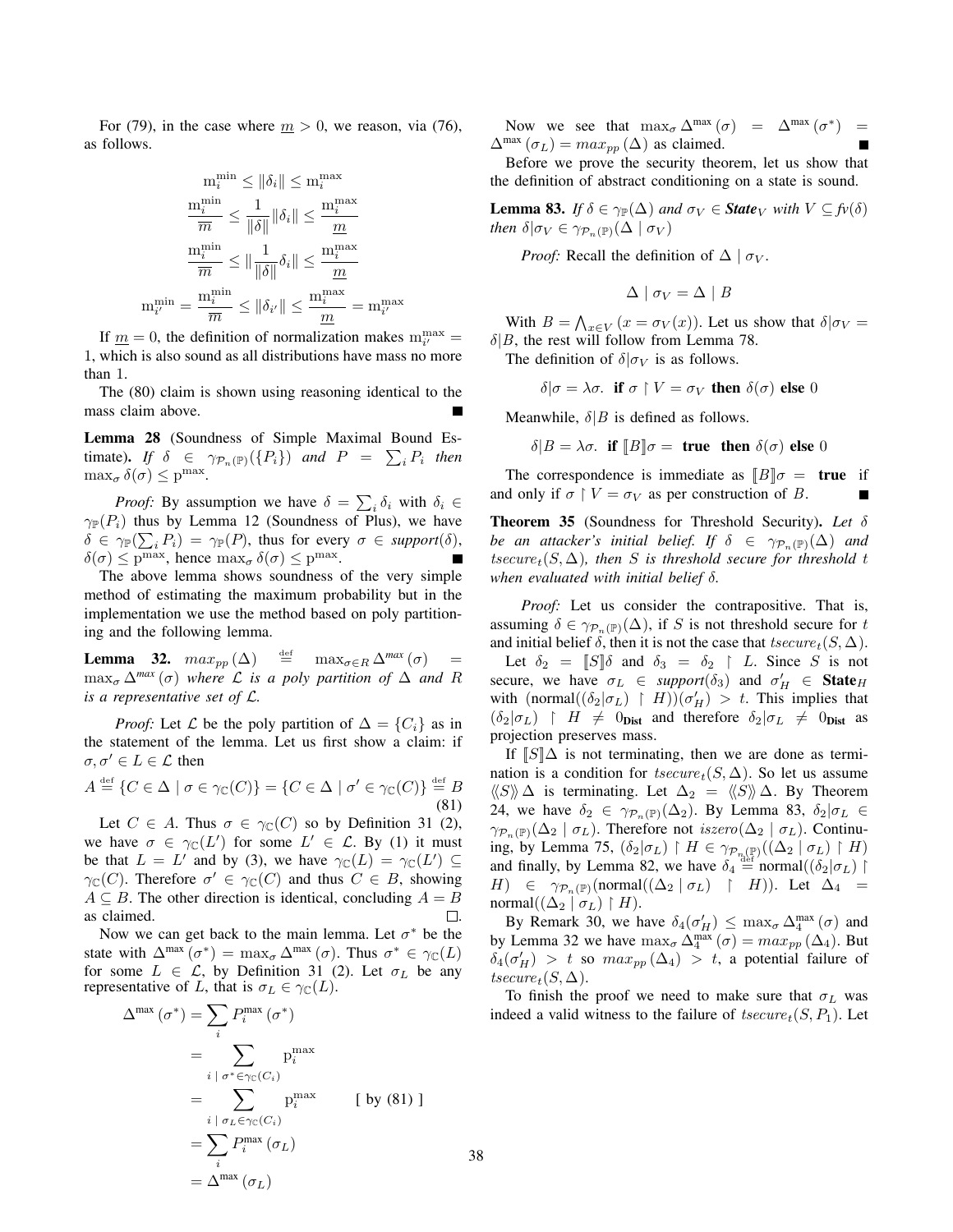For (79), in the case where $\underline{m} > 0$, we reason, via (76), as follows.

$$\begin{aligned}
\mathrm{m}_i^{\min} \leq \|\delta_i\| &\leq \mathrm{m}_i^{\max} \\
\frac{\mathrm{m}_i^{\min}}{\overline{m}} \leq \frac{1}{\|\delta\|}\|\delta_i\| &\leq \frac{\mathrm{m}_i^{\max}}{\underline{m}} \\
\frac{\mathrm{m}_i^{\min}}{\overline{m}} \leq \|\frac{1}{\|\delta\|}\delta_i\| &\leq \frac{\mathrm{m}_i^{\max}}{\underline{m}} \\
\mathrm{m}_{i'}^{\min} = \frac{\mathrm{m}_i^{\min}}{\overline{m}} \leq \|\delta_{i'}\| &\leq \frac{\mathrm{m}_i^{\max}}{\underline{m}} = \mathrm{m}_{i'}^{\max}
\end{aligned}$$

If $\underline{m} = 0$, the definition of normalization makes $\mathrm{m}_{i'}^{\max} = 1$, which is also sound as all distributions have mass no more than 1.

The (80) claim is shown using reasoning identical to the mass claim above. ■

**Lemma 28** (Soundness of Simple Maximal Bound Estimate)**.** *If $\delta \in \gamma_{\mathcal{P}_n(\mathbb{P})}(\{P_i\})$ and $P = \sum_i P_i$ then $\max_\sigma \delta(\sigma) \leq \mathrm{p}^{\max}$.*

*Proof:* By assumption we have $\delta = \sum_i \delta_i$ with $\delta_i \in \gamma_{\mathbb{P}}(P_i)$ thus by Lemma 12 (Soundness of Plus), we have $\delta \in \gamma_{\mathbb{P}}(\sum_i P_i) = \gamma_{\mathbb{P}}(P)$, thus for every $\sigma \in support(\delta)$, $\delta(\sigma) \leq \mathrm{p}^{\max}$, hence $\max_\sigma \delta(\sigma) \leq \mathrm{p}^{\max}$. ■

The above lemma shows soundness of the very simple method of estimating the maximum probability but in the implementation we use the method based on poly partitioning and the following lemma.

**Lemma 32.** *$max_{pp}(\Delta) \stackrel{\text{def}}{=} \max_{\sigma \in R} \Delta^{max}(\sigma) = \max_\sigma \Delta^{max}(\sigma)$ where $\mathcal{L}$ is a poly partition of $\Delta$ and $R$ is a representative set of $\mathcal{L}$.*

*Proof:* Let $\mathcal{L}$ be the poly partition of $\Delta = \{C_i\}$ as in the statement of the lemma. Let us first show a claim: if $\sigma, \sigma' \in L \in \mathcal{L}$ then

$$A \stackrel{\text{def}}{=} \{C \in \Delta \mid \sigma \in \gamma_{\mathbb{C}}(C)\} = \{C \in \Delta \mid \sigma' \in \gamma_{\mathbb{C}}(C)\} \stackrel{\text{def}}{=} B \quad (81)$$

Let $C \in A$. Thus $\sigma \in \gamma_{\mathbb{C}}(C)$ so by Definition 31 (2), we have $\sigma \in \gamma_{\mathbb{C}}(L')$ for some $L' \in \mathcal{L}$. By (1) it must be that $L = L'$ and by (3), we have $\gamma_{\mathbb{C}}(L) = \gamma_{\mathbb{C}}(L') \subseteq \gamma_{\mathbb{C}}(C)$. Therefore $\sigma' \in \gamma_{\mathbb{C}}(C)$ and thus $C \in B$, showing $A \subseteq B$. The other direction is identical, concluding $A = B$ as claimed. □.

Now we can get back to the main lemma. Let $\sigma^*$ be the state with $\Delta^{\max}(\sigma^*) = \max_\sigma \Delta^{\max}(\sigma)$. Thus $\sigma^* \in \gamma_{\mathbb{C}}(L)$ for some $L \in \mathcal{L}$, by Definition 31 (2). Let $\sigma_L$ be any representative of $L$, that is $\sigma_L \in \gamma_{\mathbb{C}}(L)$.

$$\begin{aligned}
\Delta^{\max}(\sigma^*) &= \sum_i P_i^{\max}(\sigma^*) \\
&= \sum_{i \mid \sigma^* \in \gamma_{\mathbb{C}}(C_i)} \mathrm{p}_i^{\max} \\
&= \sum_{i \mid \sigma_L \in \gamma_{\mathbb{C}}(C_i)} \mathrm{p}_i^{\max} \qquad [\text{ by (81) }] \\
&= \sum_i P_i^{\max}(\sigma_L) \\
&= \Delta^{\max}(\sigma_L)
\end{aligned}$$

Now we see that $\max_\sigma \Delta^{\max}(\sigma) = \Delta^{\max}(\sigma^*) = \Delta^{\max}(\sigma_L) = max_{pp}(\Delta)$ as claimed. ■

Before we prove the security theorem, let us show that the definition of abstract conditioning on a state is sound.

**Lemma 83.** *If $\delta \in \gamma_{\mathbb{P}}(\Delta)$ and $\sigma_V \in$ **State**$_V$ with $V \subseteq fv(\delta)$ then $\delta|\sigma_V \in \gamma_{\mathcal{P}_n(\mathbb{P})}(\Delta \mid \sigma_V)$*

*Proof:* Recall the definition of $\Delta \mid \sigma_V$.

$$\Delta \mid \sigma_V = \Delta \mid B$$

With $B = \bigwedge_{x \in V} (x = \sigma_V(x))$. Let us show that $\delta|\sigma_V = \delta|B$, the rest will follow from Lemma 78.

The definition of $\delta|\sigma_V$ is as follows.

$$\delta|\sigma = \lambda\sigma.\ \textbf{if}\ \sigma \upharpoonright V = \sigma_V\ \textbf{then}\ \delta(\sigma)\ \textbf{else}\ 0$$

Meanwhile, $\delta|B$ is defined as follows.

$$\delta|B = \lambda\sigma.\ \textbf{if}\ [\![B]\!]\sigma =\ \textbf{true}\ \ \textbf{then}\ \delta(\sigma)\ \textbf{else}\ 0$$

The correspondence is immediate as $[\![B]\!]\sigma =$ **true** if and only if $\sigma \upharpoonright V = \sigma_V$ as per construction of $B$. ■

**Theorem 35** (Soundness for Threshold Security)**.** *Let $\delta$ be an attacker's initial belief. If $\delta \in \gamma_{\mathcal{P}_n(\mathbb{P})}(\Delta)$ and $tsecure_t(S, \Delta)$, then $S$ is threshold secure for threshold $t$ when evaluated with initial belief $\delta$.*

*Proof:* Let us consider the contrapositive. That is, assuming $\delta \in \gamma_{\mathcal{P}_n(\mathbb{P})}(\Delta)$, if $S$ is not threshold secure for $t$ and initial belief $\delta$, then it is not the case that $tsecure_t(S, \Delta)$.

Let $\delta_2 = [\![S]\!]\delta$ and $\delta_3 = \delta_2 \upharpoonright L$. Since $S$ is not secure, we have $\sigma_L \in support(\delta_3)$ and $\sigma'_H \in$ **State**$_H$ with $(\text{normal}((\delta_2|\sigma_L) \upharpoonright H))(\sigma'_H) > t$. This implies that $(\delta_2|\sigma_L) \upharpoonright H \neq 0_{\textbf{Dist}}$ and therefore $\delta_2|\sigma_L \neq 0_{\textbf{Dist}}$ as projection preserves mass.

If $[\![S]\!]\Delta$ is not terminating, then we are done as termination is a condition for $tsecure_t(S, \Delta)$. So let us assume $\langle\!\langle S \rangle\!\rangle\,\Delta$ is terminating. Let $\Delta_2 = \langle\!\langle S \rangle\!\rangle\,\Delta$. By Theorem 24, we have $\delta_2 \in \gamma_{\mathcal{P}_n(\mathbb{P})}(\Delta_2)$. By Lemma 83, $\delta_2|\sigma_L \in \gamma_{\mathcal{P}_n(\mathbb{P})}(\Delta_2 \mid \sigma_L)$. Therefore not $iszero(\Delta_2 \mid \sigma_L)$. Continuing, by Lemma 75, $(\delta_2|\sigma_L) \upharpoonright H \in \gamma_{\mathcal{P}_n(\mathbb{P})}((\Delta_2 \mid \sigma_L) \upharpoonright H)$ and finally, by Lemma 82, we have $\delta_4 \stackrel{\text{def}}{=} \text{normal}((\delta_2|\sigma_L) \upharpoonright H) \in \gamma_{\mathcal{P}_n(\mathbb{P})}(\text{normal}((\Delta_2 \mid \sigma_L) \upharpoonright H))$. Let $\Delta_4 = \text{normal}((\Delta_2 \mid \sigma_L) \upharpoonright H)$.

By Remark 30, we have $\delta_4(\sigma'_H) \leq \max_\sigma \Delta_4^{\max}(\sigma)$ and by Lemma 32 we have $\max_\sigma \Delta_4^{\max}(\sigma) = max_{pp}(\Delta_4)$. But $\delta_4(\sigma'_H) > t$ so $max_{pp}(\Delta_4) > t$, a potential failure of $tsecure_t(S, \Delta)$.

To finish the proof we need to make sure that $\sigma_L$ was indeed a valid witness to the failure of $tsecure_t(S, P_1)$. Let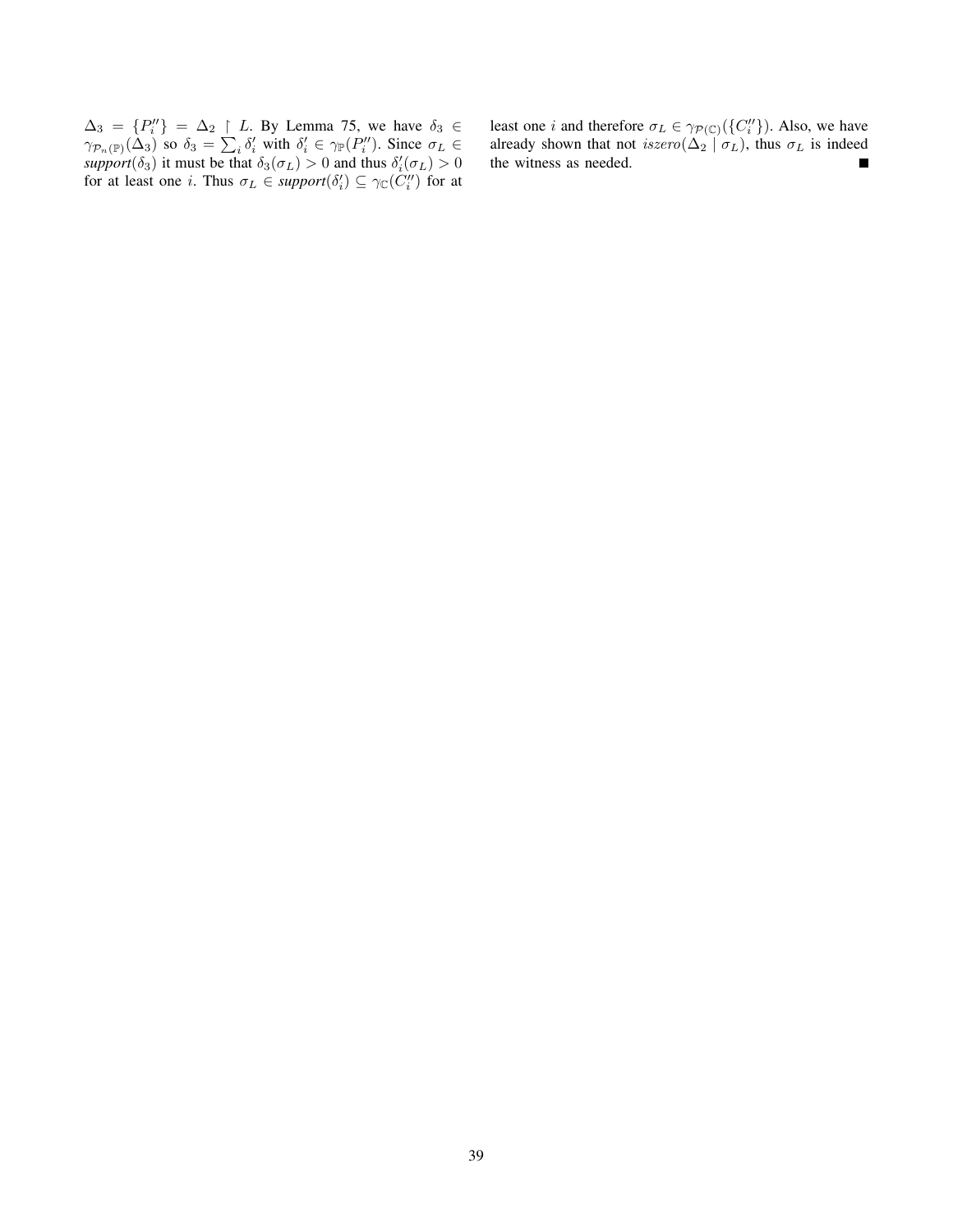$\Delta_3 = \{P_i''\} = \Delta_2 \upharpoonright L$. By Lemma 75, we have $\delta_3 \in \gamma_{\mathcal{P}_n(\mathbb{P})}(\Delta_3)$ so $\delta_3 = \sum_i \delta_i'$ with $\delta_i' \in \gamma_{\mathbb{P}}(P_i'')$. Since $\sigma_L \in$ *support*$(\delta_3)$ it must be that $\delta_3(\sigma_L) > 0$ and thus $\delta_i'(\sigma_L) > 0$ for at least one $i$. Thus $\sigma_L \in$ *support*$(\delta_i') \subseteq \gamma_{\mathbb{C}}(C_i'')$ for at least one $i$ and therefore $\sigma_L \in \gamma_{\mathcal{P}(\mathbb{C})}(\{C_i''\})$. Also, we have already shown that not $iszero(\Delta_2 \mid \sigma_L)$, thus $\sigma_L$ is indeed the witness as needed. ■